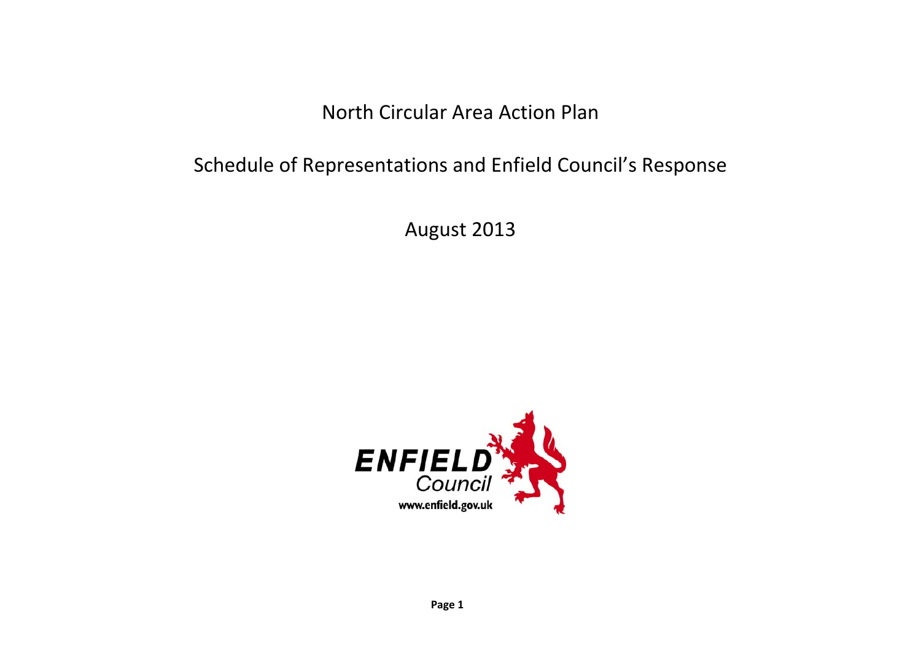# North Circular Area Action Plan

## Schedule of Representations and Enfield Council's Response

August 2013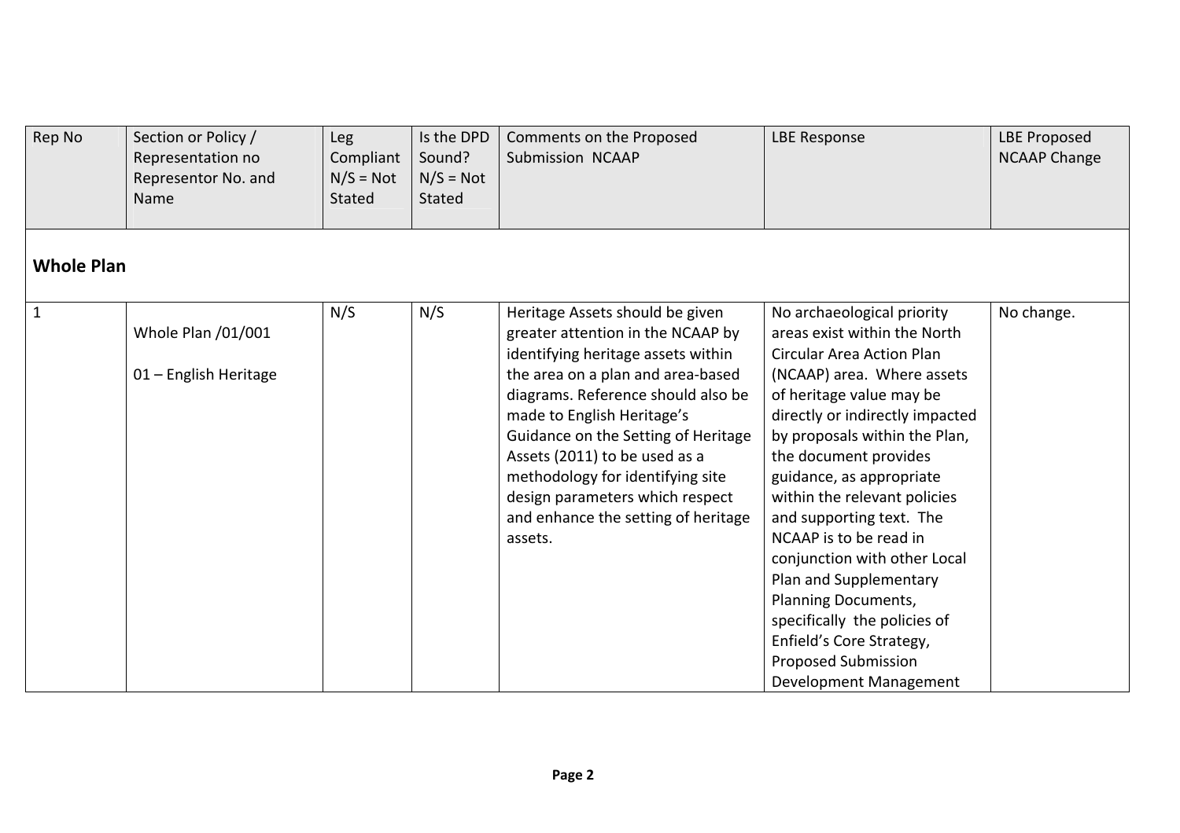| Rep No | Section or Policy / Representation no Representor No. and Name | Leg Compliant N/S = Not Stated | Is the DPD Sound? N/S = Not Stated | Comments on the Proposed Submission NCAAP | LBE Response | LBE Proposed NCAAP Change |
|---|---|---|---|---|---|---|
| **Whole Plan** | | | | | | |
| 1 | Whole Plan /01/001<br><br>01 – English Heritage | N/S | N/S | Heritage Assets should be given greater attention in the NCAAP by identifying heritage assets within the area on a plan and area-based diagrams. Reference should also be made to English Heritage's Guidance on the Setting of Heritage Assets (2011) to be used as a methodology for identifying site design parameters which respect and enhance the setting of heritage assets. | No archaeological priority areas exist within the North Circular Area Action Plan (NCAAP) area. Where assets of heritage value may be directly or indirectly impacted by proposals within the Plan, the document provides guidance, as appropriate within the relevant policies and supporting text. The NCAAP is to be read in conjunction with other Local Plan and Supplementary Planning Documents, specifically the policies of Enfield's Core Strategy, Proposed Submission Development Management | No change. |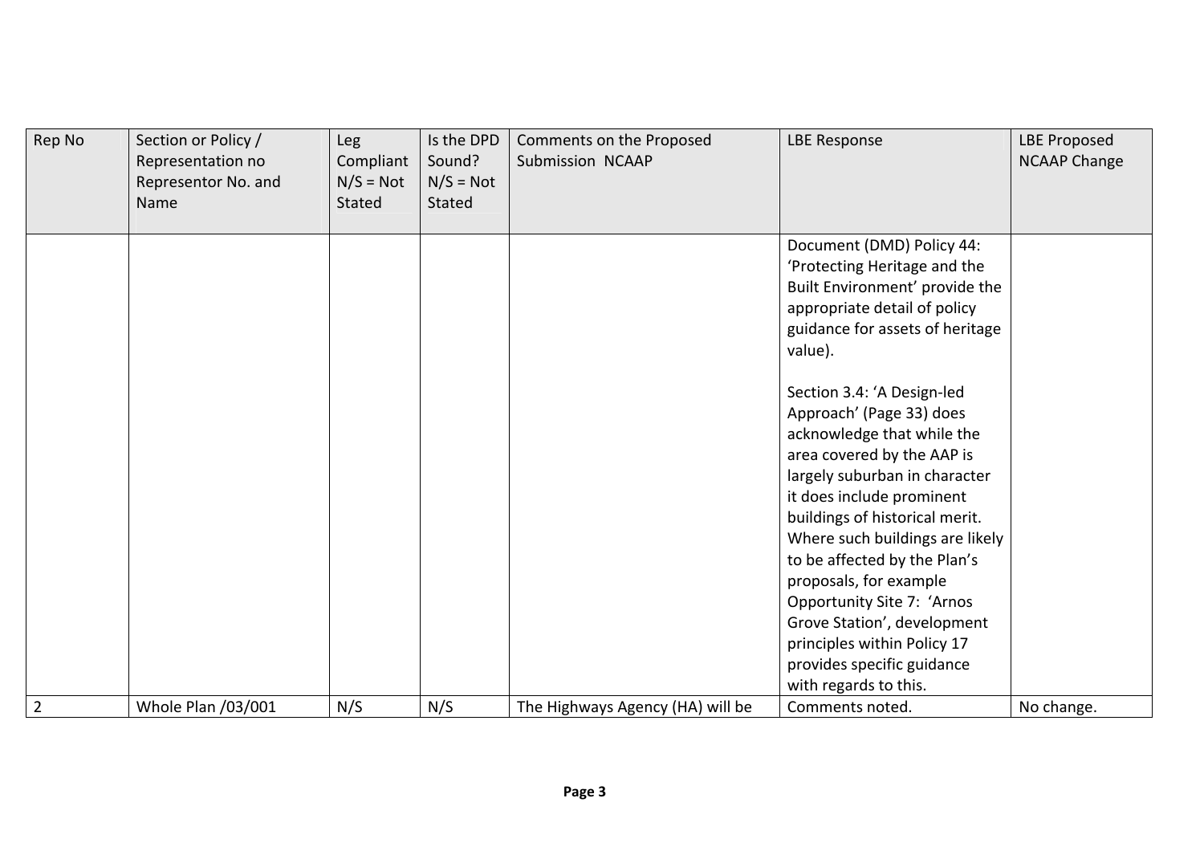| Rep No | Section or Policy / Representation no Representor No. and Name | Leg Compliant N/S = Not Stated | Is the DPD Sound? N/S = Not Stated | Comments on the Proposed Submission NCAAP | LBE Response | LBE Proposed NCAAP Change |
|---|---|---|---|---|---|---|
| | | | | | Document (DMD) Policy 44: 'Protecting Heritage and the Built Environment' provide the appropriate detail of policy guidance for assets of heritage value).<br><br>Section 3.4: 'A Design-led Approach' (Page 33) does acknowledge that while the area covered by the AAP is largely suburban in character it does include prominent buildings of historical merit. Where such buildings are likely to be affected by the Plan's proposals, for example Opportunity Site 7: 'Arnos Grove Station', development principles within Policy 17 provides specific guidance with regards to this. | |
| 2 | Whole Plan /03/001 | N/S | N/S | The Highways Agency (HA) will be | Comments noted. | No change. |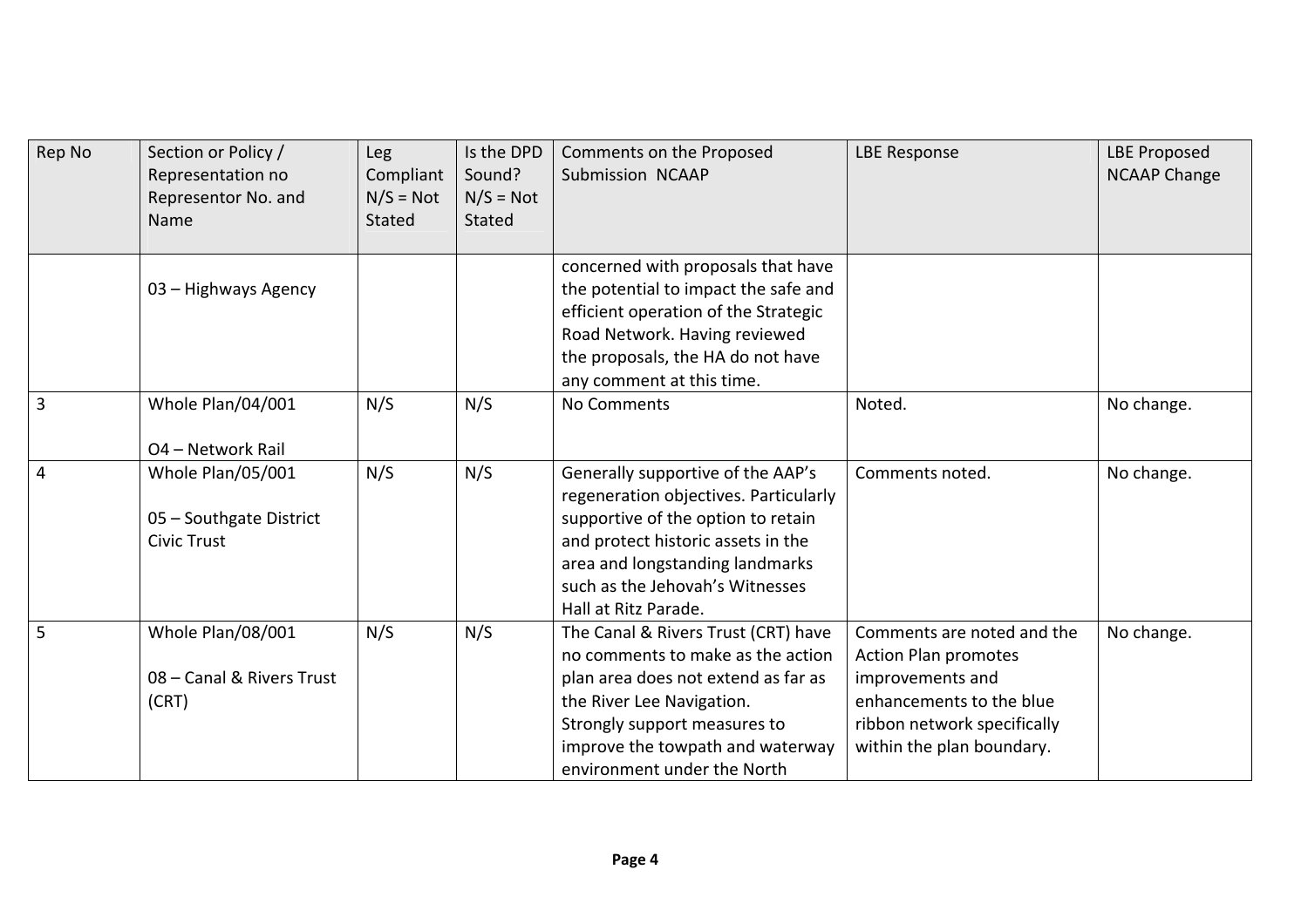| Rep No | Section or Policy / Representation no Representor No. and Name | Leg Compliant N/S = Not Stated | Is the DPD Sound? N/S = Not Stated | Comments on the Proposed Submission NCAAP | LBE Response | LBE Proposed NCAAP Change |
|---|---|---|---|---|---|---|
| | 03 – Highways Agency | | | concerned with proposals that have the potential to impact the safe and efficient operation of the Strategic Road Network. Having reviewed the proposals, the HA do not have any comment at this time. | | |
| 3 | Whole Plan/04/001<br><br>O4 – Network Rail | N/S | N/S | No Comments | Noted. | No change. |
| 4 | Whole Plan/05/001<br><br>05 – Southgate District Civic Trust | N/S | N/S | Generally supportive of the AAP's regeneration objectives. Particularly supportive of the option to retain and protect historic assets in the area and longstanding landmarks such as the Jehovah's Witnesses Hall at Ritz Parade. | Comments noted. | No change. |
| 5 | Whole Plan/08/001<br><br>08 – Canal & Rivers Trust (CRT) | N/S | N/S | The Canal & Rivers Trust (CRT) have no comments to make as the action plan area does not extend as far as the River Lee Navigation.<br>Strongly support measures to improve the towpath and waterway environment under the North | Comments are noted and the Action Plan promotes improvements and enhancements to the blue ribbon network specifically within the plan boundary. | No change. |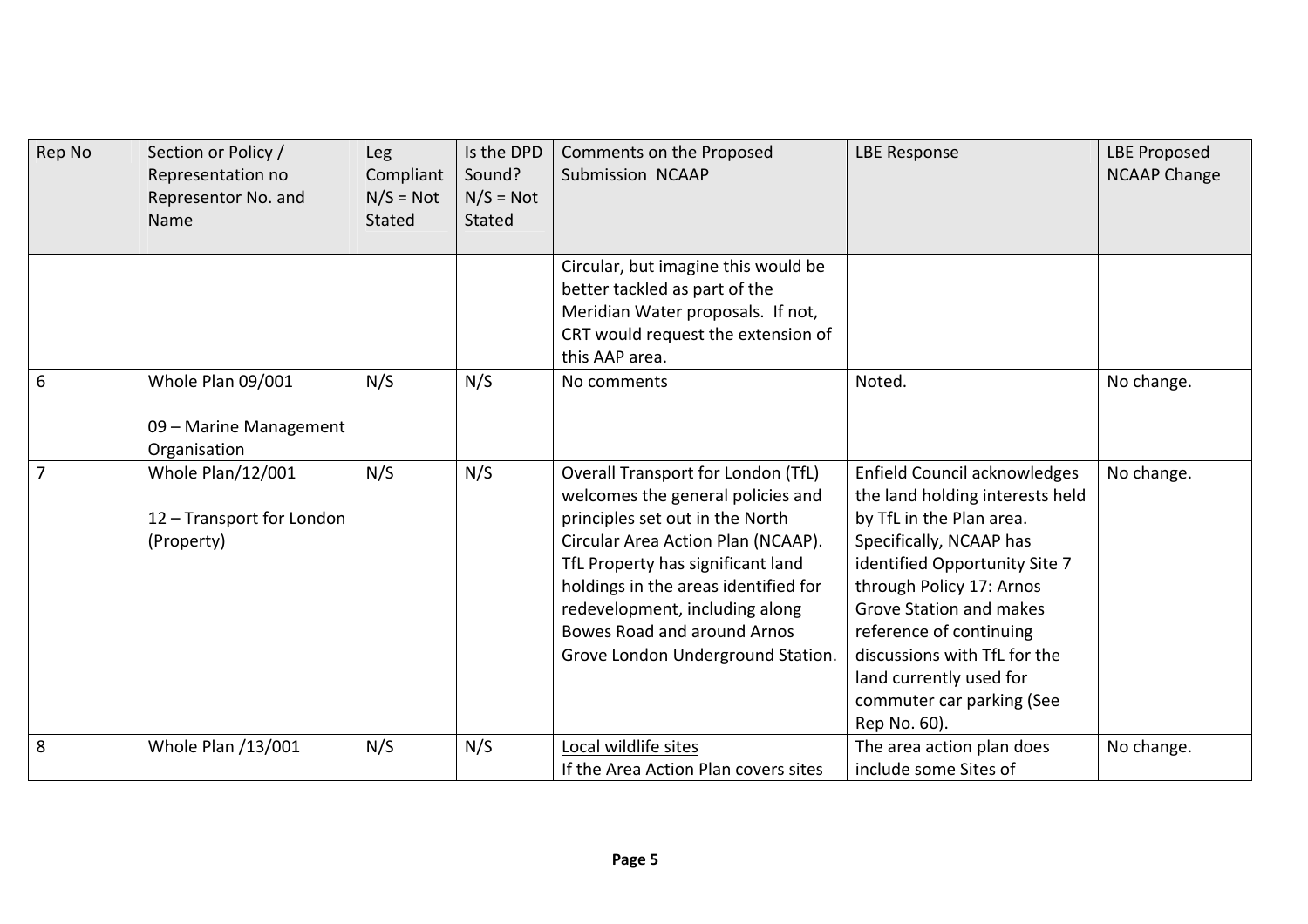| Rep No | Section or Policy / Representation no Representor No. and Name | Leg Compliant N/S = Not Stated | Is the DPD Sound? N/S = Not Stated | Comments on the Proposed Submission NCAAP | LBE Response | LBE Proposed NCAAP Change |
|---|---|---|---|---|---|---|
| | | | | Circular, but imagine this would be better tackled as part of the Meridian Water proposals. If not, CRT would request the extension of this AAP area. | | |
| 6 | Whole Plan 09/001<br><br>09 – Marine Management Organisation | N/S | N/S | No comments | Noted. | No change. |
| 7 | Whole Plan/12/001<br><br>12 – Transport for London (Property) | N/S | N/S | Overall Transport for London (TfL) welcomes the general policies and principles set out in the North Circular Area Action Plan (NCAAP). TfL Property has significant land holdings in the areas identified for redevelopment, including along Bowes Road and around Arnos Grove London Underground Station. | Enfield Council acknowledges the land holding interests held by TfL in the Plan area. Specifically, NCAAP has identified Opportunity Site 7 through Policy 17: Arnos Grove Station and makes reference of continuing discussions with TfL for the land currently used for commuter car parking (See Rep No. 60). | No change. |
| 8 | Whole Plan /13/001 | N/S | N/S | Local wildlife sites<br>If the Area Action Plan covers sites | The area action plan does include some Sites of | No change. |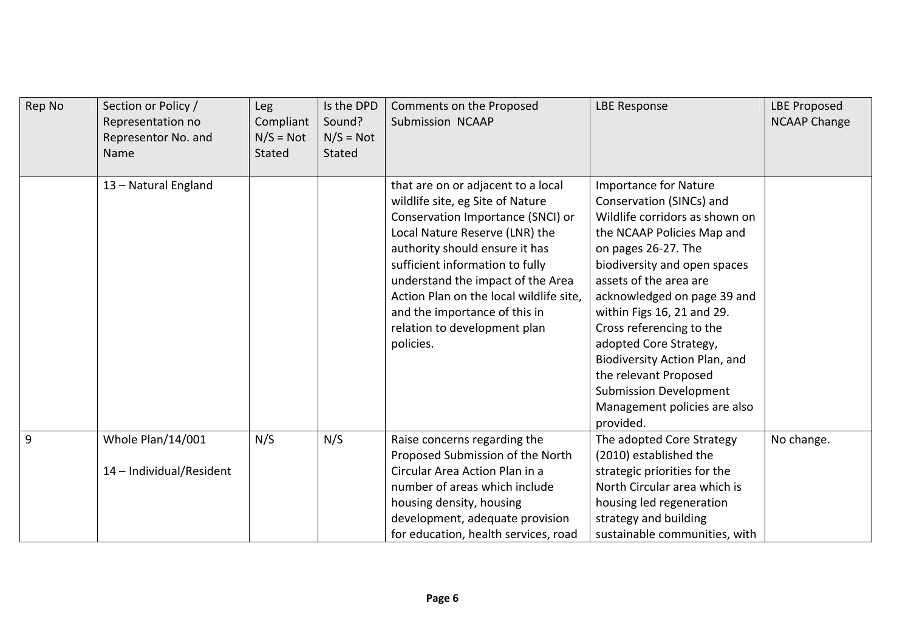| Rep No | Section or Policy / Representation no Representor No. and Name | Leg Compliant N/S = Not Stated | Is the DPD Sound? N/S = Not Stated | Comments on the Proposed Submission NCAAP | LBE Response | LBE Proposed NCAAP Change |
|---|---|---|---|---|---|---|
| | 13 – Natural England | | | that are on or adjacent to a local wildlife site, eg Site of Nature Conservation Importance (SNCI) or Local Nature Reserve (LNR) the authority should ensure it has sufficient information to fully understand the impact of the Area Action Plan on the local wildlife site, and the importance of this in relation to development plan policies. | Importance for Nature Conservation (SINCs) and Wildlife corridors as shown on the NCAAP Policies Map and on pages 26-27. The biodiversity and open spaces assets of the area are acknowledged on page 39 and within Figs 16, 21 and 29. Cross referencing to the adopted Core Strategy, Biodiversity Action Plan, and the relevant Proposed Submission Development Management policies are also provided. | |
| 9 | Whole Plan/14/001<br><br>14 – Individual/Resident | N/S | N/S | Raise concerns regarding the Proposed Submission of the North Circular Area Action Plan in a number of areas which include housing density, housing development, adequate provision for education, health services, road | The adopted Core Strategy (2010) established the strategic priorities for the North Circular area which is housing led regeneration strategy and building sustainable communities, with | No change. |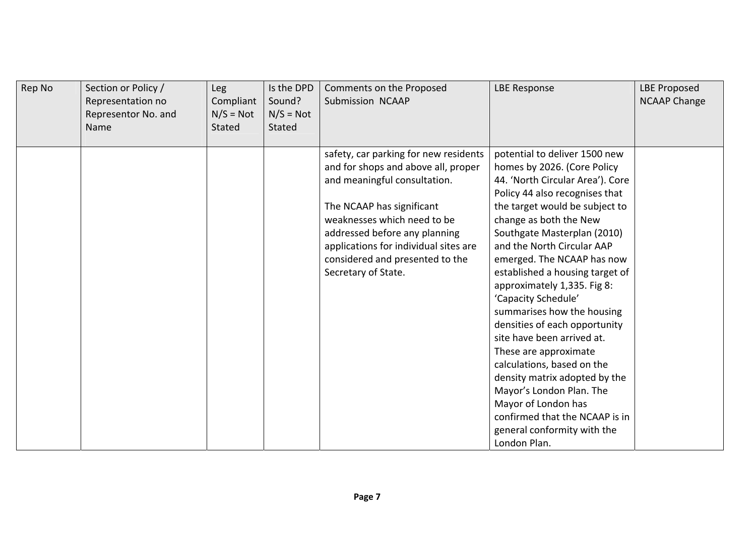| Rep No | Section or Policy / Representation no Representor No. and Name | Leg Compliant N/S = Not Stated | Is the DPD Sound? N/S = Not Stated | Comments on the Proposed Submission NCAAP | LBE Response | LBE Proposed NCAAP Change |
|---|---|---|---|---|---|---|
| | | | | safety, car parking for new residents and for shops and above all, proper and meaningful consultation.<br><br>The NCAAP has significant weaknesses which need to be addressed before any planning applications for individual sites are considered and presented to the Secretary of State. | potential to deliver 1500 new homes by 2026. (Core Policy 44. 'North Circular Area'). Core Policy 44 also recognises that the target would be subject to change as both the New Southgate Masterplan (2010) and the North Circular AAP emerged. The NCAAP has now established a housing target of approximately 1,335. Fig 8: 'Capacity Schedule' summarises how the housing densities of each opportunity site have been arrived at. These are approximate calculations, based on the density matrix adopted by the Mayor's London Plan. The Mayor of London has confirmed that the NCAAP is in general conformity with the London Plan. | |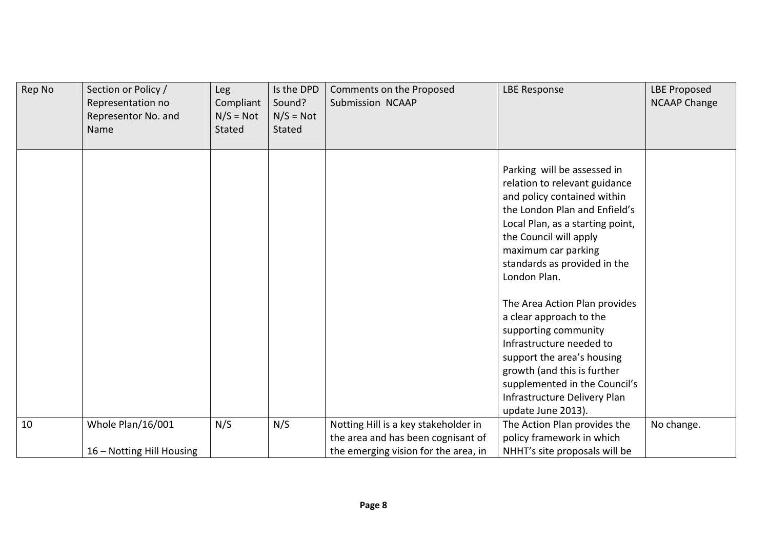| Rep No | Section or Policy / Representation no Representor No. and Name | Leg Compliant N/S = Not Stated | Is the DPD Sound? N/S = Not Stated | Comments on the Proposed Submission NCAAP | LBE Response | LBE Proposed NCAAP Change |
|---|---|---|---|---|---|---|
| | | | | | Parking will be assessed in relation to relevant guidance and policy contained within the London Plan and Enfield's Local Plan, as a starting point, the Council will apply maximum car parking standards as provided in the London Plan.<br><br>The Area Action Plan provides a clear approach to the supporting community Infrastructure needed to support the area's housing growth (and this is further supplemented in the Council's Infrastructure Delivery Plan update June 2013). | |
| 10 | Whole Plan/16/001<br><br>16 – Notting Hill Housing | N/S | N/S | Notting Hill is a key stakeholder in the area and has been cognisant of the emerging vision for the area, in | The Action Plan provides the policy framework in which NHHT's site proposals will be | No change. |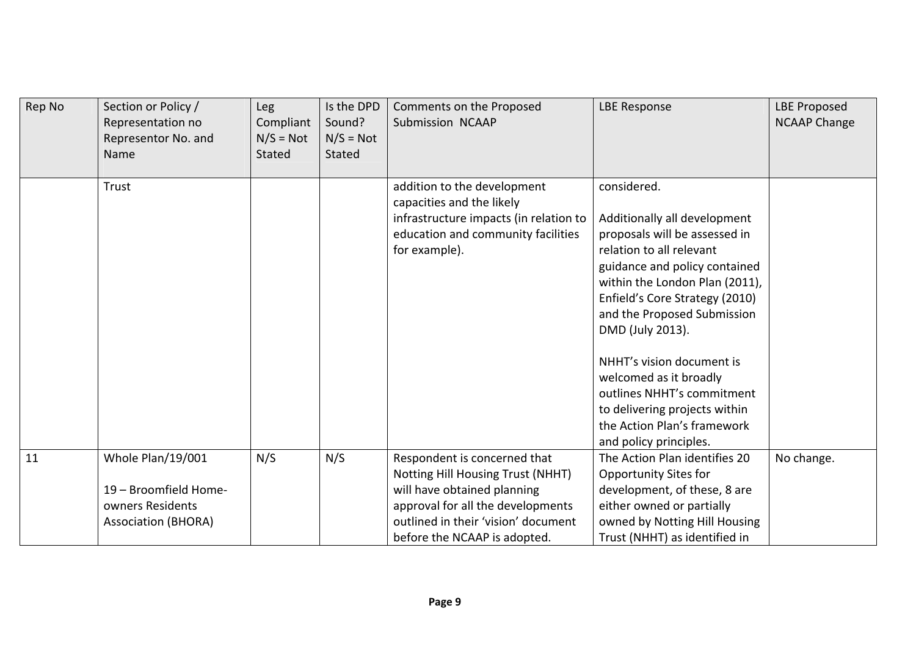| Rep No | Section or Policy / Representation no Representor No. and Name | Leg Compliant N/S = Not Stated | Is the DPD Sound? N/S = Not Stated | Comments on the Proposed Submission NCAAP | LBE Response | LBE Proposed NCAAP Change |
|---|---|---|---|---|---|---|
| | Trust | | | addition to the development capacities and the likely infrastructure impacts (in relation to education and community facilities for example). | considered.<br><br>Additionally all development proposals will be assessed in relation to all relevant guidance and policy contained within the London Plan (2011), Enfield's Core Strategy (2010) and the Proposed Submission DMD (July 2013).<br><br>NHHT's vision document is welcomed as it broadly outlines NHHT's commitment to delivering projects within the Action Plan's framework and policy principles. | |
| 11 | Whole Plan/19/001<br><br>19 – Broomfield Home-owners Residents Association (BHORA) | N/S | N/S | Respondent is concerned that Notting Hill Housing Trust (NHHT) will have obtained planning approval for all the developments outlined in their 'vision' document before the NCAAP is adopted. | The Action Plan identifies 20 Opportunity Sites for development, of these, 8 are either owned or partially owned by Notting Hill Housing Trust (NHHT) as identified in | No change. |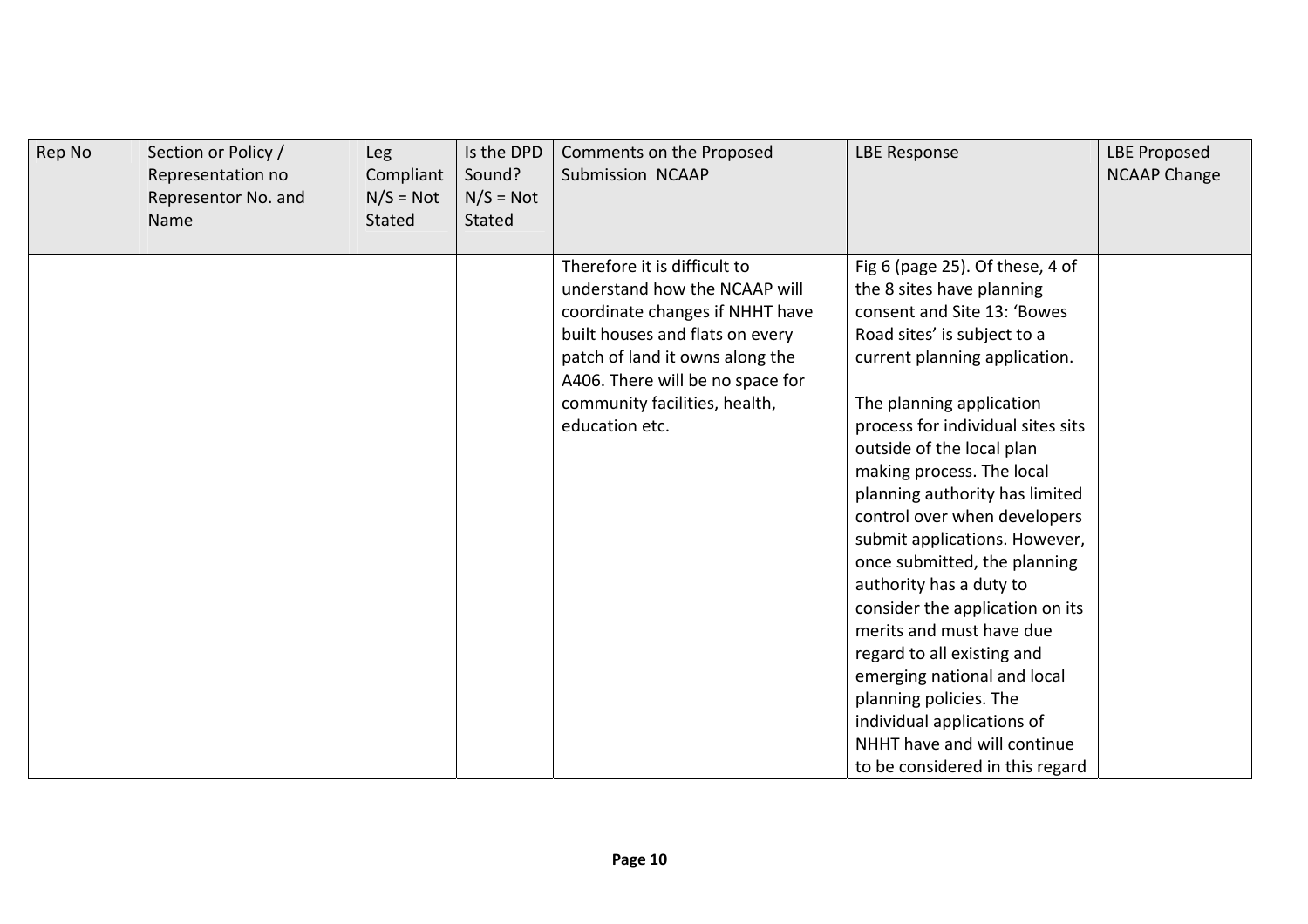| Rep No | Section or Policy / Representation no Representor No. and Name | Leg Compliant N/S = Not Stated | Is the DPD Sound? N/S = Not Stated | Comments on the Proposed Submission NCAAP | LBE Response | LBE Proposed NCAAP Change |
|---|---|---|---|---|---|---|
| | | | | Therefore it is difficult to understand how the NCAAP will coordinate changes if NHHT have built houses and flats on every patch of land it owns along the A406. There will be no space for community facilities, health, education etc. | Fig 6 (page 25). Of these, 4 of the 8 sites have planning consent and Site 13: 'Bowes Road sites' is subject to a current planning application.<br><br>The planning application process for individual sites sits outside of the local plan making process. The local planning authority has limited control over when developers submit applications. However, once submitted, the planning authority has a duty to consider the application on its merits and must have due regard to all existing and emerging national and local planning policies. The individual applications of NHHT have and will continue to be considered in this regard | |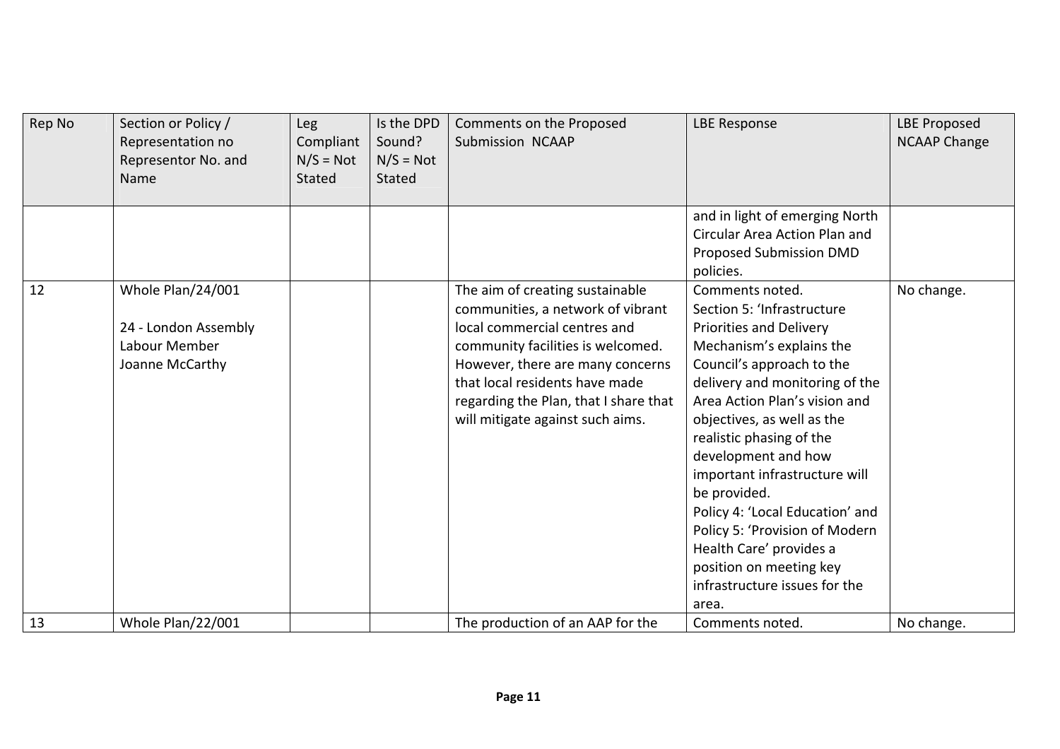| Rep No | Section or Policy / Representation no Representor No. and Name | Leg Compliant N/S = Not Stated | Is the DPD Sound? N/S = Not Stated | Comments on the Proposed Submission NCAAP | LBE Response | LBE Proposed NCAAP Change |
|---|---|---|---|---|---|---|
| | | | | | and in light of emerging North Circular Area Action Plan and Proposed Submission DMD policies. | |
| 12 | Whole Plan/24/001<br><br>24 - London Assembly Labour Member Joanne McCarthy | | | The aim of creating sustainable communities, a network of vibrant local commercial centres and community facilities is welcomed. However, there are many concerns that local residents have made regarding the Plan, that I share that will mitigate against such aims. | Comments noted.<br>Section 5: 'Infrastructure Priorities and Delivery Mechanism's explains the Council's approach to the delivery and monitoring of the Area Action Plan's vision and objectives, as well as the realistic phasing of the development and how important infrastructure will be provided.<br>Policy 4: 'Local Education' and Policy 5: 'Provision of Modern Health Care' provides a position on meeting key infrastructure issues for the area. | No change. |
| 13 | Whole Plan/22/001 | | | The production of an AAP for the | Comments noted. | No change. |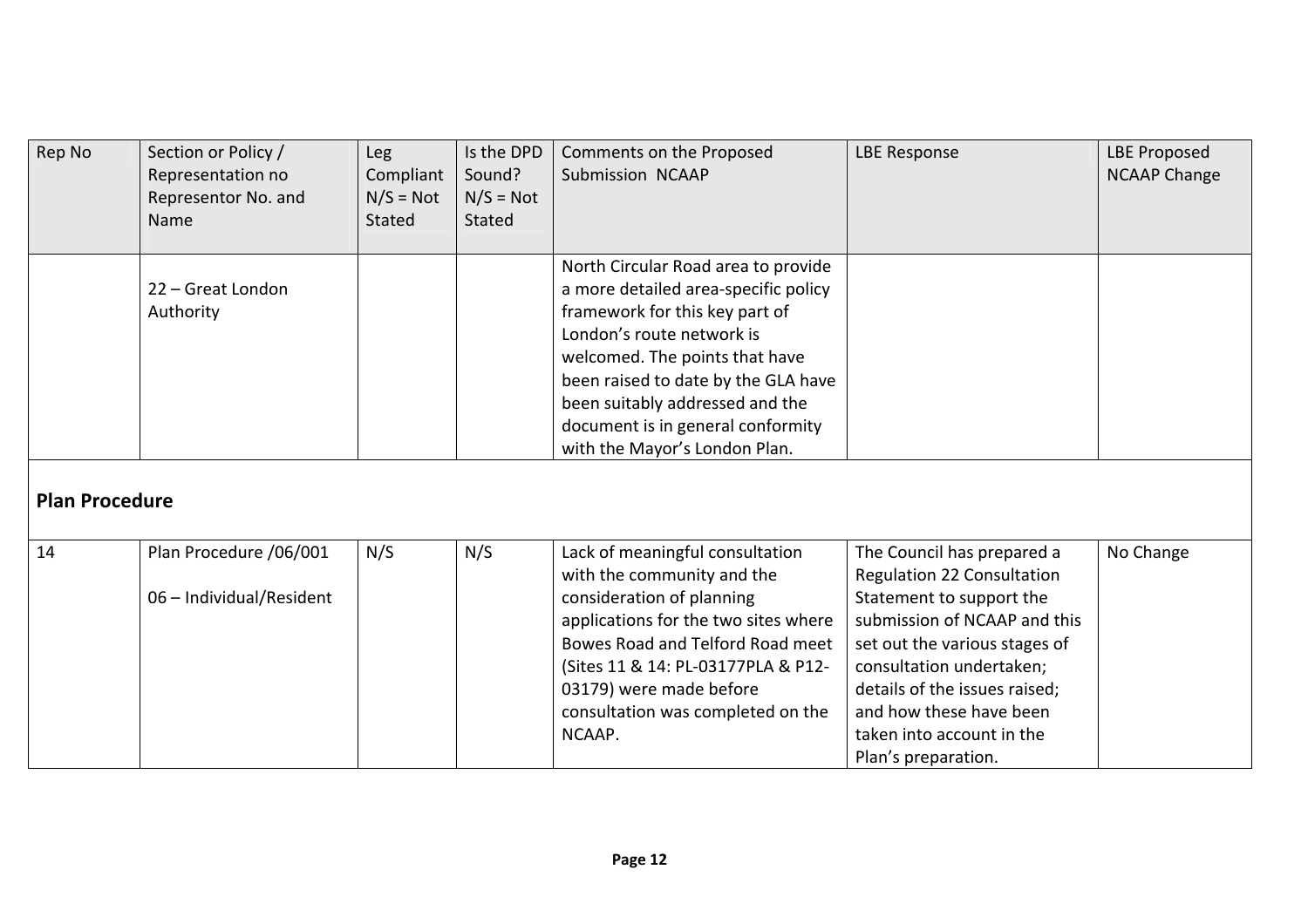| Rep No | Section or Policy / Representation no Representor No. and Name | Leg Compliant N/S = Not Stated | Is the DPD Sound? N/S = Not Stated | Comments on the Proposed Submission NCAAP | LBE Response | LBE Proposed NCAAP Change |
|---|---|---|---|---|---|---|
| | 22 – Great London Authority | | | North Circular Road area to provide a more detailed area-specific policy framework for this key part of London's route network is welcomed. The points that have been raised to date by the GLA have been suitably addressed and the document is in general conformity with the Mayor's London Plan. | | |
| **Plan Procedure** | | | | | | |
| 14 | Plan Procedure /06/001<br><br>06 – Individual/Resident | N/S | N/S | Lack of meaningful consultation with the community and the consideration of planning applications for the two sites where Bowes Road and Telford Road meet (Sites 11 & 14: PL-03177PLA & P12-03179) were made before consultation was completed on the NCAAP. | The Council has prepared a Regulation 22 Consultation Statement to support the submission of NCAAP and this set out the various stages of consultation undertaken; details of the issues raised; and how these have been taken into account in the Plan's preparation. | No Change |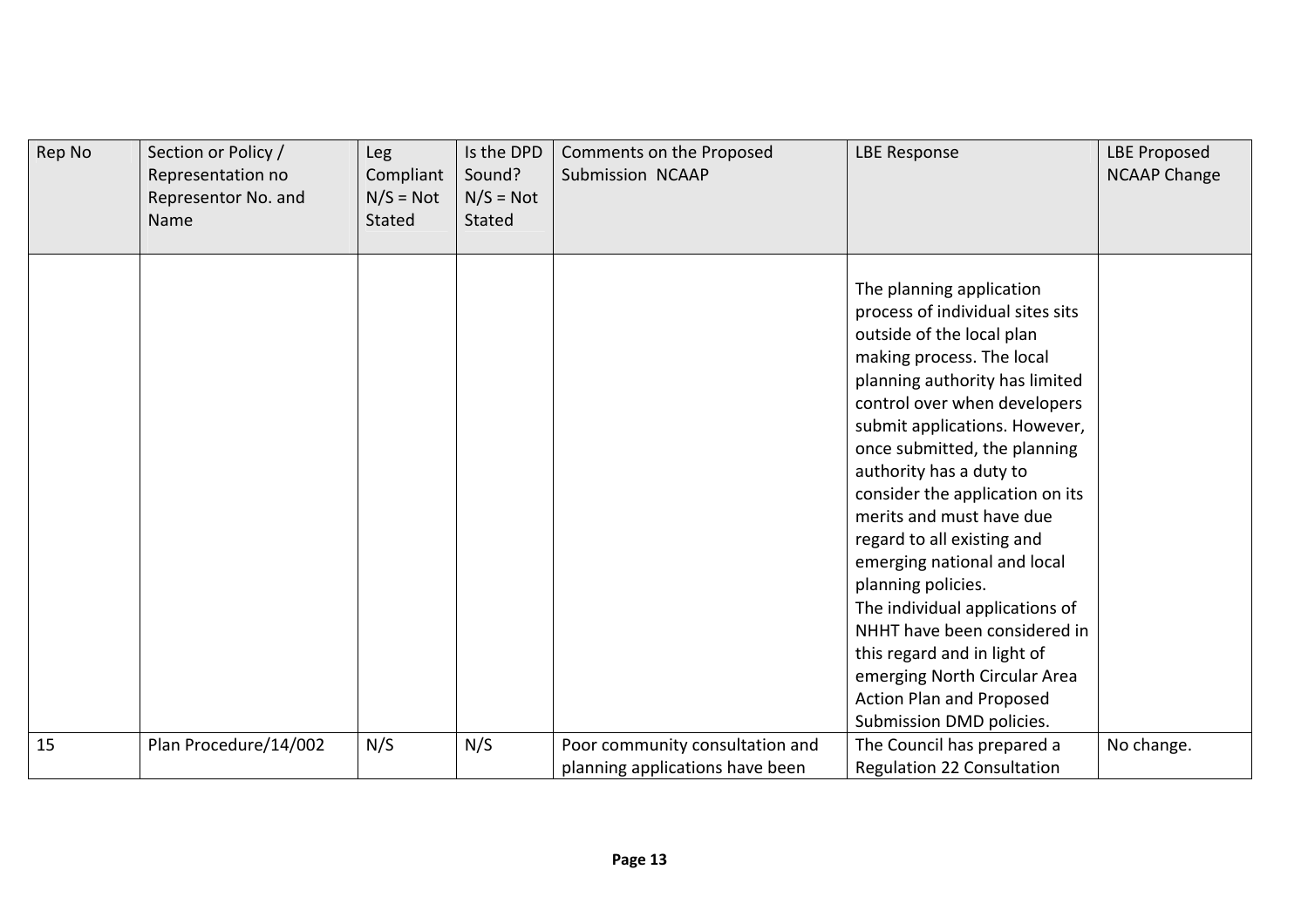| Rep No | Section or Policy / Representation no Representor No. and Name | Leg Compliant N/S = Not Stated | Is the DPD Sound? N/S = Not Stated | Comments on the Proposed Submission NCAAP | LBE Response | LBE Proposed NCAAP Change |
|---|---|---|---|---|---|---|
| | | | | | The planning application process of individual sites sits outside of the local plan making process. The local planning authority has limited control over when developers submit applications. However, once submitted, the planning authority has a duty to consider the application on its merits and must have due regard to all existing and emerging national and local planning policies. The individual applications of NHHT have been considered in this regard and in light of emerging North Circular Area Action Plan and Proposed Submission DMD policies. | |
| 15 | Plan Procedure/14/002 | N/S | N/S | Poor community consultation and planning applications have been | The Council has prepared a Regulation 22 Consultation | No change. |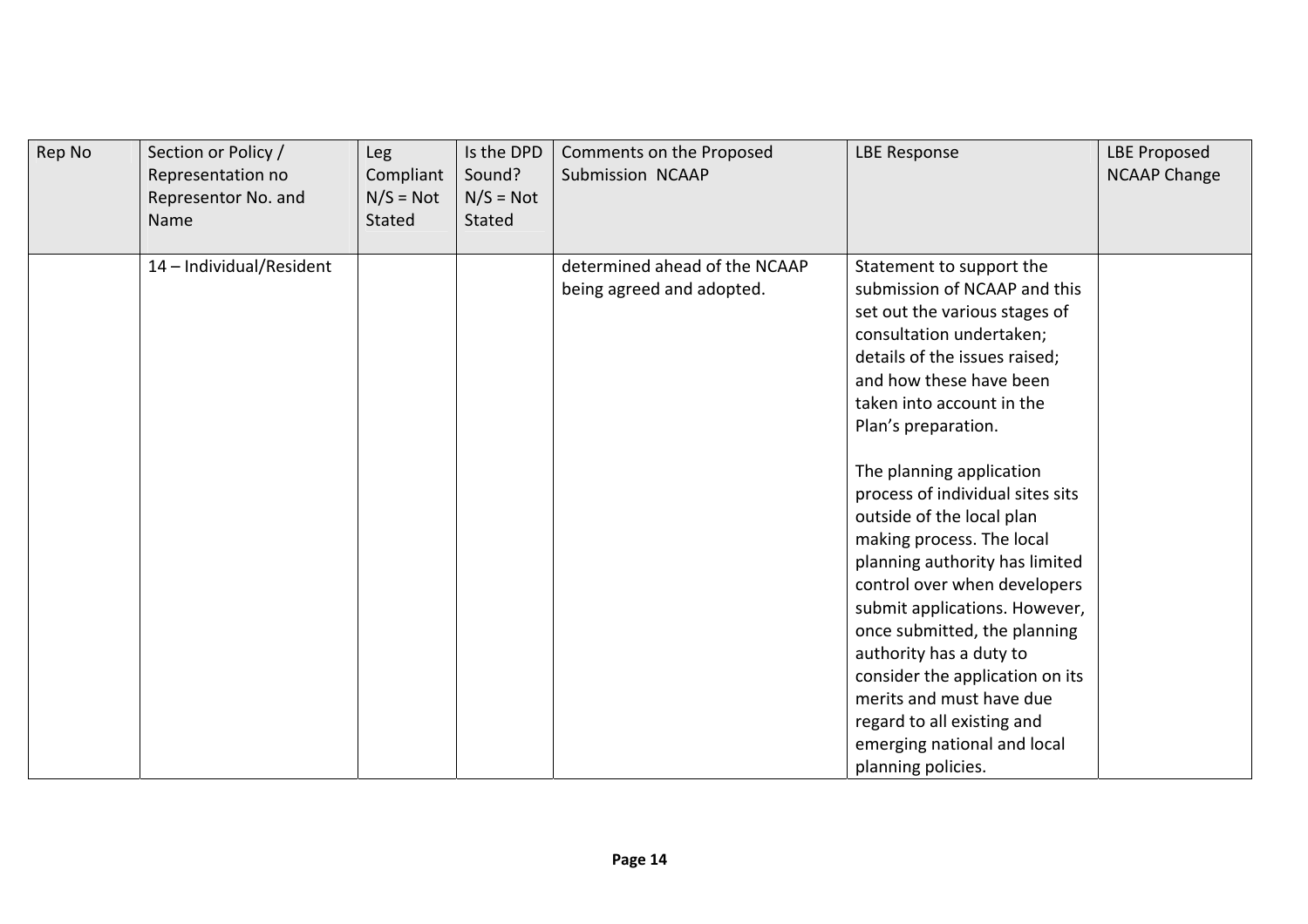| Rep No | Section or Policy / Representation no Representor No. and Name | Leg Compliant N/S = Not Stated | Is the DPD Sound? N/S = Not Stated | Comments on the Proposed Submission NCAAP | LBE Response | LBE Proposed NCAAP Change |
|---|---|---|---|---|---|---|
| | 14 – Individual/Resident | | | determined ahead of the NCAAP being agreed and adopted. | Statement to support the submission of NCAAP and this set out the various stages of consultation undertaken; details of the issues raised; and how these have been taken into account in the Plan's preparation.<br><br>The planning application process of individual sites sits outside of the local plan making process. The local planning authority has limited control over when developers submit applications. However, once submitted, the planning authority has a duty to consider the application on its merits and must have due regard to all existing and emerging national and local planning policies. | |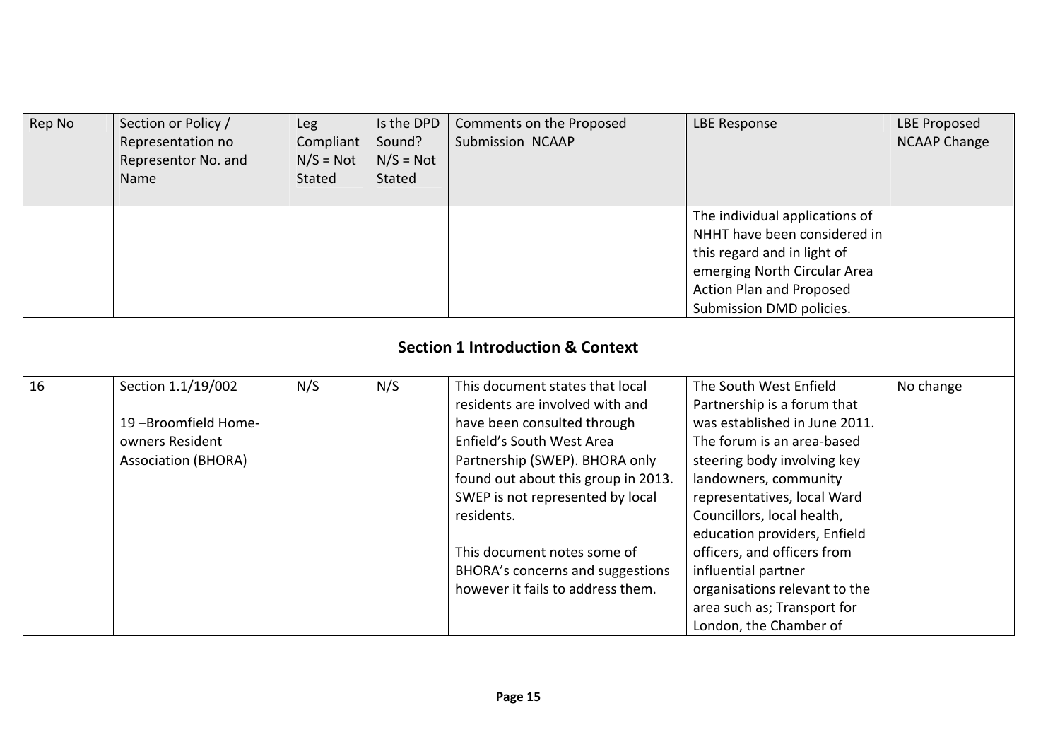| Rep No | Section or Policy / Representation no Representor No. and Name | Leg Compliant N/S = Not Stated | Is the DPD Sound? N/S = Not Stated | Comments on the Proposed Submission NCAAP | LBE Response | LBE Proposed NCAAP Change |
|---|---|---|---|---|---|---|
| | | | | | The individual applications of NHHT have been considered in this regard and in light of emerging North Circular Area Action Plan and Proposed Submission DMD policies. | |
| **Section 1 Introduction & Context** | | | | | | |
| 16 | Section 1.1/19/002<br><br>19 –Broomfield Home-owners Resident Association (BHORA) | N/S | N/S | This document states that local residents are involved with and have been consulted through Enfield's South West Area Partnership (SWEP). BHORA only found out about this group in 2013. SWEP is not represented by local residents.<br><br>This document notes some of BHORA's concerns and suggestions however it fails to address them. | The South West Enfield Partnership is a forum that was established in June 2011. The forum is an area-based steering body involving key landowners, community representatives, local Ward Councillors, local health, education providers, Enfield officers, and officers from influential partner organisations relevant to the area such as; Transport for London, the Chamber of | No change |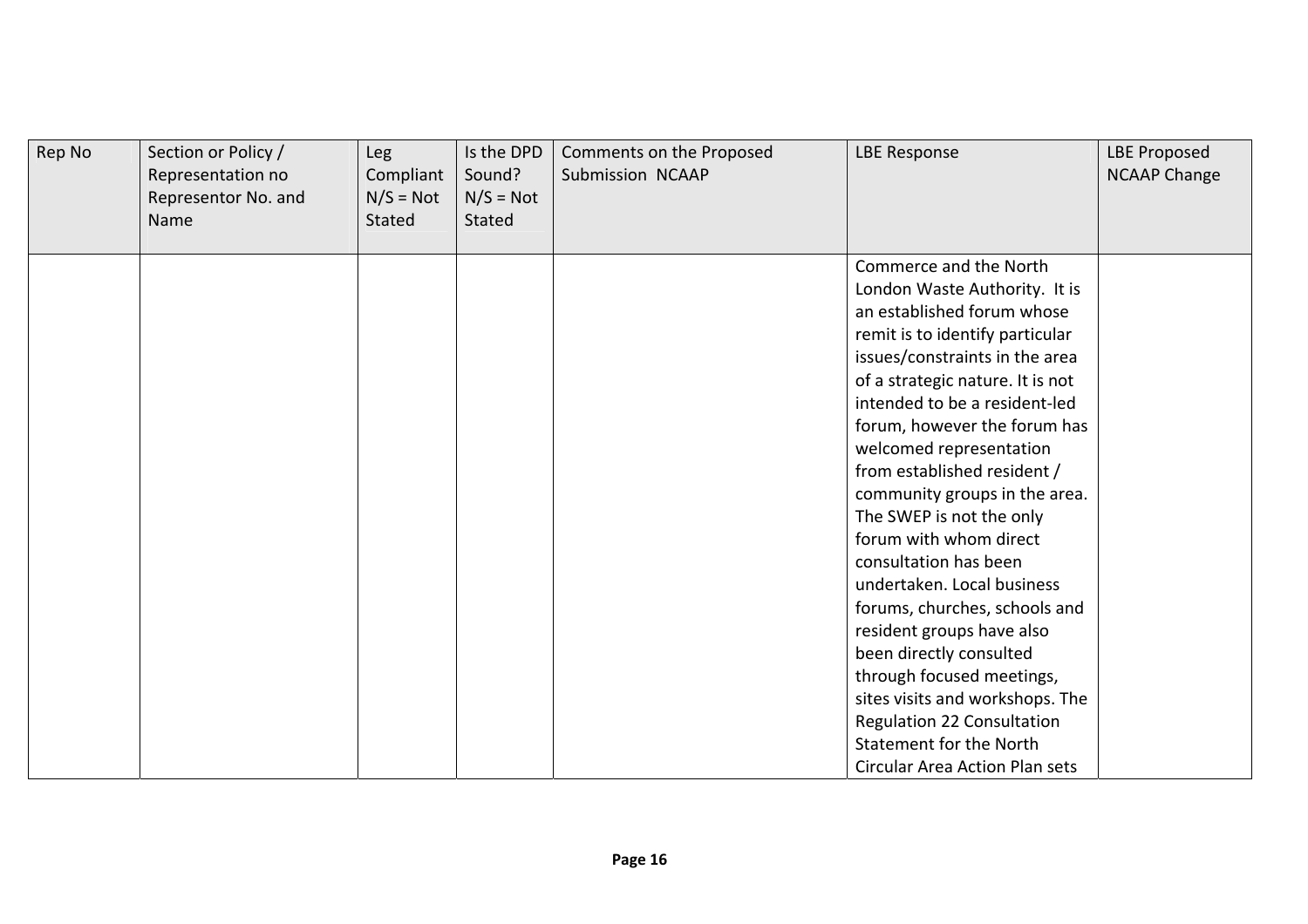| Rep No | Section or Policy / Representation no Representor No. and Name | Leg Compliant N/S = Not Stated | Is the DPD Sound? N/S = Not Stated | Comments on the Proposed Submission NCAAP | LBE Response | LBE Proposed NCAAP Change |
|---|---|---|---|---|---|---|
| | | | | | Commerce and the North London Waste Authority. It is an established forum whose remit is to identify particular issues/constraints in the area of a strategic nature. It is not intended to be a resident-led forum, however the forum has welcomed representation from established resident / community groups in the area. The SWEP is not the only forum with whom direct consultation has been undertaken. Local business forums, churches, schools and resident groups have also been directly consulted through focused meetings, sites visits and workshops. The Regulation 22 Consultation Statement for the North Circular Area Action Plan sets | |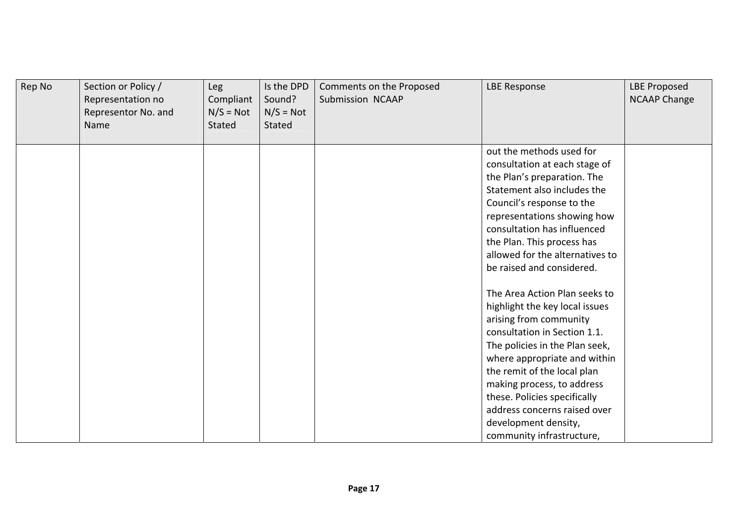| Rep No | Section or Policy / Representation no Representor No. and Name | Leg Compliant N/S = Not Stated | Is the DPD Sound? N/S = Not Stated | Comments on the Proposed Submission NCAAP | LBE Response | LBE Proposed NCAAP Change |
|---|---|---|---|---|---|---|
| | | | | | out the methods used for consultation at each stage of the Plan's preparation. The Statement also includes the Council's response to the representations showing how consultation has influenced the Plan. This process has allowed for the alternatives to be raised and considered.<br><br>The Area Action Plan seeks to highlight the key local issues arising from community consultation in Section 1.1. The policies in the Plan seek, where appropriate and within the remit of the local plan making process, to address these. Policies specifically address concerns raised over development density, community infrastructure, | |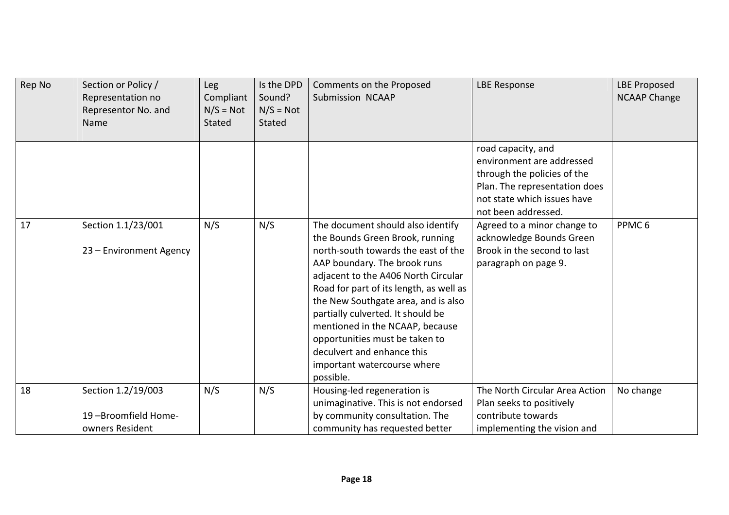| Rep No | Section or Policy / Representation no Representor No. and Name | Leg Compliant N/S = Not Stated | Is the DPD Sound? N/S = Not Stated | Comments on the Proposed Submission NCAAP | LBE Response | LBE Proposed NCAAP Change |
|---|---|---|---|---|---|---|
| | | | | | road capacity, and environment are addressed through the policies of the Plan. The representation does not state which issues have not been addressed. | |
| 17 | Section 1.1/23/001<br><br>23 – Environment Agency | N/S | N/S | The document should also identify the Bounds Green Brook, running north-south towards the east of the AAP boundary. The brook runs adjacent to the A406 North Circular Road for part of its length, as well as the New Southgate area, and is also partially culverted. It should be mentioned in the NCAAP, because opportunities must be taken to deculvert and enhance this important watercourse where possible. | Agreed to a minor change to acknowledge Bounds Green Brook in the second to last paragraph on page 9. | PPMC 6 |
| 18 | Section 1.2/19/003<br><br>19 –Broomfield Home-owners Resident | N/S | N/S | Housing-led regeneration is unimaginative. This is not endorsed by community consultation. The community has requested better | The North Circular Area Action Plan seeks to positively contribute towards implementing the vision and | No change |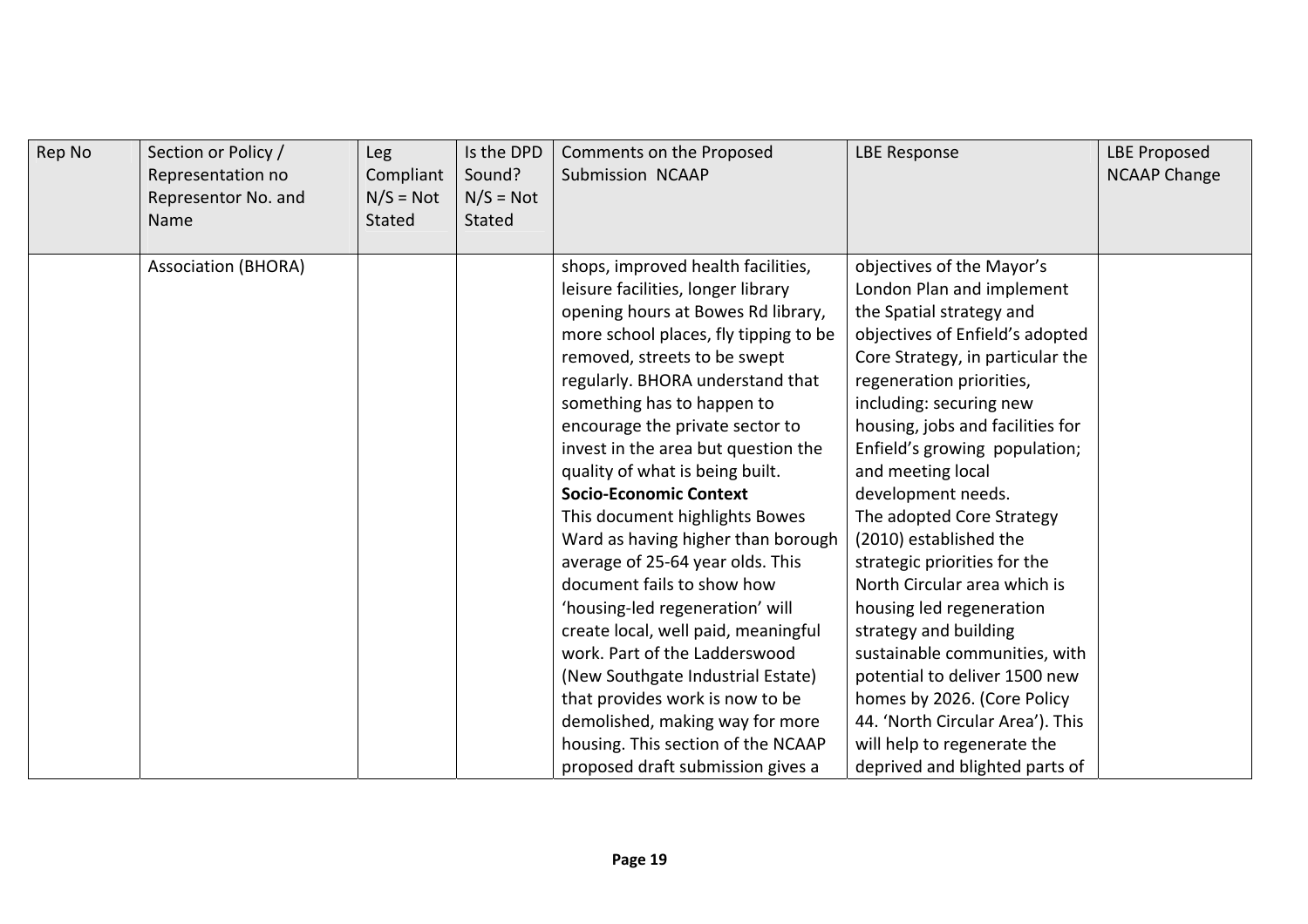| Rep No | Section or Policy / Representation no Representor No. and Name | Leg Compliant N/S = Not Stated | Is the DPD Sound? N/S = Not Stated | Comments on the Proposed Submission NCAAP | LBE Response | LBE Proposed NCAAP Change |
|---|---|---|---|---|---|---|
| | Association (BHORA) | | | shops, improved health facilities, leisure facilities, longer library opening hours at Bowes Rd library, more school places, fly tipping to be removed, streets to be swept regularly. BHORA understand that something has to happen to encourage the private sector to invest in the area but question the quality of what is being built. **Socio-Economic Context** This document highlights Bowes Ward as having higher than borough average of 25-64 year olds. This document fails to show how 'housing-led regeneration' will create local, well paid, meaningful work. Part of the Ladderswood (New Southgate Industrial Estate) that provides work is now to be demolished, making way for more housing. This section of the NCAAP proposed draft submission gives a | objectives of the Mayor's London Plan and implement the Spatial strategy and objectives of Enfield's adopted Core Strategy, in particular the regeneration priorities, including: securing new housing, jobs and facilities for Enfield's growing population; and meeting local development needs. The adopted Core Strategy (2010) established the strategic priorities for the North Circular area which is housing led regeneration strategy and building sustainable communities, with potential to deliver 1500 new homes by 2026. (Core Policy 44. 'North Circular Area'). This will help to regenerate the deprived and blighted parts of | |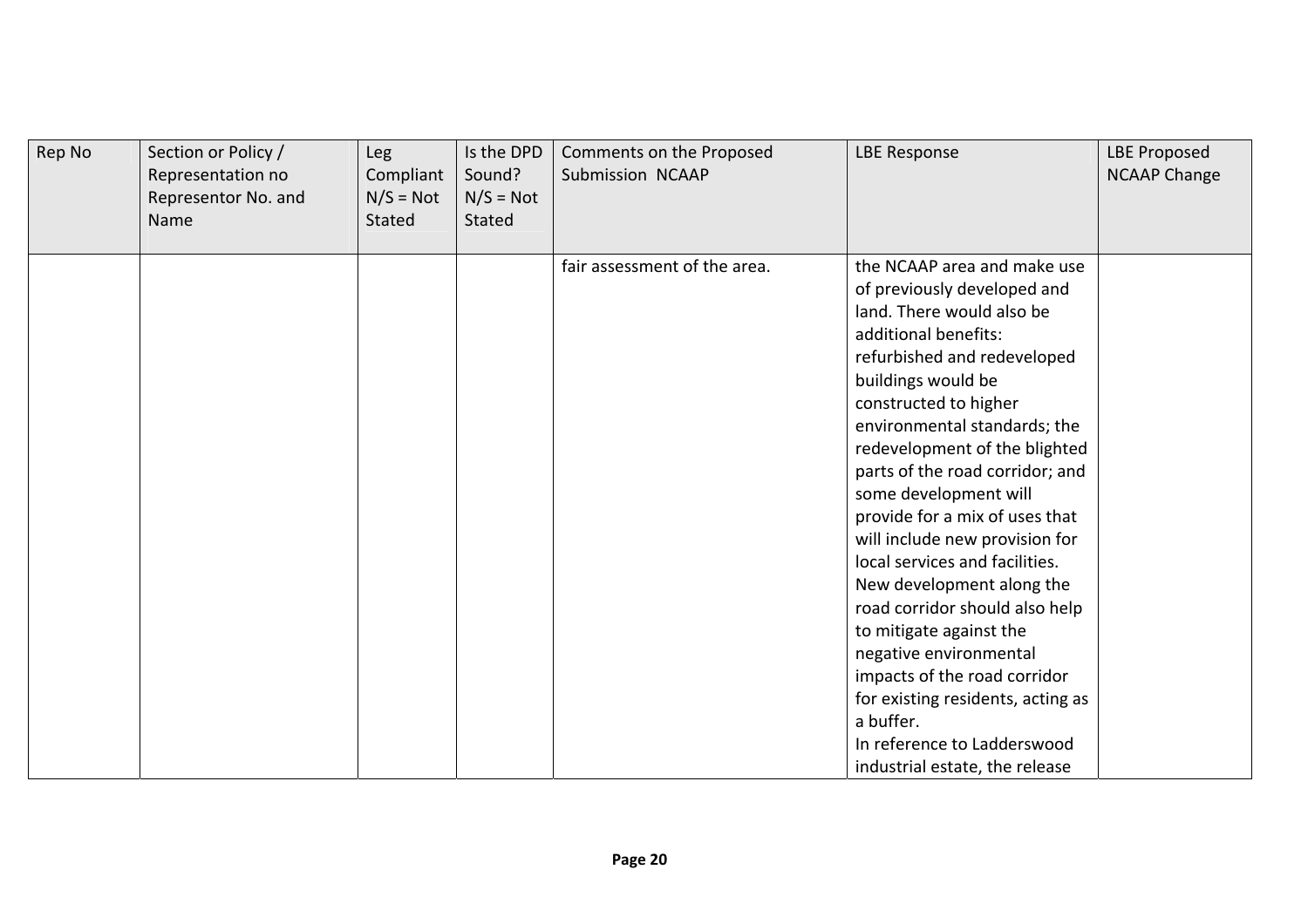| Rep No | Section or Policy / Representation no Representor No. and Name | Leg Compliant N/S = Not Stated | Is the DPD Sound? N/S = Not Stated | Comments on the Proposed Submission NCAAP | LBE Response | LBE Proposed NCAAP Change |
|---|---|---|---|---|---|---|
| | | | | fair assessment of the area. | the NCAAP area and make use of previously developed and land. There would also be additional benefits: refurbished and redeveloped buildings would be constructed to higher environmental standards; the redevelopment of the blighted parts of the road corridor; and some development will provide for a mix of uses that will include new provision for local services and facilities. New development along the road corridor should also help to mitigate against the negative environmental impacts of the road corridor for existing residents, acting as a buffer. In reference to Ladderswood industrial estate, the release | |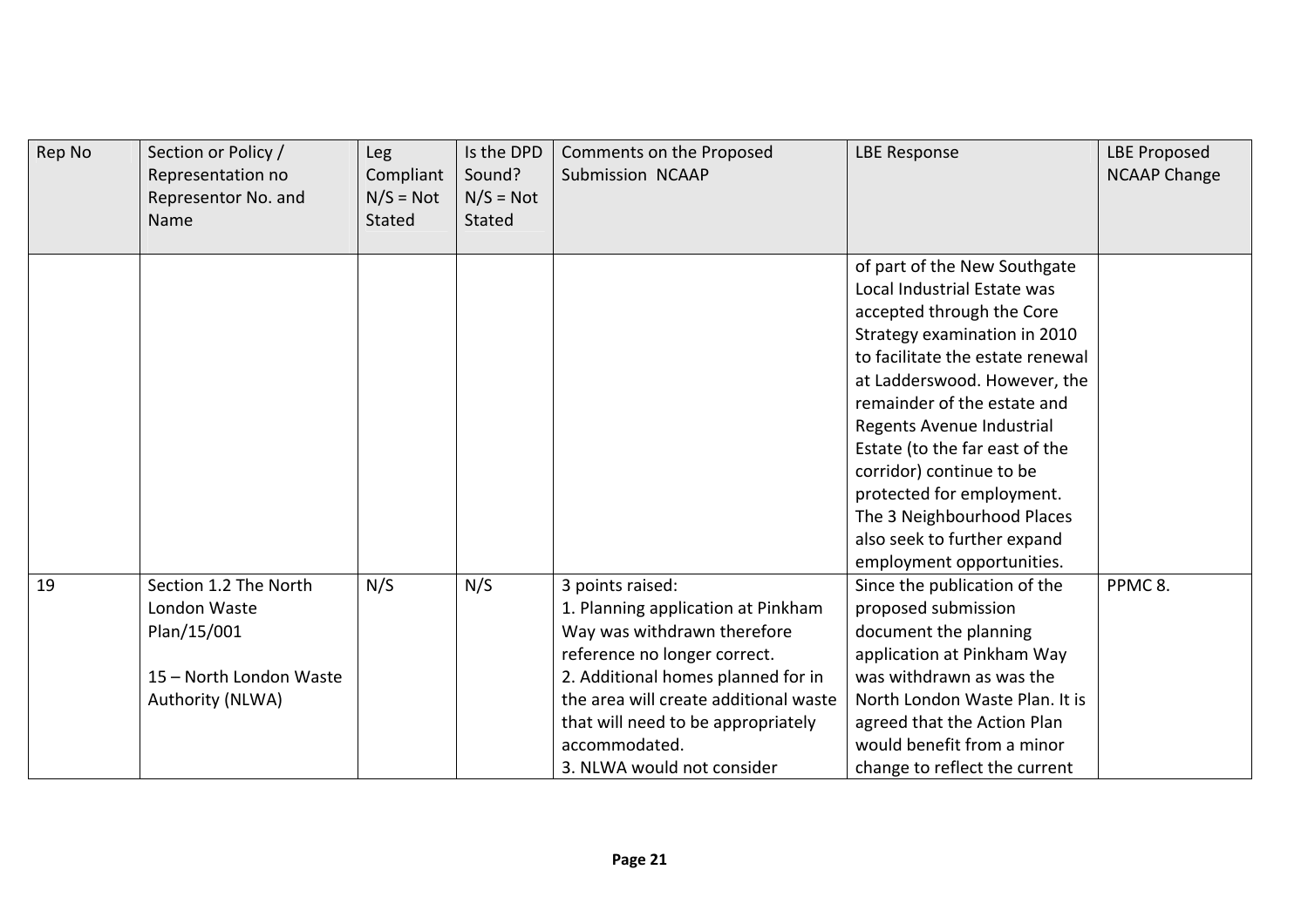| Rep No | Section or Policy / Representation no Representor No. and Name | Leg Compliant N/S = Not Stated | Is the DPD Sound? N/S = Not Stated | Comments on the Proposed Submission NCAAP | LBE Response | LBE Proposed NCAAP Change |
|---|---|---|---|---|---|---|
| | | | | | of part of the New Southgate Local Industrial Estate was accepted through the Core Strategy examination in 2010 to facilitate the estate renewal at Ladderswood. However, the remainder of the estate and Regents Avenue Industrial Estate (to the far east of the corridor) continue to be protected for employment. The 3 Neighbourhood Places also seek to further expand employment opportunities. | |
| 19 | Section 1.2 The North London Waste Plan/15/001<br><br>15 – North London Waste Authority (NLWA) | N/S | N/S | 3 points raised:<br>1. Planning application at Pinkham Way was withdrawn therefore reference no longer correct.<br>2. Additional homes planned for in the area will create additional waste that will need to be appropriately accommodated.<br>3. NLWA would not consider | Since the publication of the proposed submission document the planning application at Pinkham Way was withdrawn as was the North London Waste Plan. It is agreed that the Action Plan would benefit from a minor change to reflect the current | PPMC 8. |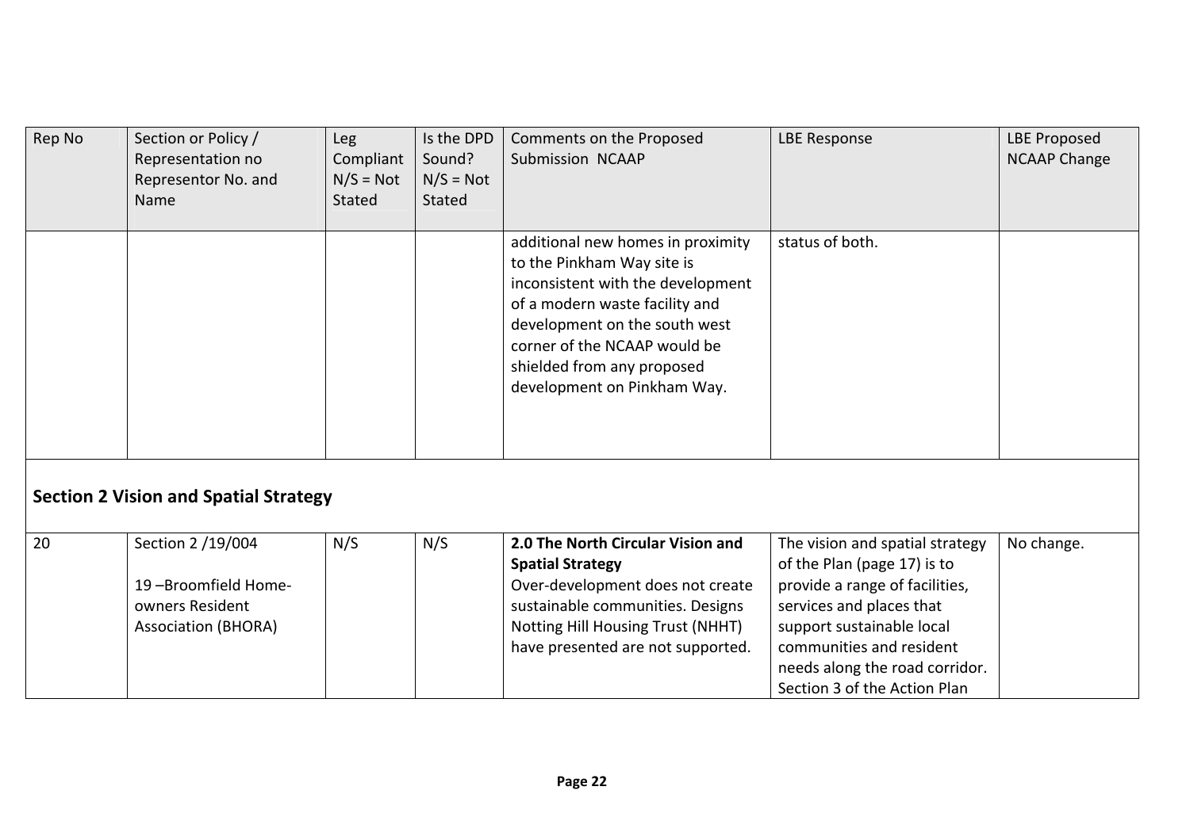| Rep No | Section or Policy / Representation no Representor No. and Name | Leg Compliant N/S = Not Stated | Is the DPD Sound? N/S = Not Stated | Comments on the Proposed Submission NCAAP | LBE Response | LBE Proposed NCAAP Change |
|---|---|---|---|---|---|---|
| | | | | additional new homes in proximity to the Pinkham Way site is inconsistent with the development of a modern waste facility and development on the south west corner of the NCAAP would be shielded from any proposed development on Pinkham Way. | status of both. | |

## Section 2 Vision and Spatial Strategy

| Rep No | Section or Policy / Representation no Representor No. and Name | Leg Compliant N/S = Not Stated | Is the DPD Sound? N/S = Not Stated | Comments on the Proposed Submission NCAAP | LBE Response | LBE Proposed NCAAP Change |
|---|---|---|---|---|---|---|
| 20 | Section 2 /19/004<br><br>19 –Broomfield Home-owners Resident Association (BHORA) | N/S | N/S | **2.0 The North Circular Vision and Spatial Strategy**<br>Over-development does not create sustainable communities. Designs Notting Hill Housing Trust (NHHT) have presented are not supported. | The vision and spatial strategy of the Plan (page 17) is to provide a range of facilities, services and places that support sustainable local communities and resident needs along the road corridor. Section 3 of the Action Plan | No change. |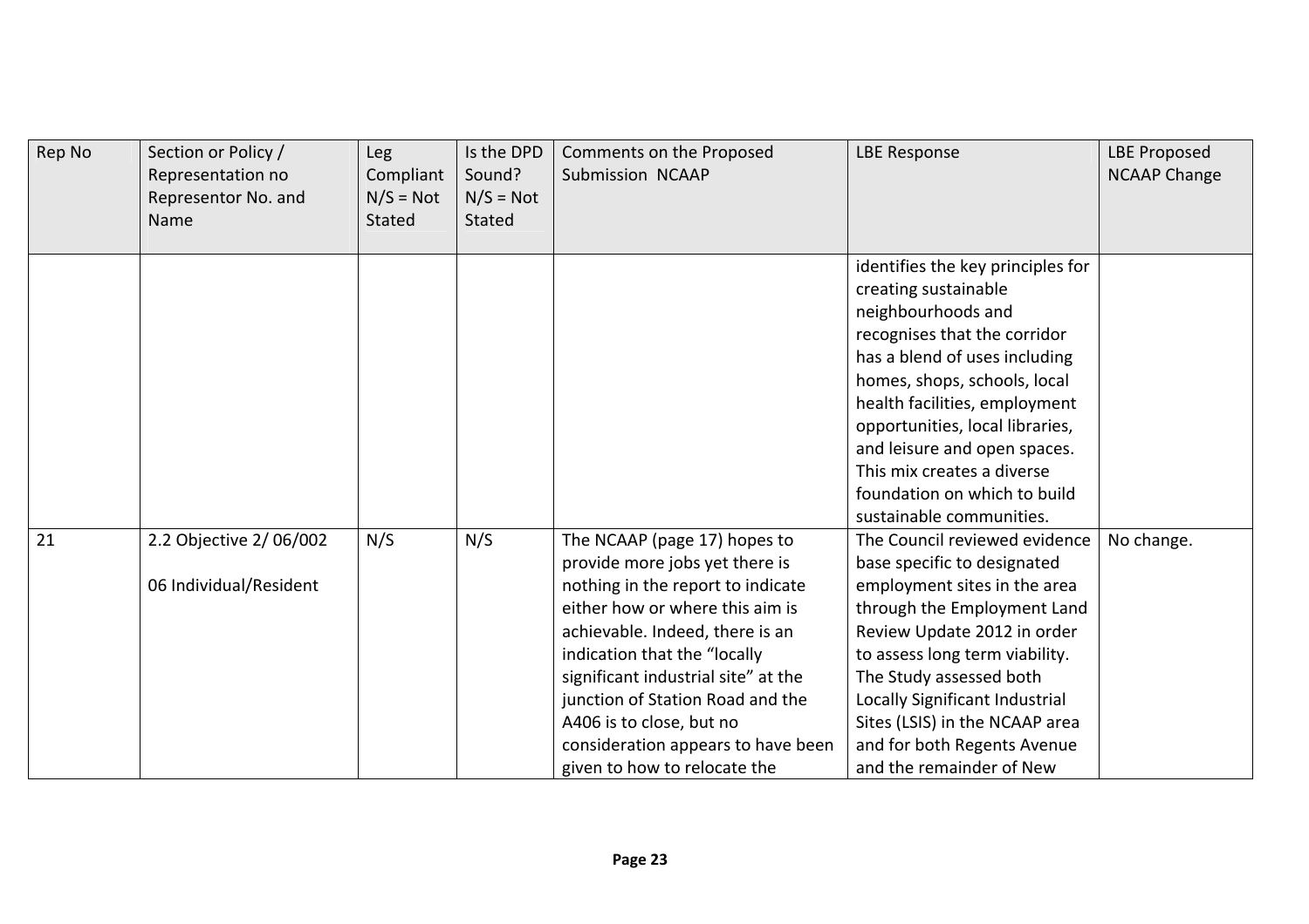| Rep No | Section or Policy / Representation no Representor No. and Name | Leg Compliant N/S = Not Stated | Is the DPD Sound? N/S = Not Stated | Comments on the Proposed Submission NCAAP | LBE Response | LBE Proposed NCAAP Change |
|---|---|---|---|---|---|---|
| | | | | | identifies the key principles for creating sustainable neighbourhoods and recognises that the corridor has a blend of uses including homes, shops, schools, local health facilities, employment opportunities, local libraries, and leisure and open spaces. This mix creates a diverse foundation on which to build sustainable communities. | |
| 21 | 2.2 Objective 2/ 06/002<br><br>06 Individual/Resident | N/S | N/S | The NCAAP (page 17) hopes to provide more jobs yet there is nothing in the report to indicate either how or where this aim is achievable. Indeed, there is an indication that the "locally significant industrial site" at the junction of Station Road and the A406 is to close, but no consideration appears to have been given to how to relocate the | The Council reviewed evidence base specific to designated employment sites in the area through the Employment Land Review Update 2012 in order to assess long term viability. The Study assessed both Locally Significant Industrial Sites (LSIS) in the NCAAP area and for both Regents Avenue and the remainder of New | No change. |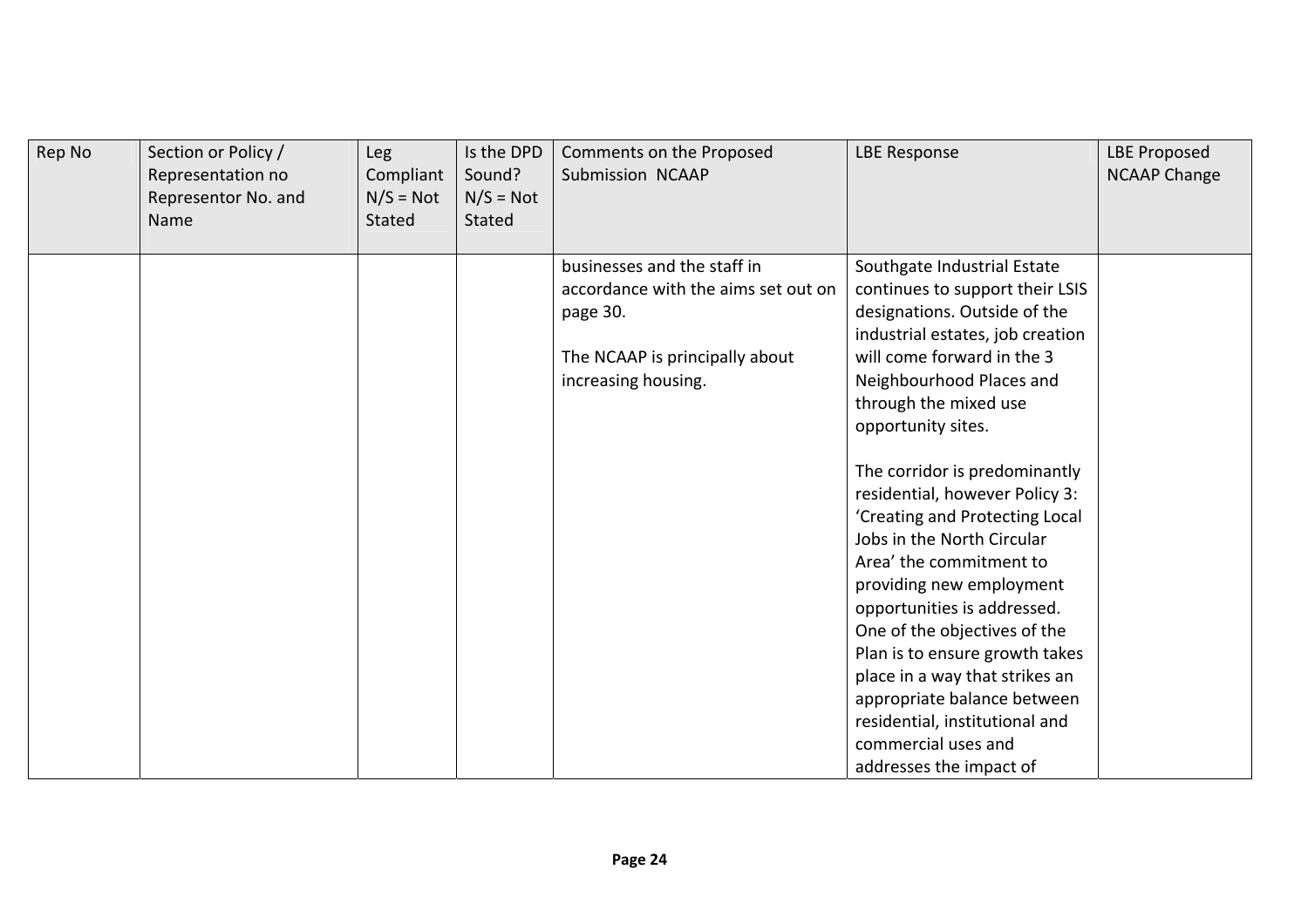| Rep No | Section or Policy / Representation no Representor No. and Name | Leg Compliant N/S = Not Stated | Is the DPD Sound? N/S = Not Stated | Comments on the Proposed Submission NCAAP | LBE Response | LBE Proposed NCAAP Change |
|---|---|---|---|---|---|---|
| | | | | businesses and the staff in accordance with the aims set out on page 30.<br><br>The NCAAP is principally about increasing housing. | Southgate Industrial Estate continues to support their LSIS designations. Outside of the industrial estates, job creation will come forward in the 3 Neighbourhood Places and through the mixed use opportunity sites.<br><br>The corridor is predominantly residential, however Policy 3: 'Creating and Protecting Local Jobs in the North Circular Area' the commitment to providing new employment opportunities is addressed. One of the objectives of the Plan is to ensure growth takes place in a way that strikes an appropriate balance between residential, institutional and commercial uses and addresses the impact of | |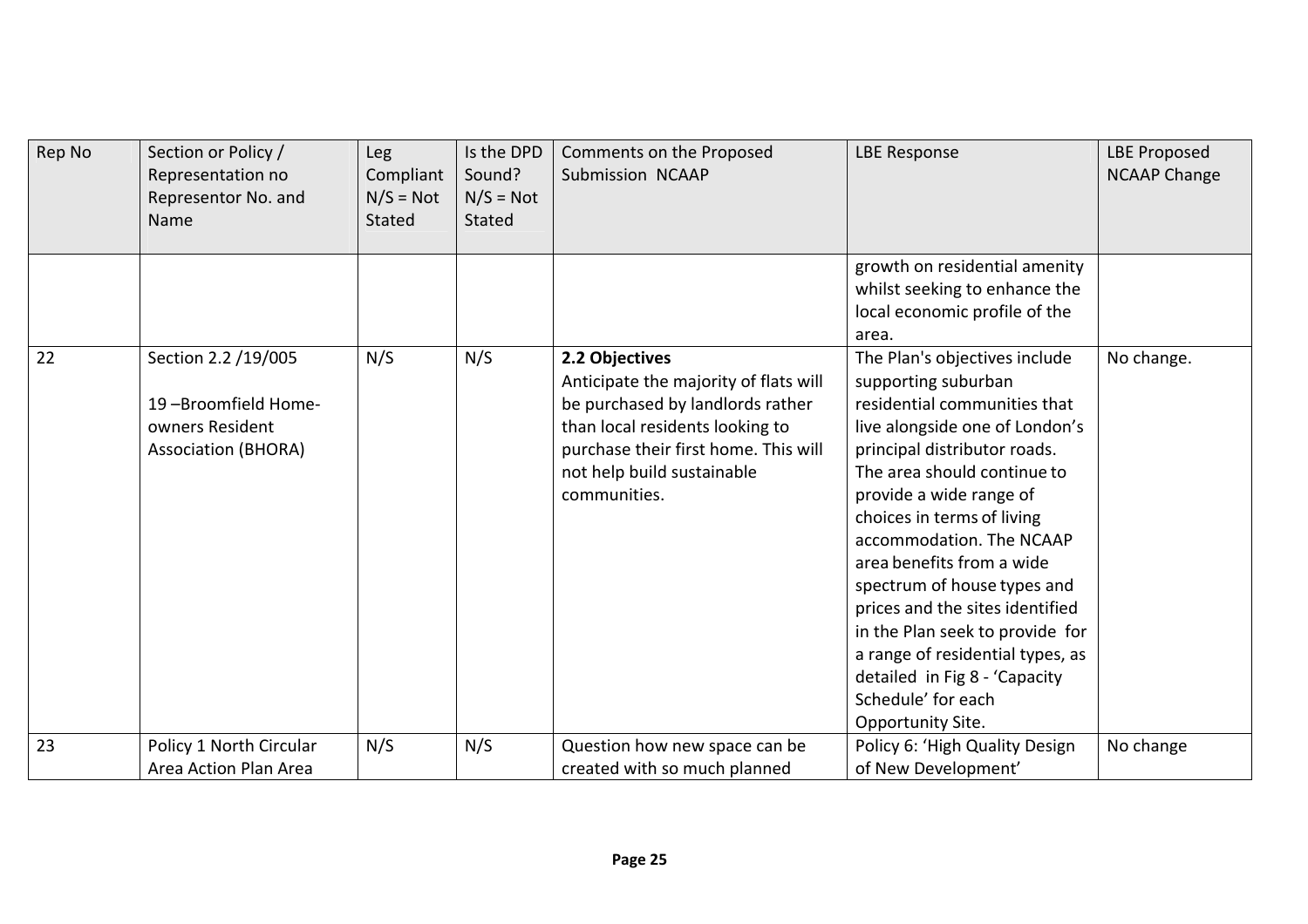| Rep No | Section or Policy / Representation no Representor No. and Name | Leg Compliant N/S = Not Stated | Is the DPD Sound? N/S = Not Stated | Comments on the Proposed Submission NCAAP | LBE Response | LBE Proposed NCAAP Change |
|---|---|---|---|---|---|---|
| | | | | | growth on residential amenity whilst seeking to enhance the local economic profile of the area. | |
| 22 | Section 2.2 /19/005<br><br>19 –Broomfield Home-owners Resident Association (BHORA) | N/S | N/S | **2.2 Objectives**<br>Anticipate the majority of flats will be purchased by landlords rather than local residents looking to purchase their first home. This will not help build sustainable communities. | The Plan's objectives include supporting suburban residential communities that live alongside one of London's principal distributor roads. The area should continue to provide a wide range of choices in terms of living accommodation. The NCAAP area benefits from a wide spectrum of house types and prices and the sites identified in the Plan seek to provide for a range of residential types, as detailed in Fig 8 - 'Capacity Schedule' for each Opportunity Site. | No change. |
| 23 | Policy 1 North Circular Area Action Plan Area | N/S | N/S | Question how new space can be created with so much planned | Policy 6: 'High Quality Design of New Development' | No change |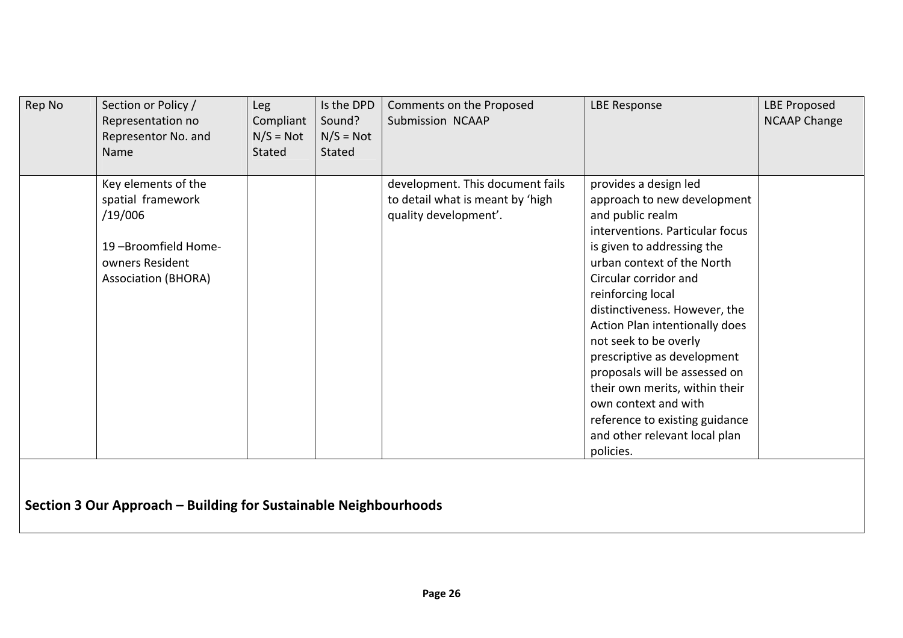| Rep No | Section or Policy / Representation no Representor No. and Name | Leg Compliant N/S = Not Stated | Is the DPD Sound? N/S = Not Stated | Comments on the Proposed Submission NCAAP | LBE Response | LBE Proposed NCAAP Change |
|---|---|---|---|---|---|---|
| | Key elements of the spatial framework /19/006<br><br>19 –Broomfield Home-owners Resident Association (BHORA) | | | development. This document fails to detail what is meant by 'high quality development'. | provides a design led approach to new development and public realm interventions. Particular focus is given to addressing the urban context of the North Circular corridor and reinforcing local distinctiveness. However, the Action Plan intentionally does not seek to be overly prescriptive as development proposals will be assessed on their own merits, within their own context and with reference to existing guidance and other relevant local plan policies. | |

**Section 3 Our Approach – Building for Sustainable Neighbourhoods**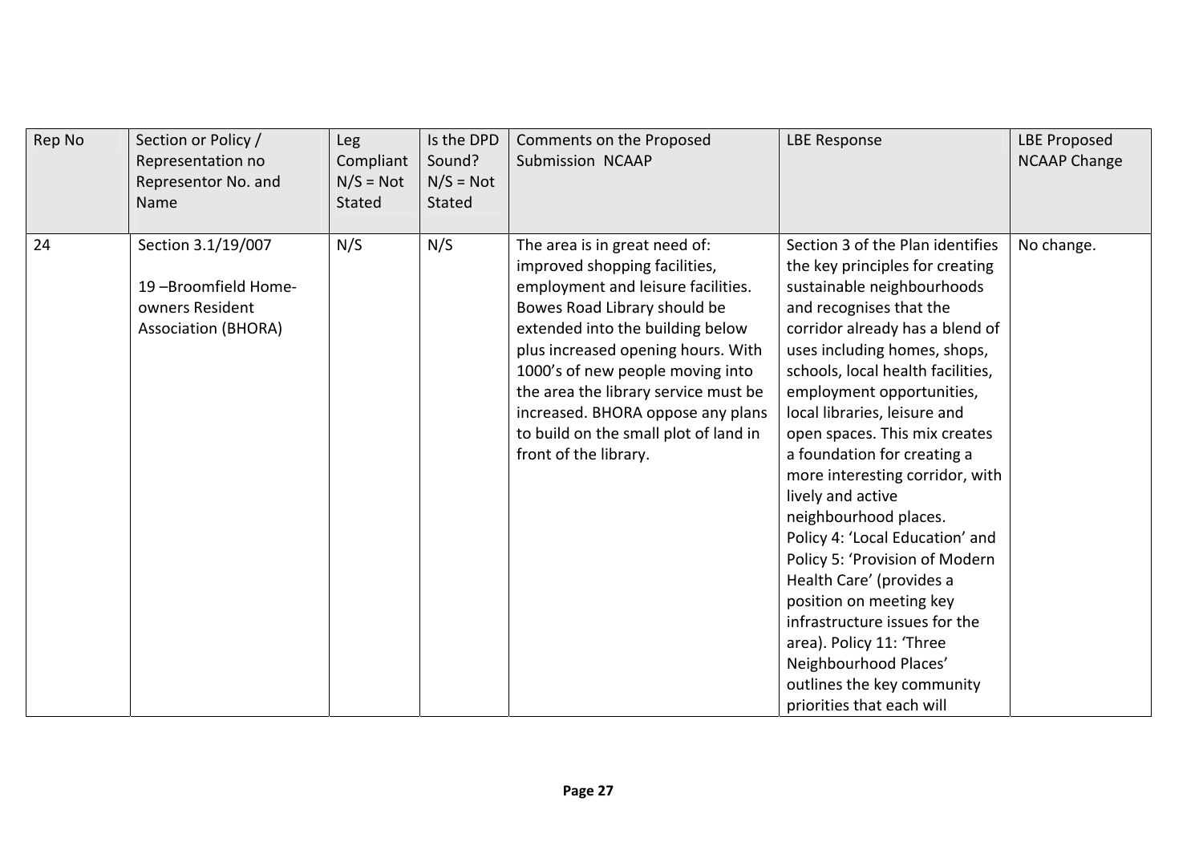| Rep No | Section or Policy / Representation no Representor No. and Name | Leg Compliant N/S = Not Stated | Is the DPD Sound? N/S = Not Stated | Comments on the Proposed Submission NCAAP | LBE Response | LBE Proposed NCAAP Change |
|---|---|---|---|---|---|---|
| 24 | Section 3.1/19/007<br><br>19 –Broomfield Home-owners Resident Association (BHORA) | N/S | N/S | The area is in great need of: improved shopping facilities, employment and leisure facilities. Bowes Road Library should be extended into the building below plus increased opening hours. With 1000's of new people moving into the area the library service must be increased. BHORA oppose any plans to build on the small plot of land in front of the library. | Section 3 of the Plan identifies the key principles for creating sustainable neighbourhoods and recognises that the corridor already has a blend of uses including homes, shops, schools, local health facilities, employment opportunities, local libraries, leisure and open spaces. This mix creates a foundation for creating a more interesting corridor, with lively and active neighbourhood places.<br>Policy 4: 'Local Education' and Policy 5: 'Provision of Modern Health Care' (provides a position on meeting key infrastructure issues for the area). Policy 11: 'Three Neighbourhood Places' outlines the key community priorities that each will | No change. |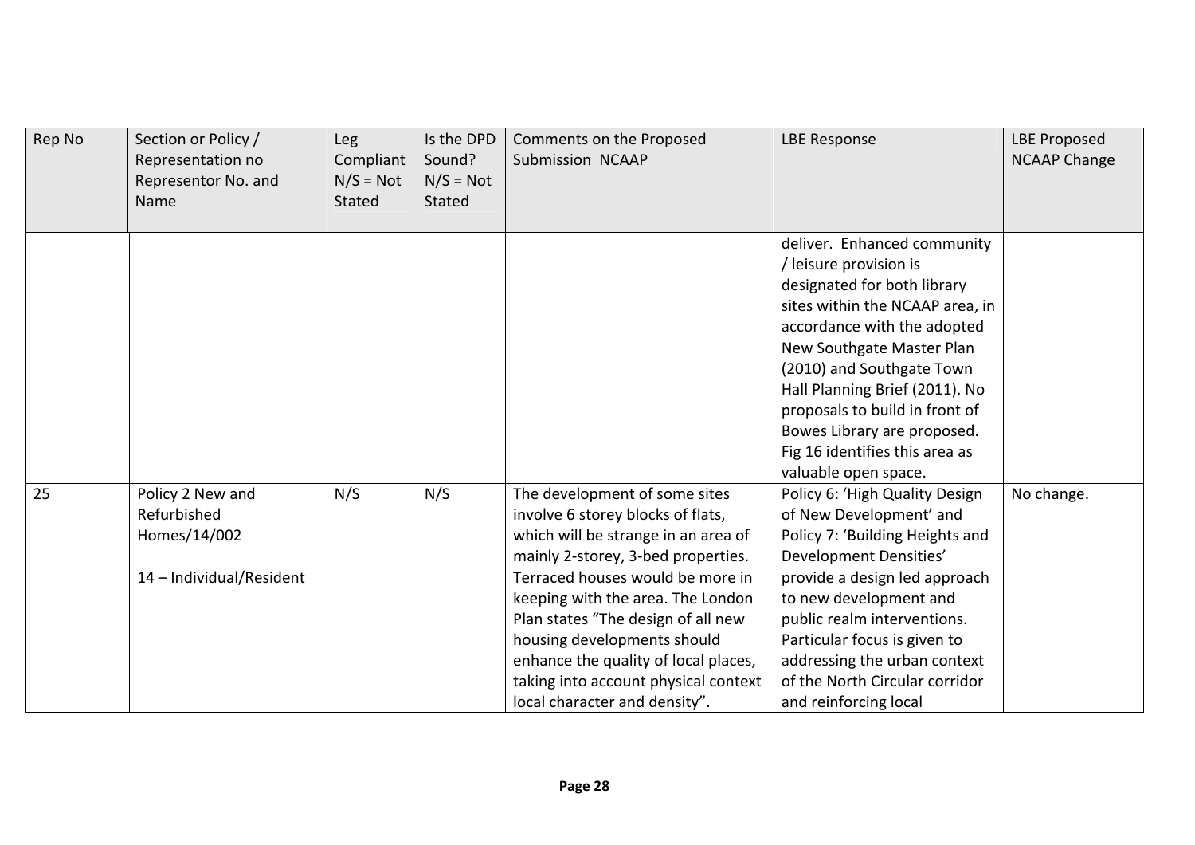| Rep No | Section or Policy / Representation no Representor No. and Name | Leg Compliant N/S = Not Stated | Is the DPD Sound? N/S = Not Stated | Comments on the Proposed Submission NCAAP | LBE Response | LBE Proposed NCAAP Change |
|---|---|---|---|---|---|---|
| | | | | | deliver. Enhanced community / leisure provision is designated for both library sites within the NCAAP area, in accordance with the adopted New Southgate Master Plan (2010) and Southgate Town Hall Planning Brief (2011). No proposals to build in front of Bowes Library are proposed. Fig 16 identifies this area as valuable open space. | |
| 25 | Policy 2 New and Refurbished Homes/14/002<br><br>14 – Individual/Resident | N/S | N/S | The development of some sites involve 6 storey blocks of flats, which will be strange in an area of mainly 2-storey, 3-bed properties. Terraced houses would be more in keeping with the area. The London Plan states "The design of all new housing developments should enhance the quality of local places, taking into account physical context local character and density". | Policy 6: 'High Quality Design of New Development' and Policy 7: 'Building Heights and Development Densities' provide a design led approach to new development and public realm interventions. Particular focus is given to addressing the urban context of the North Circular corridor and reinforcing local | No change. |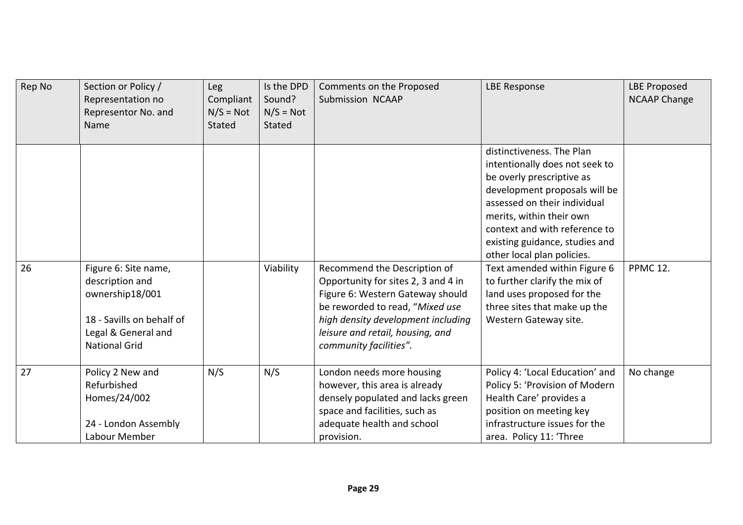| Rep No | Section or Policy / Representation no Representor No. and Name | Leg Compliant N/S = Not Stated | Is the DPD Sound? N/S = Not Stated | Comments on the Proposed Submission NCAAP | LBE Response | LBE Proposed NCAAP Change |
|---|---|---|---|---|---|---|
| | | | | | distinctiveness. The Plan intentionally does not seek to be overly prescriptive as development proposals will be assessed on their individual merits, within their own context and with reference to existing guidance, studies and other local plan policies. | |
| 26 | Figure 6: Site name, description and ownership18/001<br><br>18 - Savills on behalf of Legal & General and National Grid | | Viability | Recommend the Description of Opportunity for sites 2, 3 and 4 in Figure 6: Western Gateway should be reworded to read, "*Mixed use high density development including leisure and retail, housing, and community facilities*". | Text amended within Figure 6 to further clarify the mix of land uses proposed for the three sites that make up the Western Gateway site. | PPMC 12. |
| 27 | Policy 2 New and Refurbished Homes/24/002<br><br>24 - London Assembly Labour Member | N/S | N/S | London needs more housing however, this area is already densely populated and lacks green space and facilities, such as adequate health and school provision. | Policy 4: 'Local Education' and Policy 5: 'Provision of Modern Health Care' provides a position on meeting key infrastructure issues for the area. Policy 11: 'Three | No change |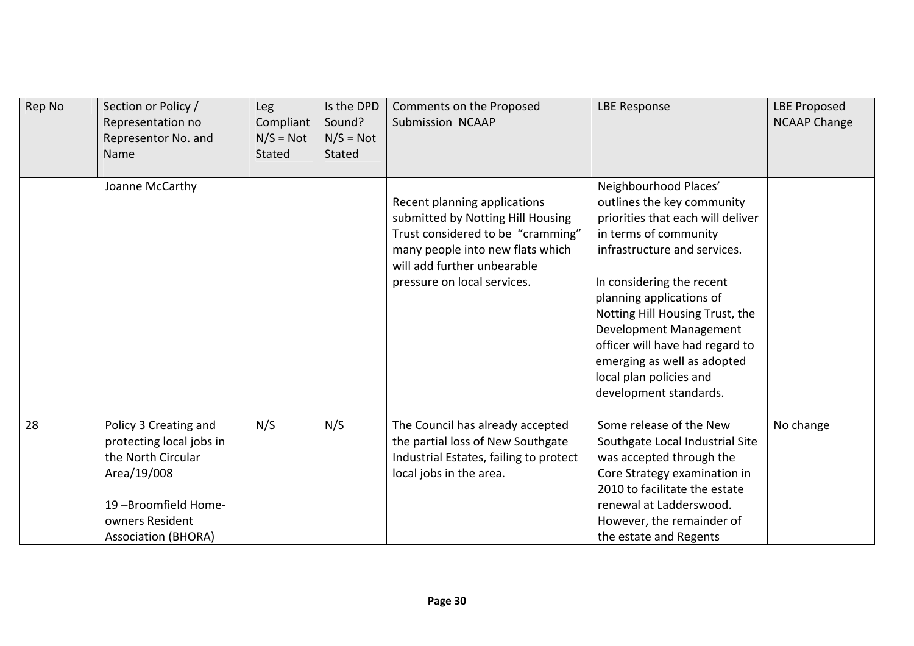| Rep No | Section or Policy / Representation no Representor No. and Name | Leg Compliant N/S = Not Stated | Is the DPD Sound? N/S = Not Stated | Comments on the Proposed Submission NCAAP | LBE Response | LBE Proposed NCAAP Change |
|---|---|---|---|---|---|---|
| | Joanne McCarthy | | | Recent planning applications submitted by Notting Hill Housing Trust considered to be "cramming" many people into new flats which will add further unbearable pressure on local services. | Neighbourhood Places' outlines the key community priorities that each will deliver in terms of community infrastructure and services.<br><br>In considering the recent planning applications of Notting Hill Housing Trust, the Development Management officer will have had regard to emerging as well as adopted local plan policies and development standards. | |
| 28 | Policy 3 Creating and protecting local jobs in the North Circular Area/19/008<br><br>19 –Broomfield Home-owners Resident Association (BHORA) | N/S | N/S | The Council has already accepted the partial loss of New Southgate Industrial Estates, failing to protect local jobs in the area. | Some release of the New Southgate Local Industrial Site was accepted through the Core Strategy examination in 2010 to facilitate the estate renewal at Ladderswood. However, the remainder of the estate and Regents | No change |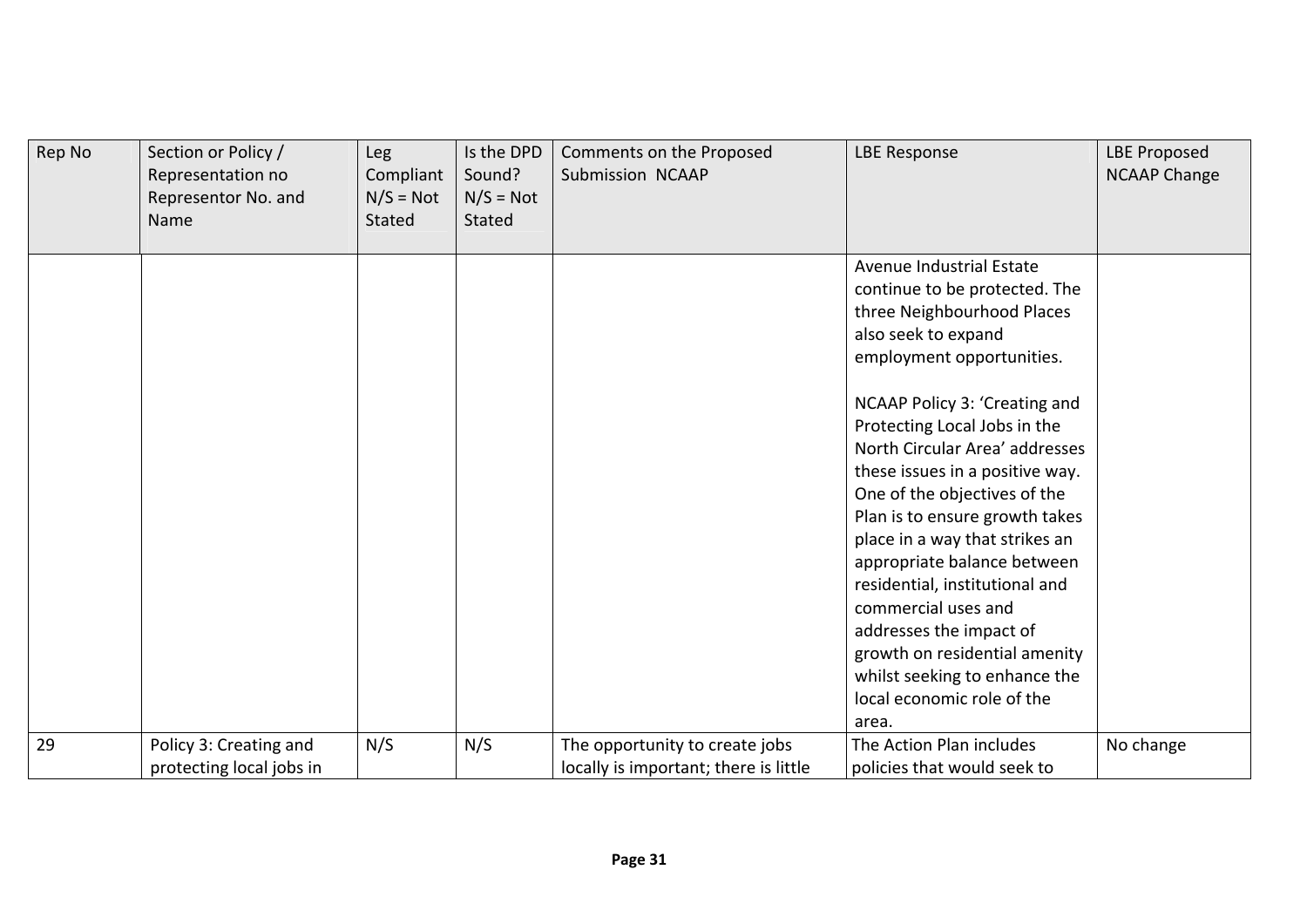| Rep No | Section or Policy / Representation no Representor No. and Name | Leg Compliant N/S = Not Stated | Is the DPD Sound? N/S = Not Stated | Comments on the Proposed Submission NCAAP | LBE Response | LBE Proposed NCAAP Change |
|---|---|---|---|---|---|---|
| | | | | | Avenue Industrial Estate continue to be protected. The three Neighbourhood Places also seek to expand employment opportunities.<br><br>NCAAP Policy 3: 'Creating and Protecting Local Jobs in the North Circular Area' addresses these issues in a positive way. One of the objectives of the Plan is to ensure growth takes place in a way that strikes an appropriate balance between residential, institutional and commercial uses and addresses the impact of growth on residential amenity whilst seeking to enhance the local economic role of the area. | |
| 29 | Policy 3: Creating and protecting local jobs in | N/S | N/S | The opportunity to create jobs locally is important; there is little | The Action Plan includes policies that would seek to | No change |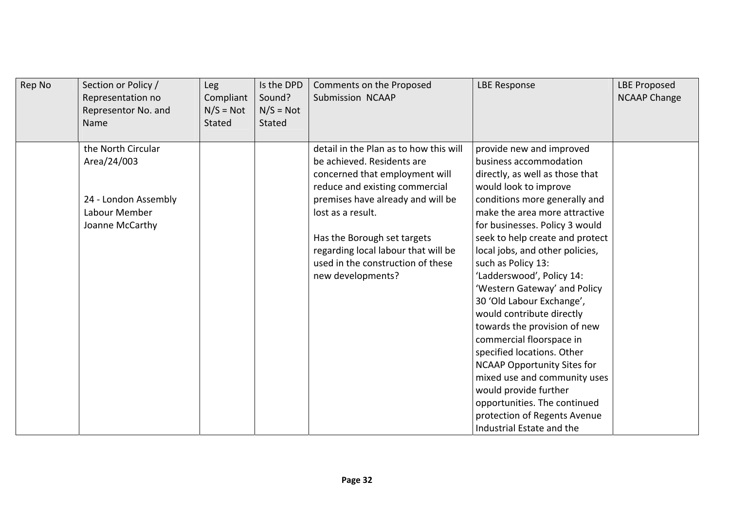| Rep No | Section or Policy / Representation no Representor No. and Name | Leg Compliant N/S = Not Stated | Is the DPD Sound? N/S = Not Stated | Comments on the Proposed Submission NCAAP | LBE Response | LBE Proposed NCAAP Change |
|---|---|---|---|---|---|---|
| | the North Circular Area/24/003<br><br>24 - London Assembly Labour Member Joanne McCarthy | | | detail in the Plan as to how this will be achieved. Residents are concerned that employment will reduce and existing commercial premises have already and will be lost as a result.<br><br>Has the Borough set targets regarding local labour that will be used in the construction of these new developments? | provide new and improved business accommodation directly, as well as those that would look to improve conditions more generally and make the area more attractive for businesses. Policy 3 would seek to help create and protect local jobs, and other policies, such as Policy 13: 'Ladderswood', Policy 14: 'Western Gateway' and Policy 30 'Old Labour Exchange', would contribute directly towards the provision of new commercial floorspace in specified locations. Other NCAAP Opportunity Sites for mixed use and community uses would provide further opportunities. The continued protection of Regents Avenue Industrial Estate and the | |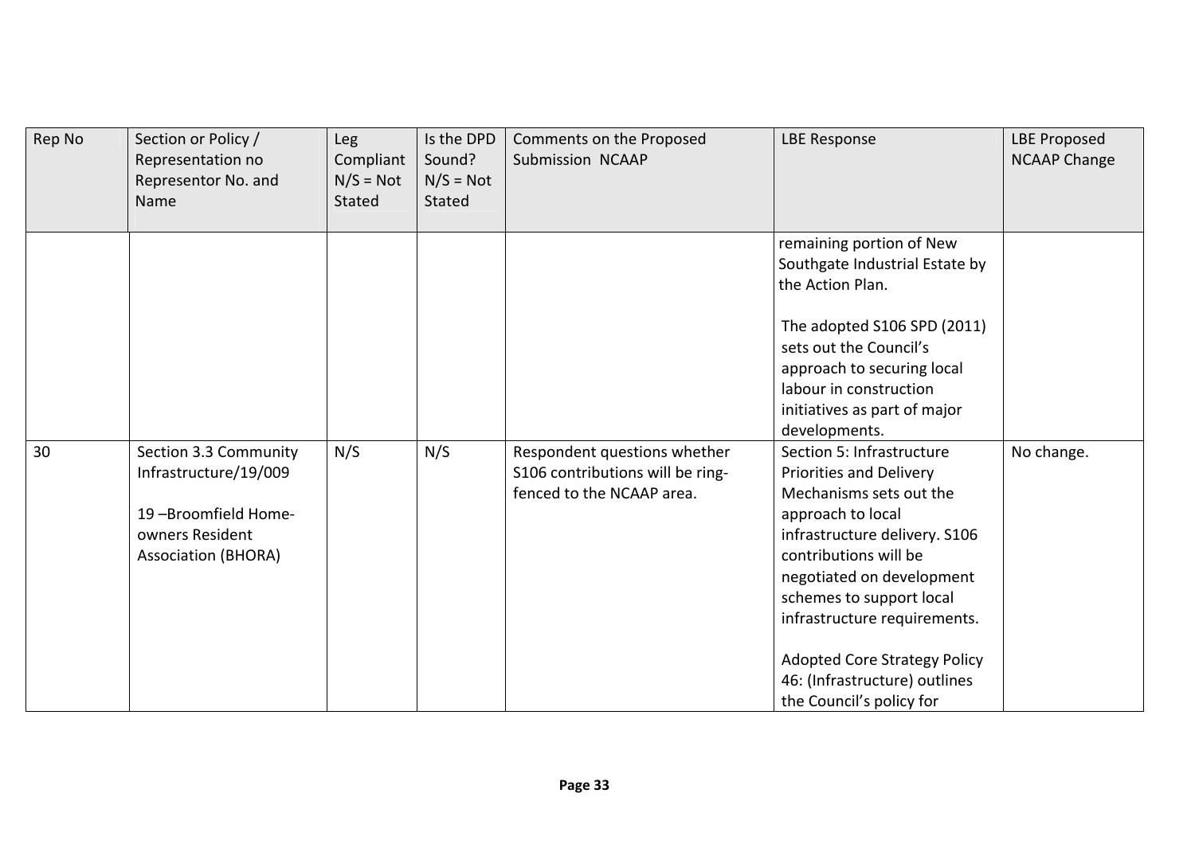| Rep No | Section or Policy / Representation no Representor No. and Name | Leg Compliant N/S = Not Stated | Is the DPD Sound? N/S = Not Stated | Comments on the Proposed Submission NCAAP | LBE Response | LBE Proposed NCAAP Change |
|---|---|---|---|---|---|---|
| | | | | | remaining portion of New Southgate Industrial Estate by the Action Plan.<br><br>The adopted S106 SPD (2011) sets out the Council's approach to securing local labour in construction initiatives as part of major developments. | |
| 30 | Section 3.3 Community Infrastructure/19/009<br><br>19 –Broomfield Home-owners Resident Association (BHORA) | N/S | N/S | Respondent questions whether S106 contributions will be ring-fenced to the NCAAP area. | Section 5: Infrastructure Priorities and Delivery Mechanisms sets out the approach to local infrastructure delivery. S106 contributions will be negotiated on development schemes to support local infrastructure requirements.<br><br>Adopted Core Strategy Policy 46: (Infrastructure) outlines the Council's policy for | No change. |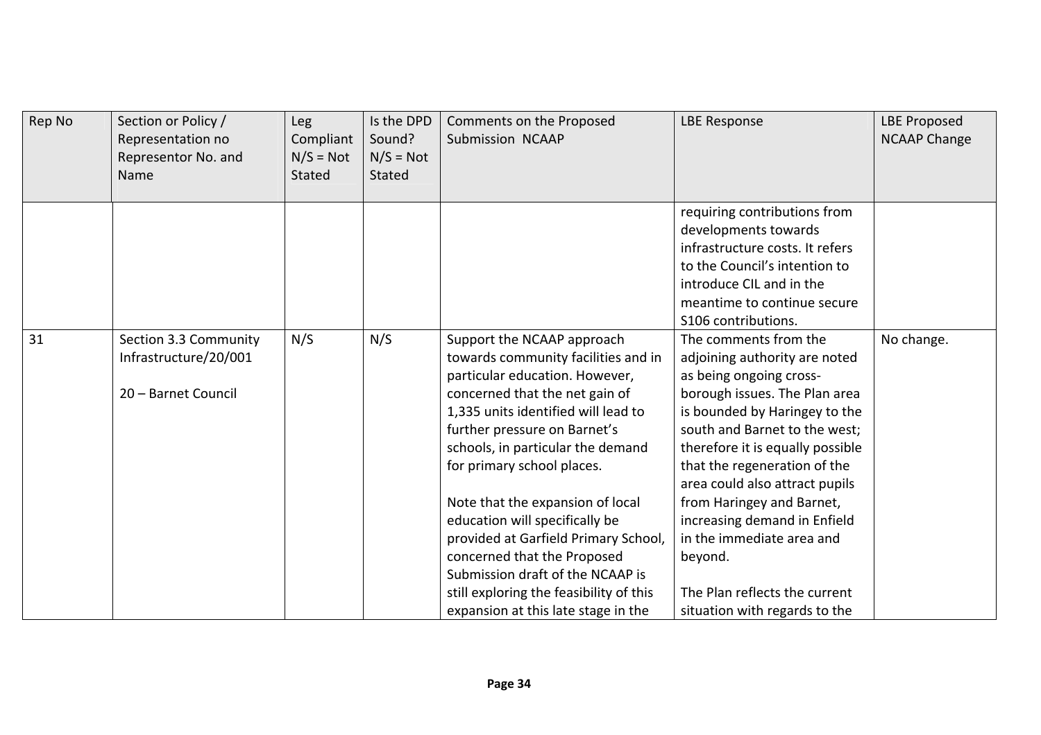| Rep No | Section or Policy / Representation no Representor No. and Name | Leg Compliant N/S = Not Stated | Is the DPD Sound? N/S = Not Stated | Comments on the Proposed Submission NCAAP | LBE Response | LBE Proposed NCAAP Change |
|---|---|---|---|---|---|---|
| | | | | | requiring contributions from developments towards infrastructure costs. It refers to the Council's intention to introduce CIL and in the meantime to continue secure S106 contributions. | |
| 31 | Section 3.3 Community Infrastructure/20/001<br><br>20 – Barnet Council | N/S | N/S | Support the NCAAP approach towards community facilities and in particular education. However, concerned that the net gain of 1,335 units identified will lead to further pressure on Barnet's schools, in particular the demand for primary school places.<br><br>Note that the expansion of local education will specifically be provided at Garfield Primary School, concerned that the Proposed Submission draft of the NCAAP is still exploring the feasibility of this expansion at this late stage in the | The comments from the adjoining authority are noted as being ongoing cross-borough issues. The Plan area is bounded by Haringey to the south and Barnet to the west; therefore it is equally possible that the regeneration of the area could also attract pupils from Haringey and Barnet, increasing demand in Enfield in the immediate area and beyond.<br><br>The Plan reflects the current situation with regards to the | No change. |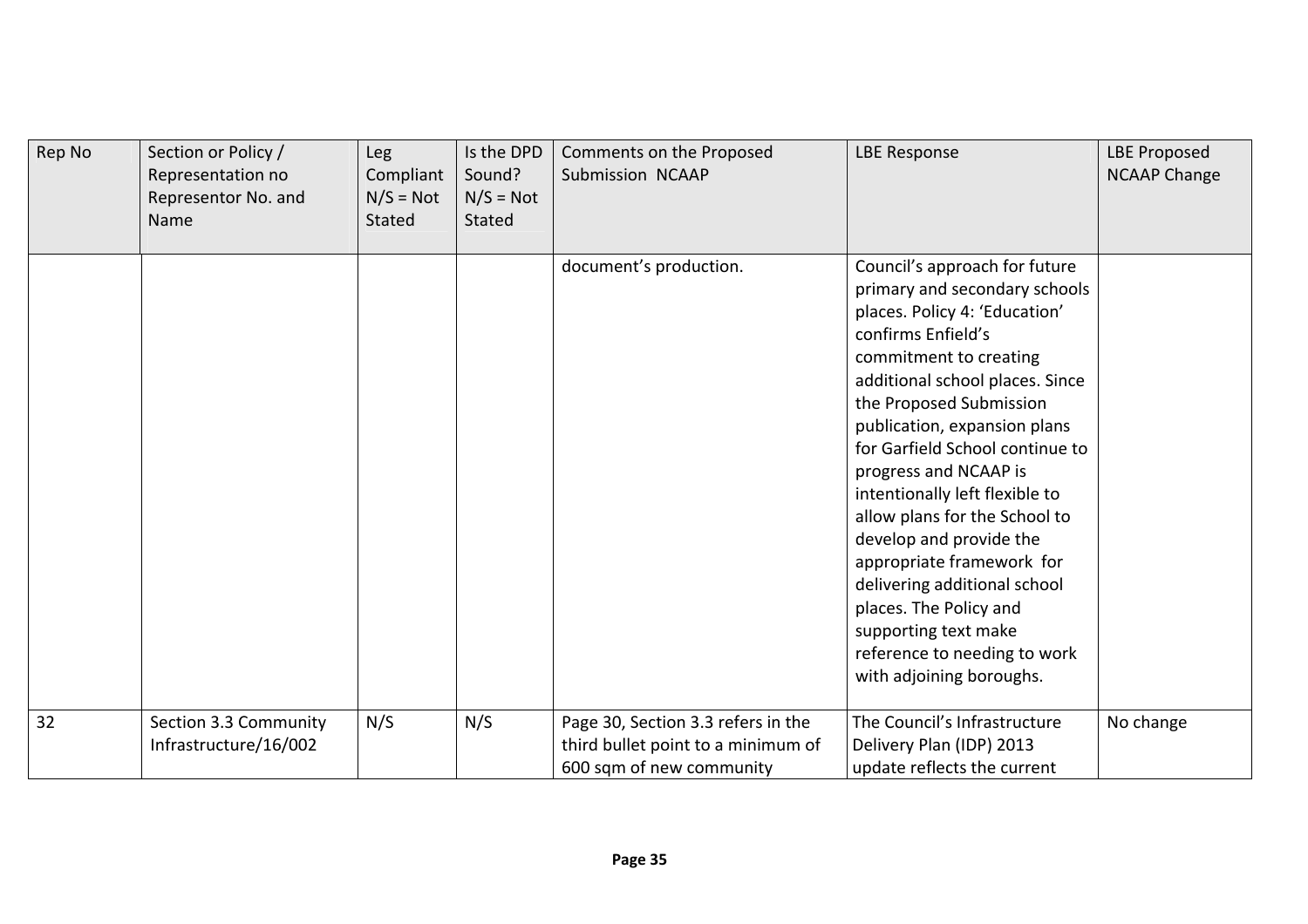| Rep No | Section or Policy / Representation no Representor No. and Name | Leg Compliant N/S = Not Stated | Is the DPD Sound? N/S = Not Stated | Comments on the Proposed Submission NCAAP | LBE Response | LBE Proposed NCAAP Change |
|---|---|---|---|---|---|---|
| | | | | document's production. | Council's approach for future primary and secondary schools places. Policy 4: 'Education' confirms Enfield's commitment to creating additional school places. Since the Proposed Submission publication, expansion plans for Garfield School continue to progress and NCAAP is intentionally left flexible to allow plans for the School to develop and provide the appropriate framework for delivering additional school places. The Policy and supporting text make reference to needing to work with adjoining boroughs. | |
| 32 | Section 3.3 Community Infrastructure/16/002 | N/S | N/S | Page 30, Section 3.3 refers in the third bullet point to a minimum of 600 sqm of new community | The Council's Infrastructure Delivery Plan (IDP) 2013 update reflects the current | No change |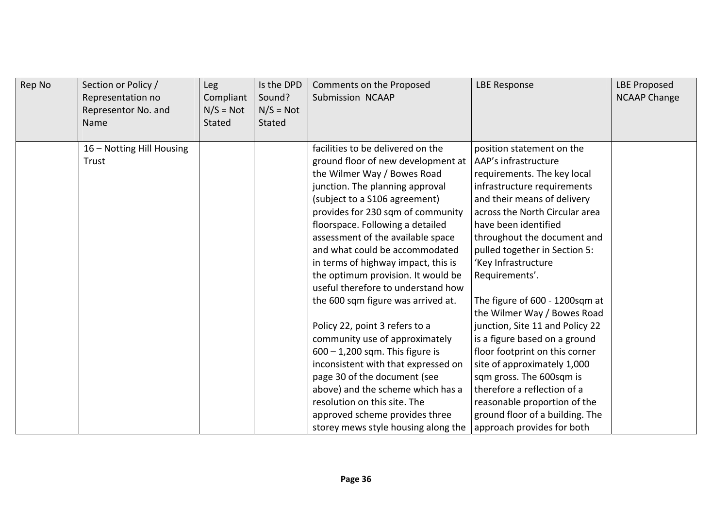| Rep No | Section or Policy / Representation no Representor No. and Name | Leg Compliant N/S = Not Stated | Is the DPD Sound? N/S = Not Stated | Comments on the Proposed Submission NCAAP | LBE Response | LBE Proposed NCAAP Change |
|---|---|---|---|---|---|---|
| | 16 – Notting Hill Housing Trust | | | facilities to be delivered on the ground floor of new development at the Wilmer Way / Bowes Road junction. The planning approval (subject to a S106 agreement) provides for 230 sqm of community floorspace. Following a detailed assessment of the available space and what could be accommodated in terms of highway impact, this is the optimum provision. It would be useful therefore to understand how the 600 sqm figure was arrived at.<br><br>Policy 22, point 3 refers to a community use of approximately 600 – 1,200 sqm. This figure is inconsistent with that expressed on page 30 of the document (see above) and the scheme which has a resolution on this site. The approved scheme provides three storey mews style housing along the | position statement on the AAP's infrastructure requirements. The key local infrastructure requirements and their means of delivery across the North Circular area have been identified throughout the document and pulled together in Section 5: 'Key Infrastructure Requirements'.<br><br>The figure of 600 - 1200sqm at the Wilmer Way / Bowes Road junction, Site 11 and Policy 22 is a figure based on a ground floor footprint on this corner site of approximately 1,000 sqm gross. The 600sqm is therefore a reflection of a reasonable proportion of the ground floor of a building. The approach provides for both | |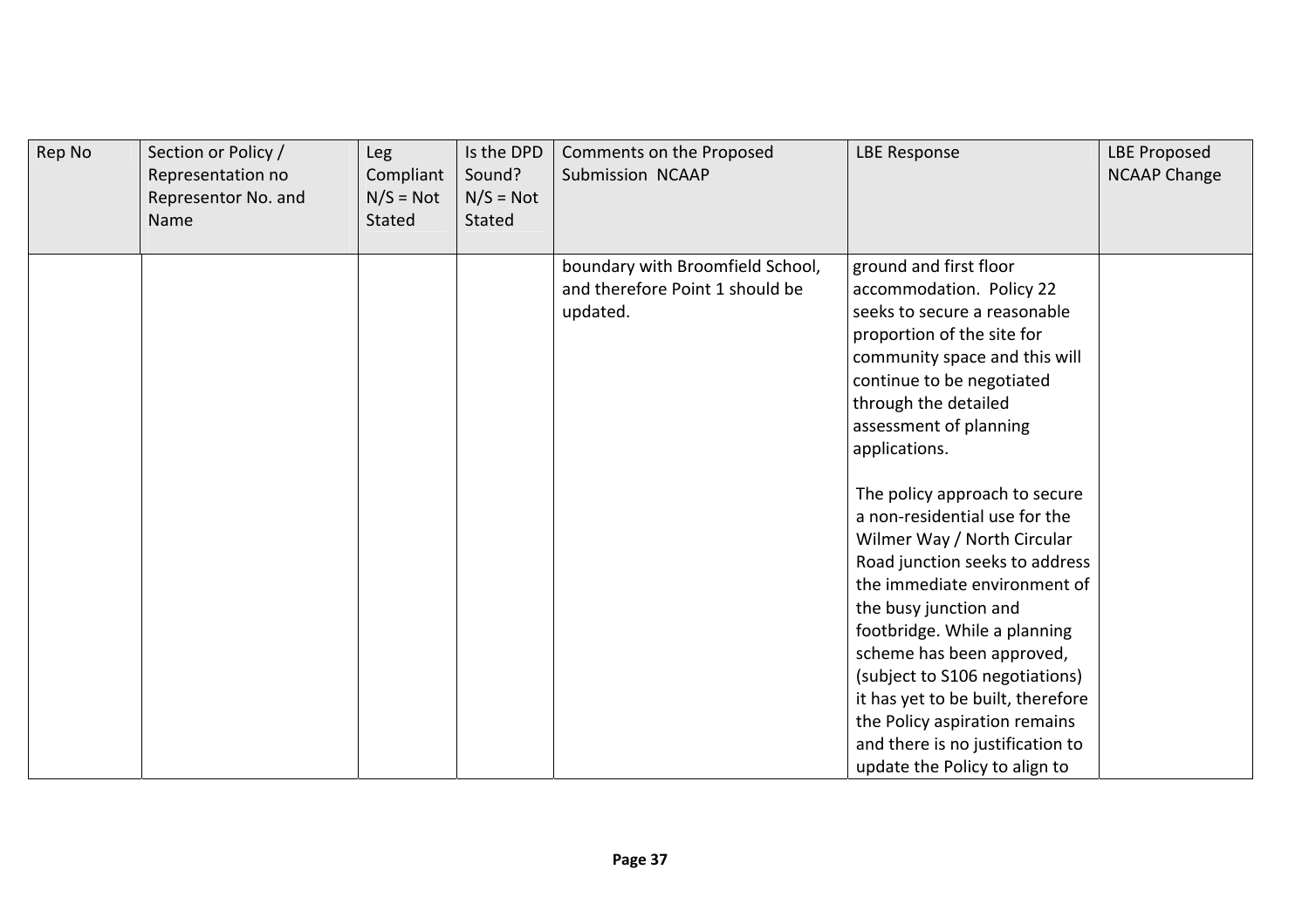| Rep No | Section or Policy / Representation no Representor No. and Name | Leg Compliant N/S = Not Stated | Is the DPD Sound? N/S = Not Stated | Comments on the Proposed Submission NCAAP | LBE Response | LBE Proposed NCAAP Change |
|---|---|---|---|---|---|---|
| | | | | boundary with Broomfield School, and therefore Point 1 should be updated. | ground and first floor accommodation. Policy 22 seeks to secure a reasonable proportion of the site for community space and this will continue to be negotiated through the detailed assessment of planning applications.<br><br>The policy approach to secure a non-residential use for the Wilmer Way / North Circular Road junction seeks to address the immediate environment of the busy junction and footbridge. While a planning scheme has been approved, (subject to S106 negotiations) it has yet to be built, therefore the Policy aspiration remains and there is no justification to update the Policy to align to | |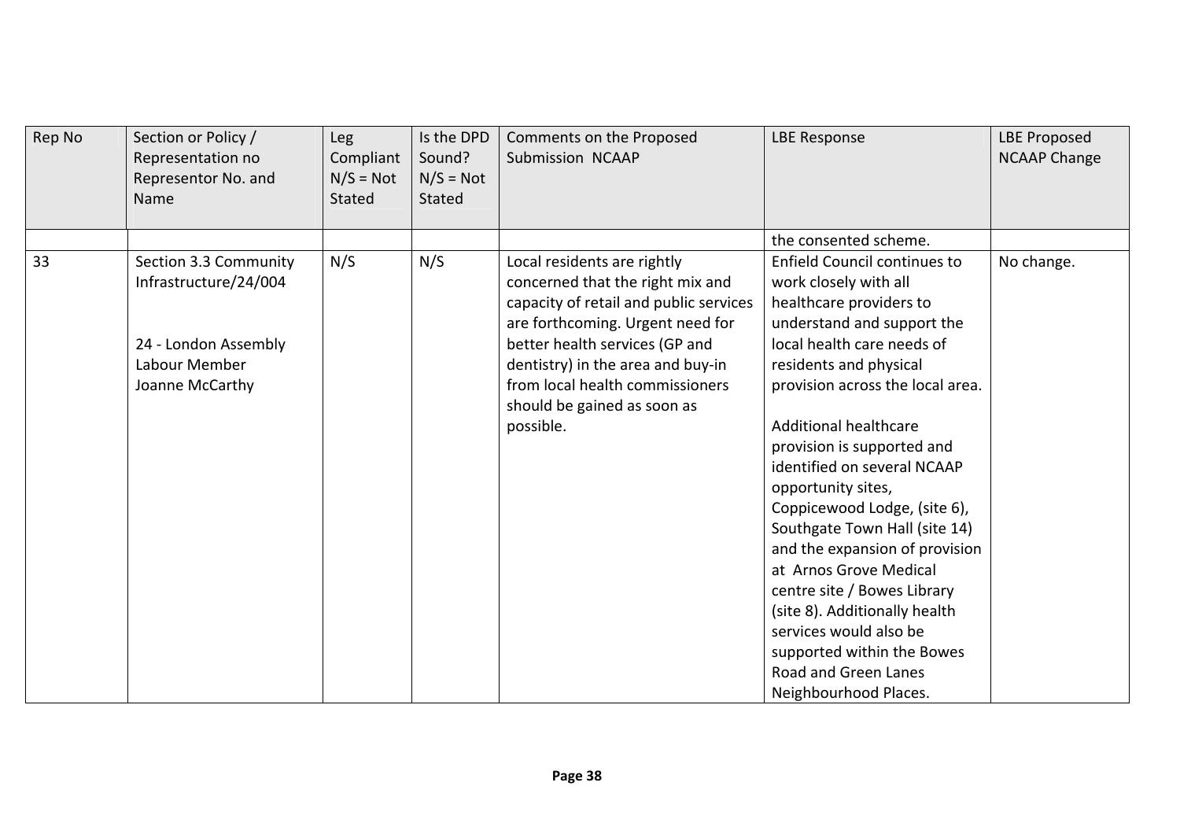| Rep No | Section or Policy / Representation no Representor No. and Name | Leg Compliant N/S = Not Stated | Is the DPD Sound? N/S = Not Stated | Comments on the Proposed Submission NCAAP | LBE Response | LBE Proposed NCAAP Change |
|---|---|---|---|---|---|---|
| | | | | | the consented scheme. | |
| 33 | Section 3.3 Community Infrastructure/24/004<br><br>24 - London Assembly Labour Member Joanne McCarthy | N/S | N/S | Local residents are rightly concerned that the right mix and capacity of retail and public services are forthcoming. Urgent need for better health services (GP and dentistry) in the area and buy-in from local health commissioners should be gained as soon as possible. | Enfield Council continues to work closely with all healthcare providers to understand and support the local health care needs of residents and physical provision across the local area.<br><br>Additional healthcare provision is supported and identified on several NCAAP opportunity sites, Coppicewood Lodge, (site 6), Southgate Town Hall (site 14) and the expansion of provision at Arnos Grove Medical centre site / Bowes Library (site 8). Additionally health services would also be supported within the Bowes Road and Green Lanes Neighbourhood Places. | No change. |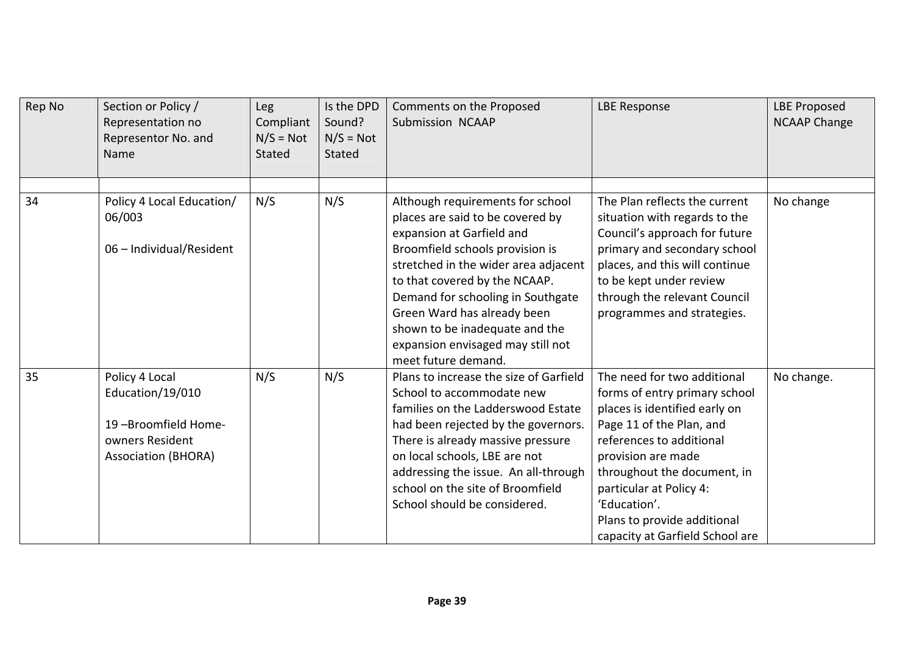| Rep No | Section or Policy / Representation no Representor No. and Name | Leg Compliant N/S = Not Stated | Is the DPD Sound? N/S = Not Stated | Comments on the Proposed Submission NCAAP | LBE Response | LBE Proposed NCAAP Change |
|---|---|---|---|---|---|---|
| | | | | | | |
| 34 | Policy 4 Local Education/ 06/003<br><br>06 – Individual/Resident | N/S | N/S | Although requirements for school places are said to be covered by expansion at Garfield and Broomfield schools provision is stretched in the wider area adjacent to that covered by the NCAAP. Demand for schooling in Southgate Green Ward has already been shown to be inadequate and the expansion envisaged may still not meet future demand. | The Plan reflects the current situation with regards to the Council's approach for future primary and secondary school places, and this will continue to be kept under review through the relevant Council programmes and strategies. | No change |
| 35 | Policy 4 Local Education/19/010<br><br>19 –Broomfield Home-owners Resident Association (BHORA) | N/S | N/S | Plans to increase the size of Garfield School to accommodate new families on the Ladderswood Estate had been rejected by the governors. There is already massive pressure on local schools, LBE are not addressing the issue. An all-through school on the site of Broomfield School should be considered. | The need for two additional forms of entry primary school places is identified early on Page 11 of the Plan, and references to additional provision are made throughout the document, in particular at Policy 4: 'Education'.<br>Plans to provide additional capacity at Garfield School are | No change. |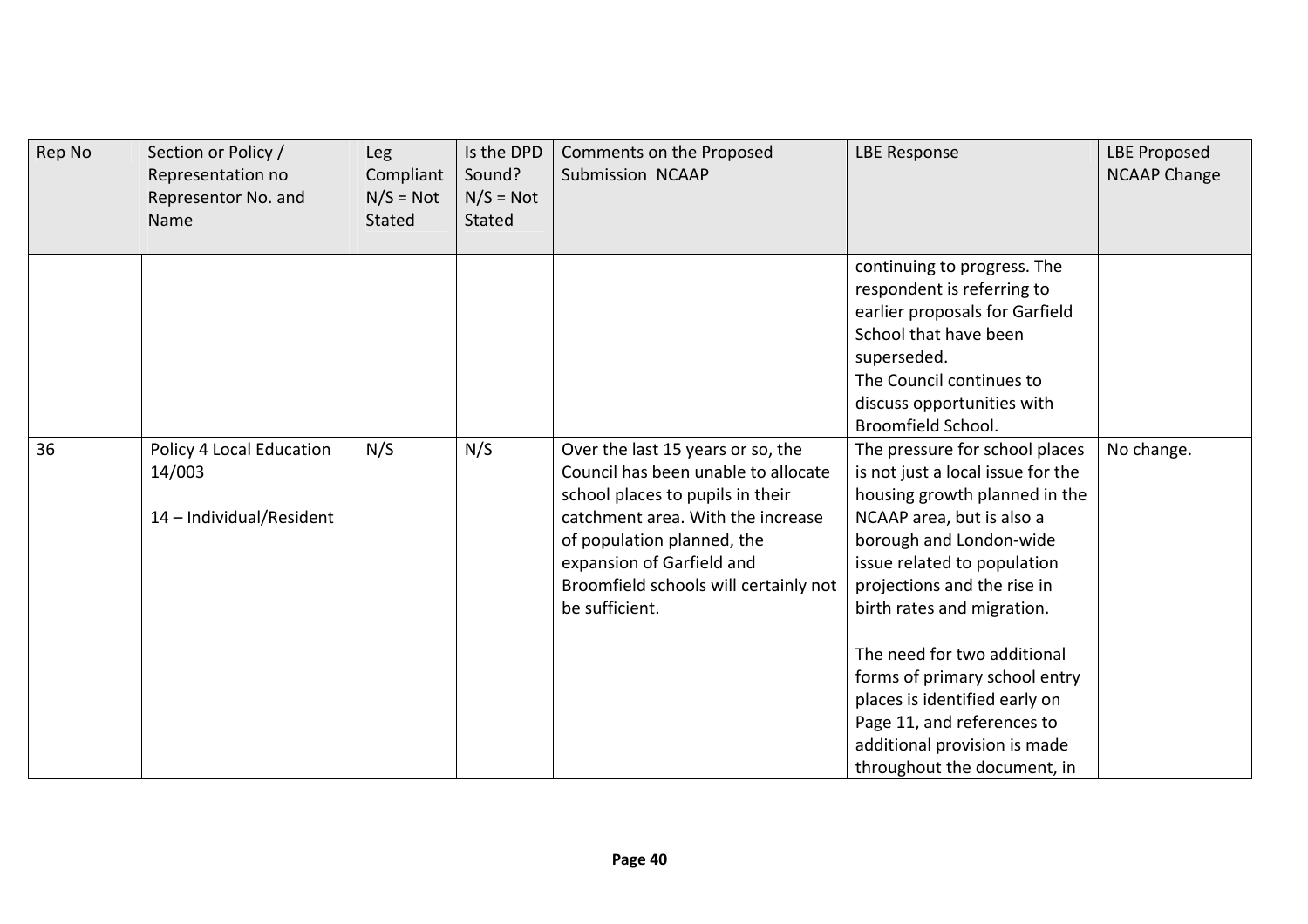| Rep No | Section or Policy / Representation no Representor No. and Name | Leg Compliant N/S = Not Stated | Is the DPD Sound? N/S = Not Stated | Comments on the Proposed Submission NCAAP | LBE Response | LBE Proposed NCAAP Change |
|---|---|---|---|---|---|---|
| | | | | | continuing to progress. The respondent is referring to earlier proposals for Garfield School that have been superseded.<br>The Council continues to discuss opportunities with Broomfield School. | |
| 36 | Policy 4 Local Education 14/003<br><br>14 – Individual/Resident | N/S | N/S | Over the last 15 years or so, the Council has been unable to allocate school places to pupils in their catchment area. With the increase of population planned, the expansion of Garfield and Broomfield schools will certainly not be sufficient. | The pressure for school places is not just a local issue for the housing growth planned in the NCAAP area, but is also a borough and London-wide issue related to population projections and the rise in birth rates and migration.<br><br>The need for two additional forms of primary school entry places is identified early on Page 11, and references to additional provision is made throughout the document, in | No change. |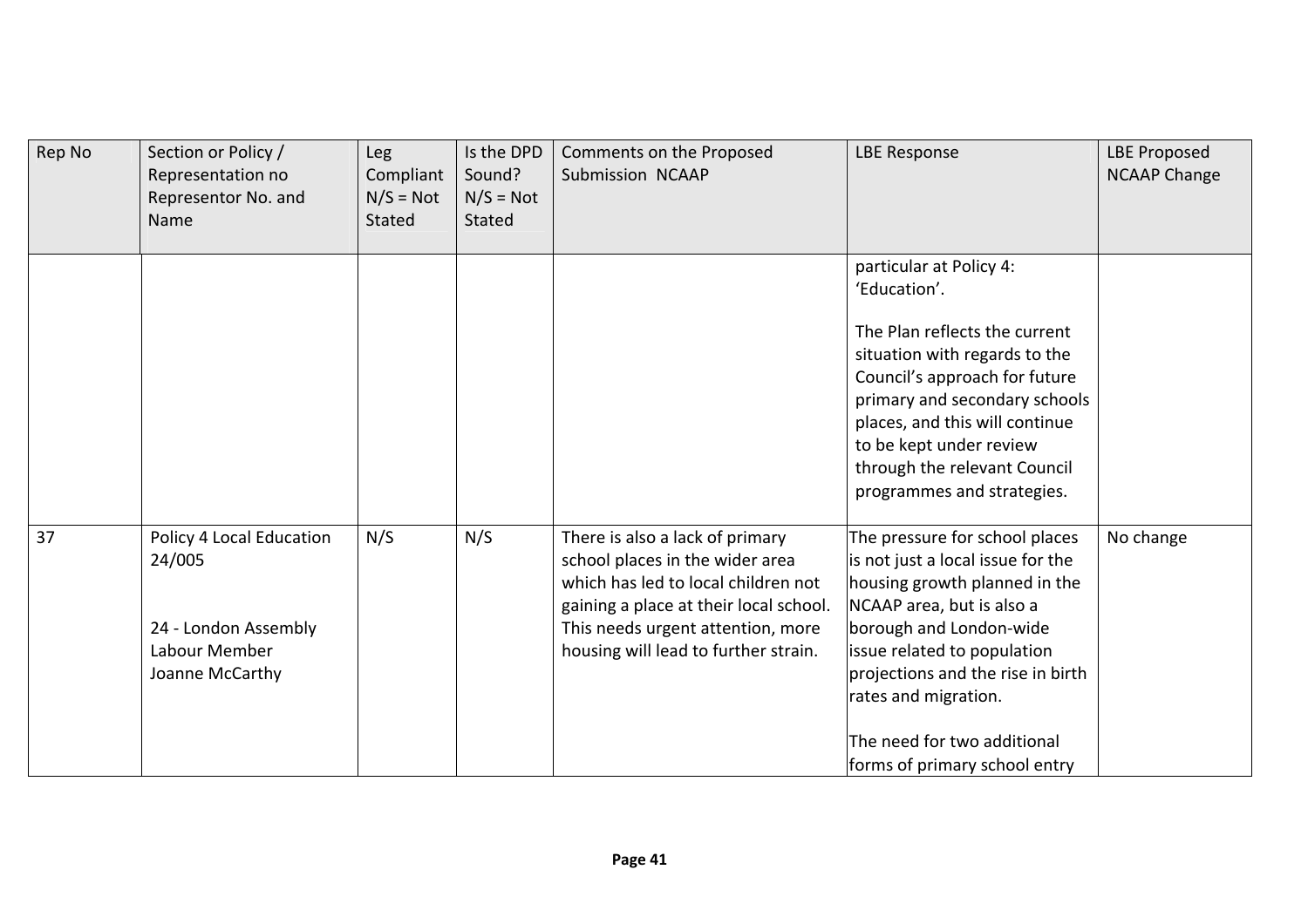| Rep No | Section or Policy / Representation no Representor No. and Name | Leg Compliant N/S = Not Stated | Is the DPD Sound? N/S = Not Stated | Comments on the Proposed Submission NCAAP | LBE Response | LBE Proposed NCAAP Change |
|---|---|---|---|---|---|---|
| | | | | | particular at Policy 4: 'Education'.<br><br>The Plan reflects the current situation with regards to the Council's approach for future primary and secondary schools places, and this will continue to be kept under review through the relevant Council programmes and strategies. | |
| 37 | Policy 4 Local Education 24/005<br><br>24 - London Assembly Labour Member Joanne McCarthy | N/S | N/S | There is also a lack of primary school places in the wider area which has led to local children not gaining a place at their local school. This needs urgent attention, more housing will lead to further strain. | The pressure for school places is not just a local issue for the housing growth planned in the NCAAP area, but is also a borough and London-wide issue related to population projections and the rise in birth rates and migration.<br><br>The need for two additional forms of primary school entry | No change |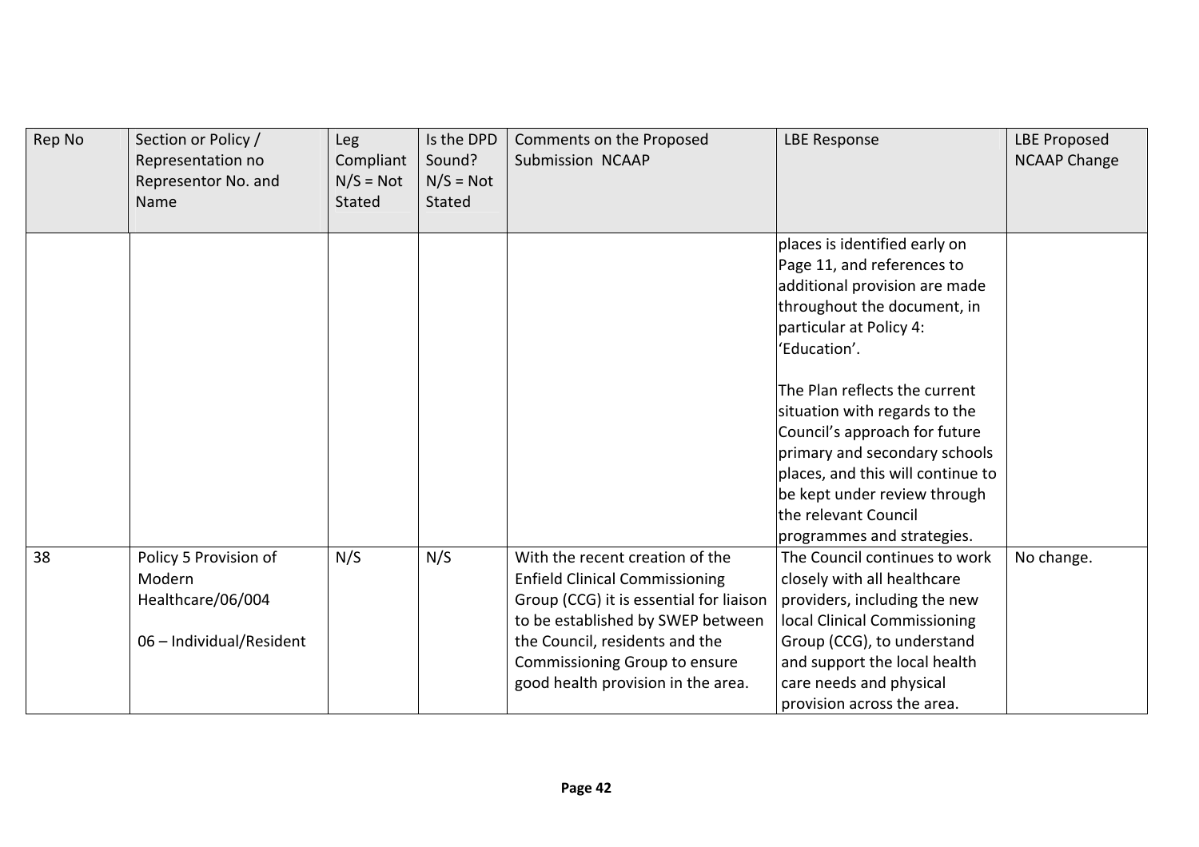| Rep No | Section or Policy / Representation no Representor No. and Name | Leg Compliant N/S = Not Stated | Is the DPD Sound? N/S = Not Stated | Comments on the Proposed Submission NCAAP | LBE Response | LBE Proposed NCAAP Change |
|---|---|---|---|---|---|---|
| | | | | | places is identified early on Page 11, and references to additional provision are made throughout the document, in particular at Policy 4: 'Education'.<br><br>The Plan reflects the current situation with regards to the Council's approach for future primary and secondary schools places, and this will continue to be kept under review through the relevant Council programmes and strategies. | |
| 38 | Policy 5 Provision of Modern Healthcare/06/004<br><br>06 – Individual/Resident | N/S | N/S | With the recent creation of the Enfield Clinical Commissioning Group (CCG) it is essential for liaison to be established by SWEP between the Council, residents and the Commissioning Group to ensure good health provision in the area. | The Council continues to work closely with all healthcare providers, including the new local Clinical Commissioning Group (CCG), to understand and support the local health care needs and physical provision across the area. | No change. |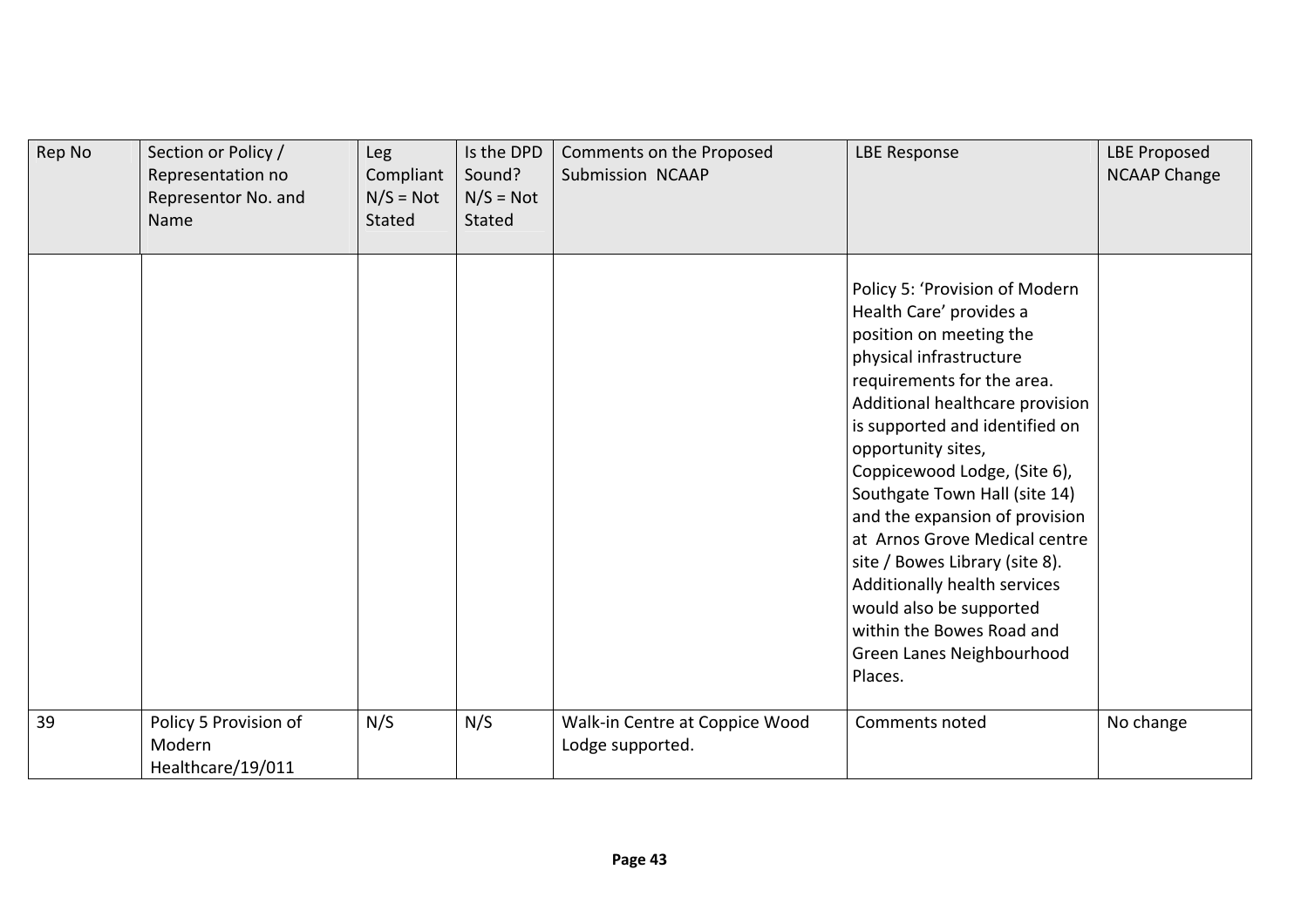| Rep No | Section or Policy / Representation no Representor No. and Name | Leg Compliant N/S = Not Stated | Is the DPD Sound? N/S = Not Stated | Comments on the Proposed Submission NCAAP | LBE Response | LBE Proposed NCAAP Change |
|---|---|---|---|---|---|---|
| | | | | | Policy 5: 'Provision of Modern Health Care' provides a position on meeting the physical infrastructure requirements for the area. Additional healthcare provision is supported and identified on opportunity sites, Coppicewood Lodge, (Site 6), Southgate Town Hall (site 14) and the expansion of provision at Arnos Grove Medical centre site / Bowes Library (site 8). Additionally health services would also be supported within the Bowes Road and Green Lanes Neighbourhood Places. | |
| 39 | Policy 5 Provision of Modern Healthcare/19/011 | N/S | N/S | Walk-in Centre at Coppice Wood Lodge supported. | Comments noted | No change |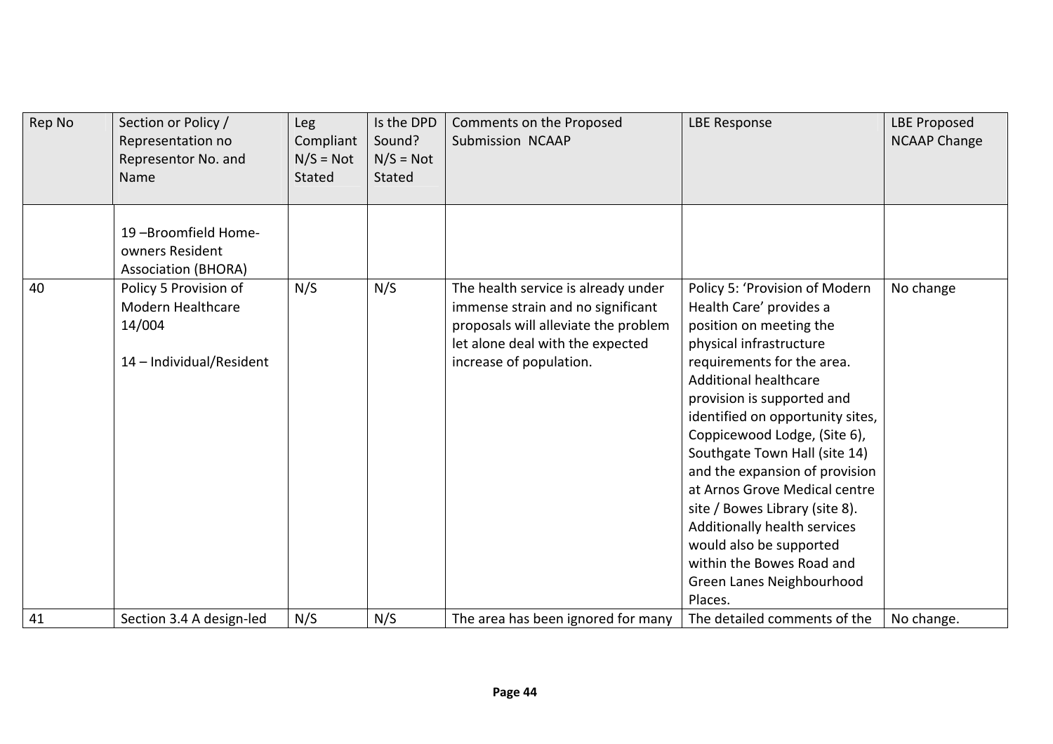| Rep No | Section or Policy / Representation no Representor No. and Name | Leg Compliant N/S = Not Stated | Is the DPD Sound? N/S = Not Stated | Comments on the Proposed Submission NCAAP | LBE Response | LBE Proposed NCAAP Change |
|---|---|---|---|---|---|---|
| | 19 –Broomfield Home-owners Resident Association (BHORA) | | | | | |
| 40 | Policy 5 Provision of Modern Healthcare 14/004<br><br>14 – Individual/Resident | N/S | N/S | The health service is already under immense strain and no significant proposals will alleviate the problem let alone deal with the expected increase of population. | Policy 5: 'Provision of Modern Health Care' provides a position on meeting the physical infrastructure requirements for the area. Additional healthcare provision is supported and identified on opportunity sites, Coppicewood Lodge, (Site 6), Southgate Town Hall (site 14) and the expansion of provision at Arnos Grove Medical centre site / Bowes Library (site 8). Additionally health services would also be supported within the Bowes Road and Green Lanes Neighbourhood Places. | No change |
| 41 | Section 3.4 A design-led | N/S | N/S | The area has been ignored for many | The detailed comments of the | No change. |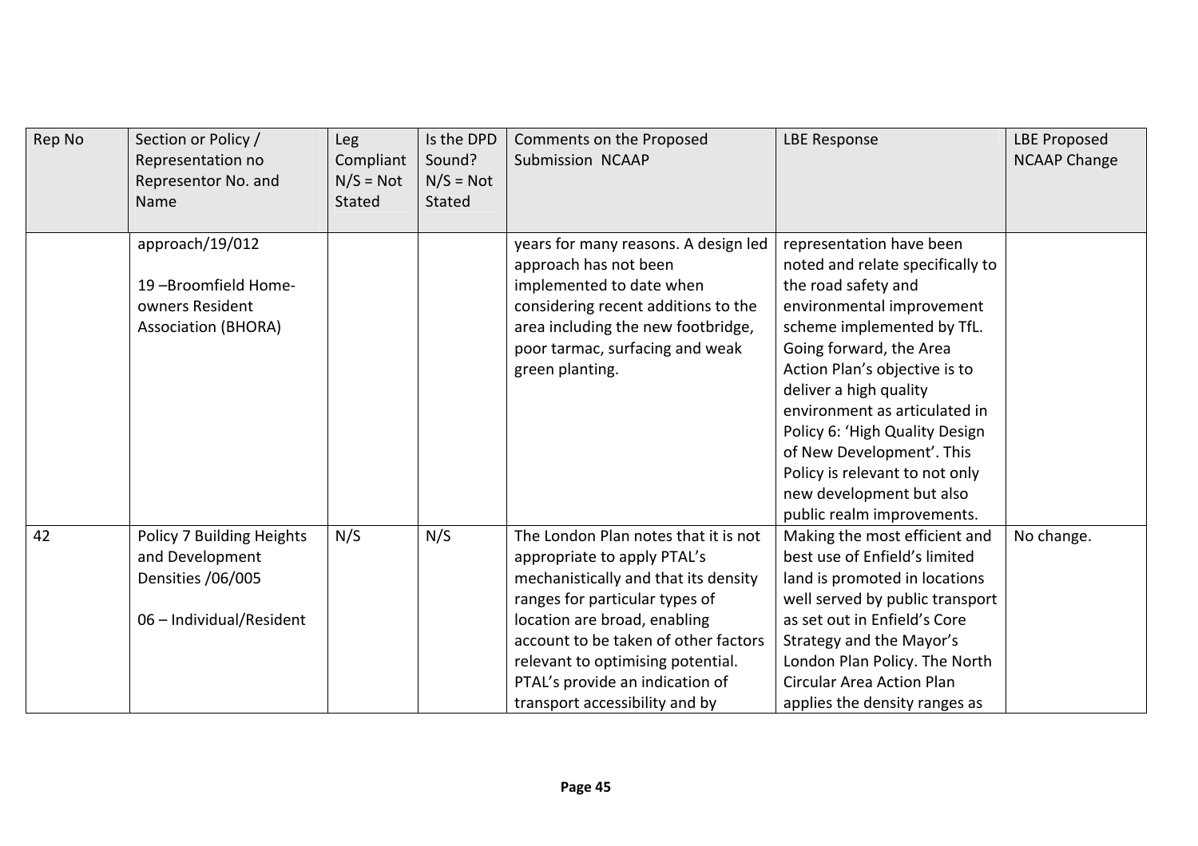| Rep No | Section or Policy / Representation no Representor No. and Name | Leg Compliant N/S = Not Stated | Is the DPD Sound? N/S = Not Stated | Comments on the Proposed Submission NCAAP | LBE Response | LBE Proposed NCAAP Change |
|---|---|---|---|---|---|---|
| | approach/19/012<br><br>19 –Broomfield Home-owners Resident Association (BHORA) | | | years for many reasons. A design led approach has not been implemented to date when considering recent additions to the area including the new footbridge, poor tarmac, surfacing and weak green planting. | representation have been noted and relate specifically to the road safety and environmental improvement scheme implemented by TfL. Going forward, the Area Action Plan's objective is to deliver a high quality environment as articulated in Policy 6: 'High Quality Design of New Development'. This Policy is relevant to not only new development but also public realm improvements. | |
| 42 | Policy 7 Building Heights and Development Densities /06/005<br><br>06 – Individual/Resident | N/S | N/S | The London Plan notes that it is not appropriate to apply PTAL's mechanistically and that its density ranges for particular types of location are broad, enabling account to be taken of other factors relevant to optimising potential. PTAL's provide an indication of transport accessibility and by | Making the most efficient and best use of Enfield's limited land is promoted in locations well served by public transport as set out in Enfield's Core Strategy and the Mayor's London Plan Policy. The North Circular Area Action Plan applies the density ranges as | No change. |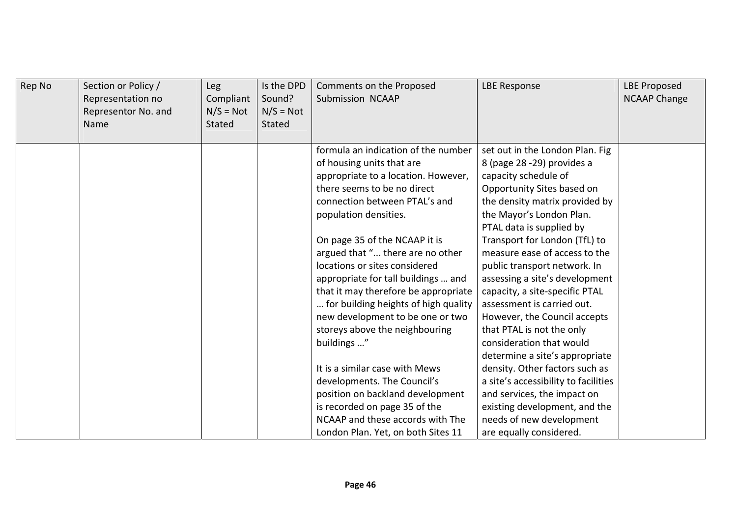| Rep No | Section or Policy / Representation no Representor No. and Name | Leg Compliant N/S = Not Stated | Is the DPD Sound? N/S = Not Stated | Comments on the Proposed Submission NCAAP | LBE Response | LBE Proposed NCAAP Change |
|---|---|---|---|---|---|---|
| | | | | formula an indication of the number of housing units that are appropriate to a location. However, there seems to be no direct connection between PTAL's and population densities.<br><br>On page 35 of the NCAAP it is argued that "... there are no other locations or sites considered appropriate for tall buildings … and that it may therefore be appropriate … for building heights of high quality new development to be one or two storeys above the neighbouring buildings …"<br><br>It is a similar case with Mews developments. The Council's position on backland development is recorded on page 35 of the NCAAP and these accords with The London Plan. Yet, on both Sites 11 | set out in the London Plan. Fig 8 (page 28 -29) provides a capacity schedule of Opportunity Sites based on the density matrix provided by the Mayor's London Plan. PTAL data is supplied by Transport for London (TfL) to measure ease of access to the public transport network. In assessing a site's development capacity, a site-specific PTAL assessment is carried out. However, the Council accepts that PTAL is not the only consideration that would determine a site's appropriate density. Other factors such as a site's accessibility to facilities and services, the impact on existing development, and the needs of new development are equally considered. | |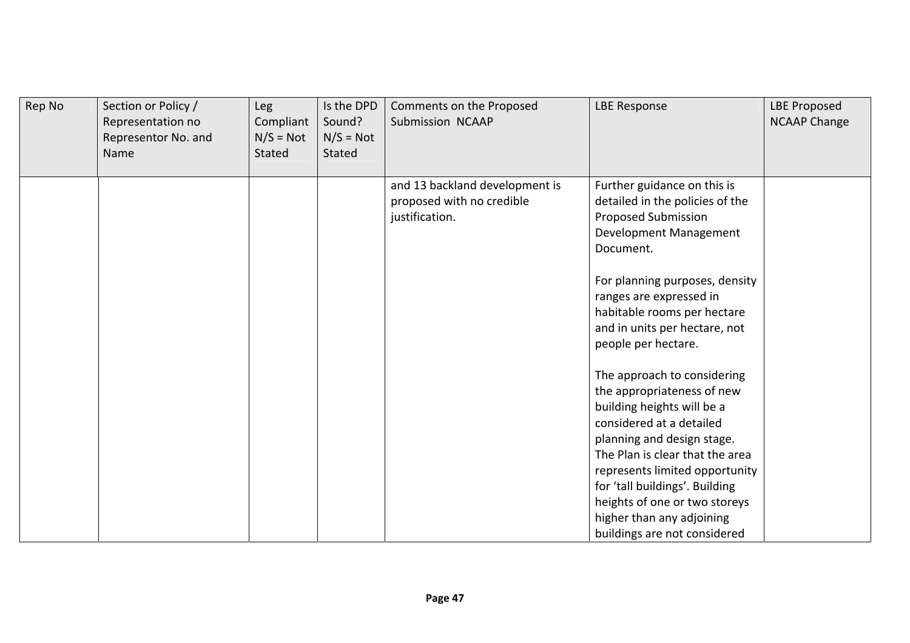| Rep No | Section or Policy / Representation no Representor No. and Name | Leg Compliant N/S = Not Stated | Is the DPD Sound? N/S = Not Stated | Comments on the Proposed Submission NCAAP | LBE Response | LBE Proposed NCAAP Change |
|---|---|---|---|---|---|---|
| | | | | and 13 backland development is proposed with no credible justification. | Further guidance on this is detailed in the policies of the Proposed Submission Development Management Document.<br><br>For planning purposes, density ranges are expressed in habitable rooms per hectare and in units per hectare, not people per hectare.<br><br>The approach to considering the appropriateness of new building heights will be a considered at a detailed planning and design stage. The Plan is clear that the area represents limited opportunity for 'tall buildings'. Building heights of one or two storeys higher than any adjoining buildings are not considered | |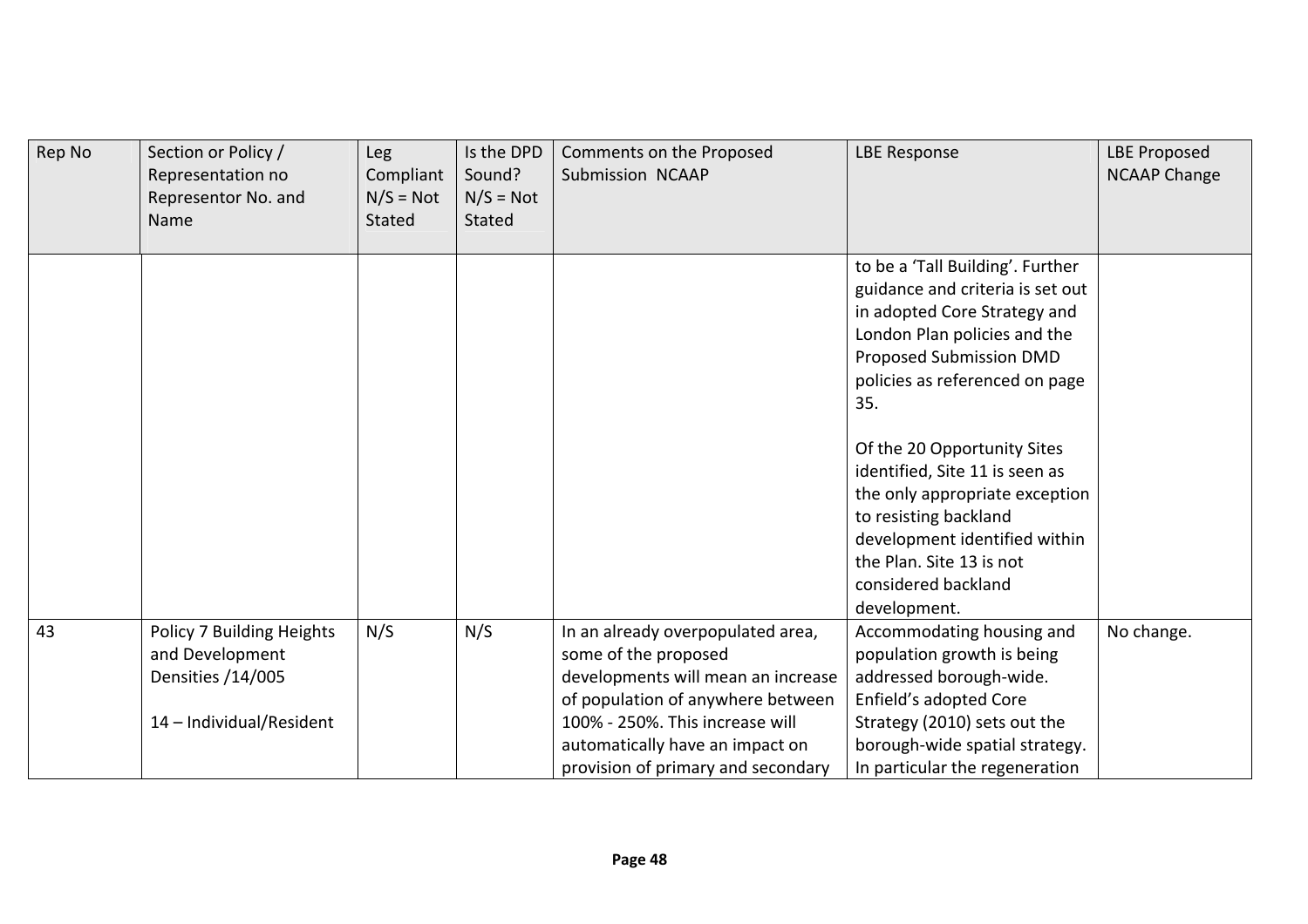| Rep No | Section or Policy / Representation no Representor No. and Name | Leg Compliant N/S = Not Stated | Is the DPD Sound? N/S = Not Stated | Comments on the Proposed Submission NCAAP | LBE Response | LBE Proposed NCAAP Change |
|---|---|---|---|---|---|---|
| | | | | | to be a 'Tall Building'. Further guidance and criteria is set out in adopted Core Strategy and London Plan policies and the Proposed Submission DMD policies as referenced on page 35.<br><br>Of the 20 Opportunity Sites identified, Site 11 is seen as the only appropriate exception to resisting backland development identified within the Plan. Site 13 is not considered backland development. | |
| 43 | Policy 7 Building Heights and Development Densities /14/005<br><br>14 – Individual/Resident | N/S | N/S | In an already overpopulated area, some of the proposed developments will mean an increase of population of anywhere between 100% - 250%. This increase will automatically have an impact on provision of primary and secondary | Accommodating housing and population growth is being addressed borough-wide. Enfield's adopted Core Strategy (2010) sets out the borough-wide spatial strategy. In particular the regeneration | No change. |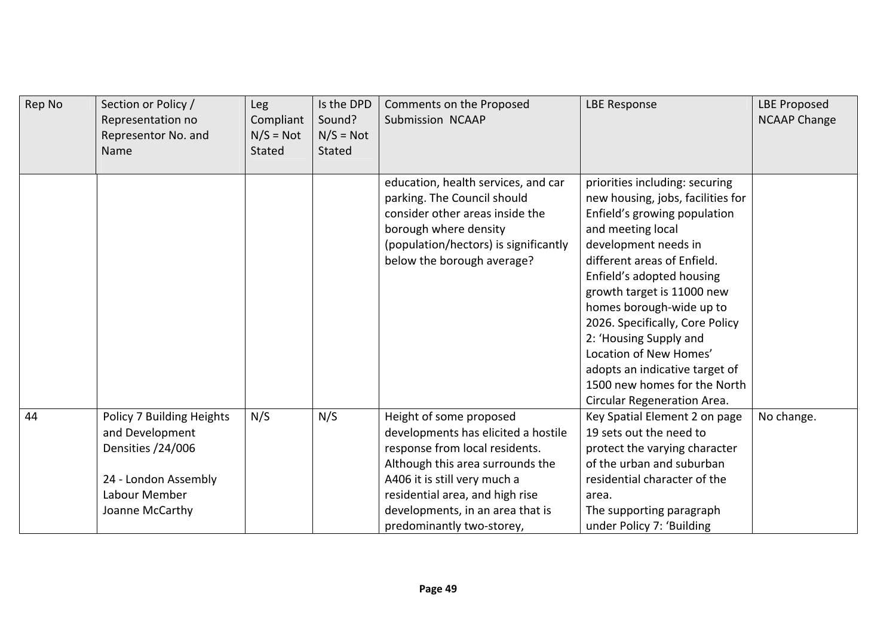| Rep No | Section or Policy / Representation no Representor No. and Name | Leg Compliant N/S = Not Stated | Is the DPD Sound? N/S = Not Stated | Comments on the Proposed Submission NCAAP | LBE Response | LBE Proposed NCAAP Change |
|---|---|---|---|---|---|---|
| | | | | education, health services, and car parking. The Council should consider other areas inside the borough where density (population/hectors) is significantly below the borough average? | priorities including: securing new housing, jobs, facilities for Enfield's growing population and meeting local development needs in different areas of Enfield. Enfield's adopted housing growth target is 11000 new homes borough-wide up to 2026. Specifically, Core Policy 2: 'Housing Supply and Location of New Homes' adopts an indicative target of 1500 new homes for the North Circular Regeneration Area. | |
| 44 | Policy 7 Building Heights and Development Densities /24/006<br><br>24 - London Assembly Labour Member Joanne McCarthy | N/S | N/S | Height of some proposed developments has elicited a hostile response from local residents. Although this area surrounds the A406 it is still very much a residential area, and high rise developments, in an area that is predominantly two-storey, | Key Spatial Element 2 on page 19 sets out the need to protect the varying character of the urban and suburban residential character of the area.<br>The supporting paragraph under Policy 7: 'Building | No change. |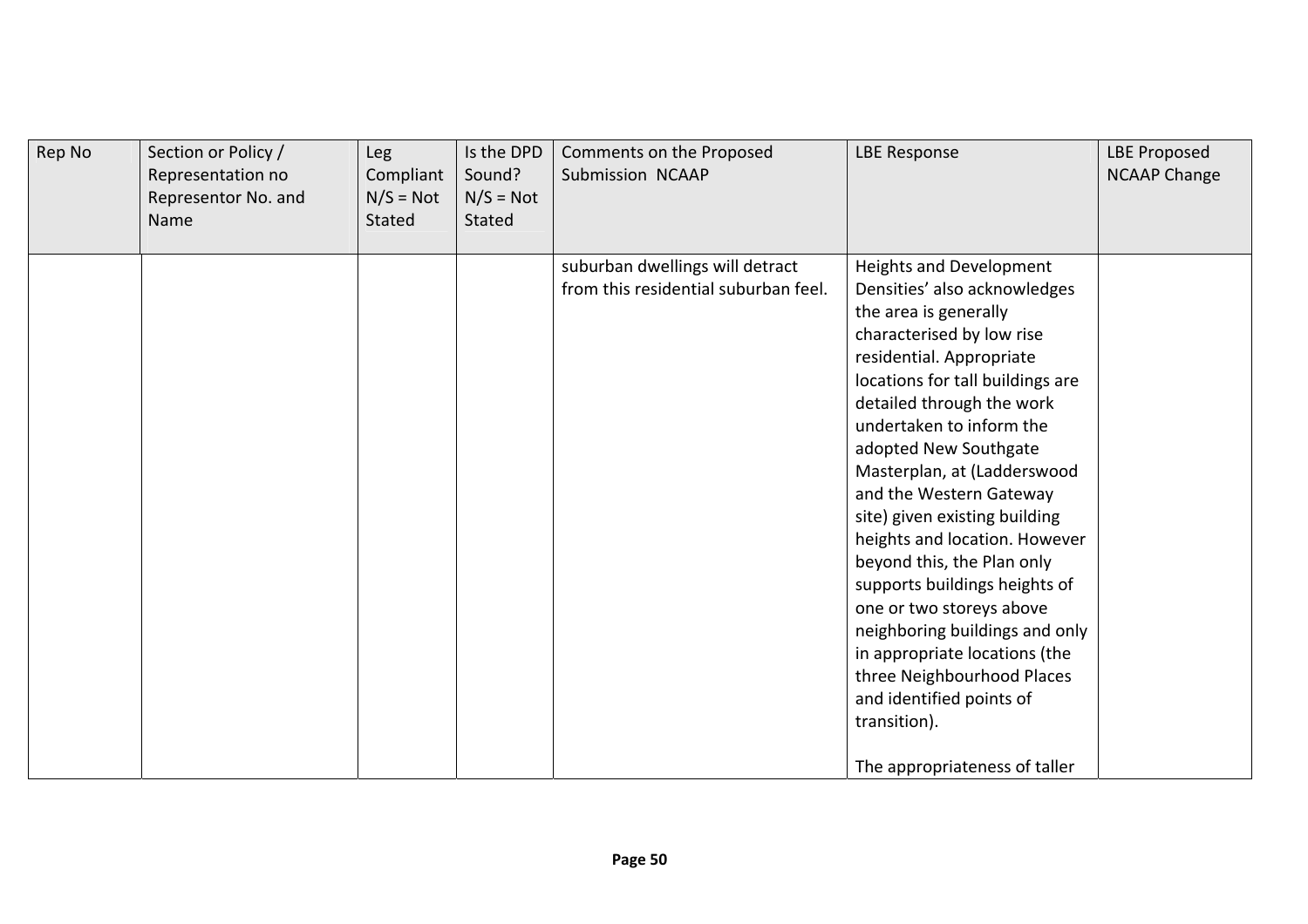| Rep No | Section or Policy / Representation no Representor No. and Name | Leg Compliant N/S = Not Stated | Is the DPD Sound? N/S = Not Stated | Comments on the Proposed Submission NCAAP | LBE Response | LBE Proposed NCAAP Change |
|---|---|---|---|---|---|---|
| | | | | suburban dwellings will detract from this residential suburban feel. | Heights and Development Densities' also acknowledges the area is generally characterised by low rise residential. Appropriate locations for tall buildings are detailed through the work undertaken to inform the adopted New Southgate Masterplan, at (Ladderswood and the Western Gateway site) given existing building heights and location. However beyond this, the Plan only supports buildings heights of one or two storeys above neighboring buildings and only in appropriate locations (the three Neighbourhood Places and identified points of transition).<br><br>The appropriateness of taller | |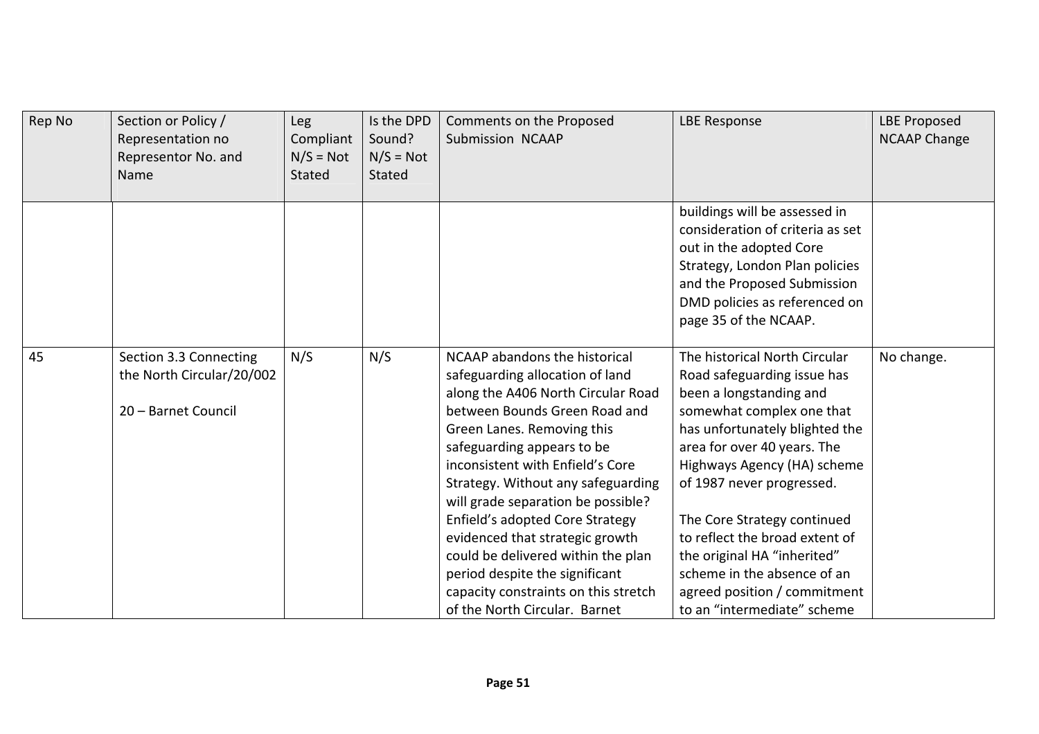| Rep No | Section or Policy / Representation no Representor No. and Name | Leg Compliant N/S = Not Stated | Is the DPD Sound? N/S = Not Stated | Comments on the Proposed Submission NCAAP | LBE Response | LBE Proposed NCAAP Change |
|---|---|---|---|---|---|---|
| | | | | | buildings will be assessed in consideration of criteria as set out in the adopted Core Strategy, London Plan policies and the Proposed Submission DMD policies as referenced on page 35 of the NCAAP. | |
| 45 | Section 3.3 Connecting the North Circular/20/002<br><br>20 – Barnet Council | N/S | N/S | NCAAP abandons the historical safeguarding allocation of land along the A406 North Circular Road between Bounds Green Road and Green Lanes. Removing this safeguarding appears to be inconsistent with Enfield's Core Strategy. Without any safeguarding will grade separation be possible? Enfield's adopted Core Strategy evidenced that strategic growth could be delivered within the plan period despite the significant capacity constraints on this stretch of the North Circular. Barnet | The historical North Circular Road safeguarding issue has been a longstanding and somewhat complex one that has unfortunately blighted the area for over 40 years. The Highways Agency (HA) scheme of 1987 never progressed.<br><br>The Core Strategy continued to reflect the broad extent of the original HA "inherited" scheme in the absence of an agreed position / commitment to an "intermediate" scheme | No change. |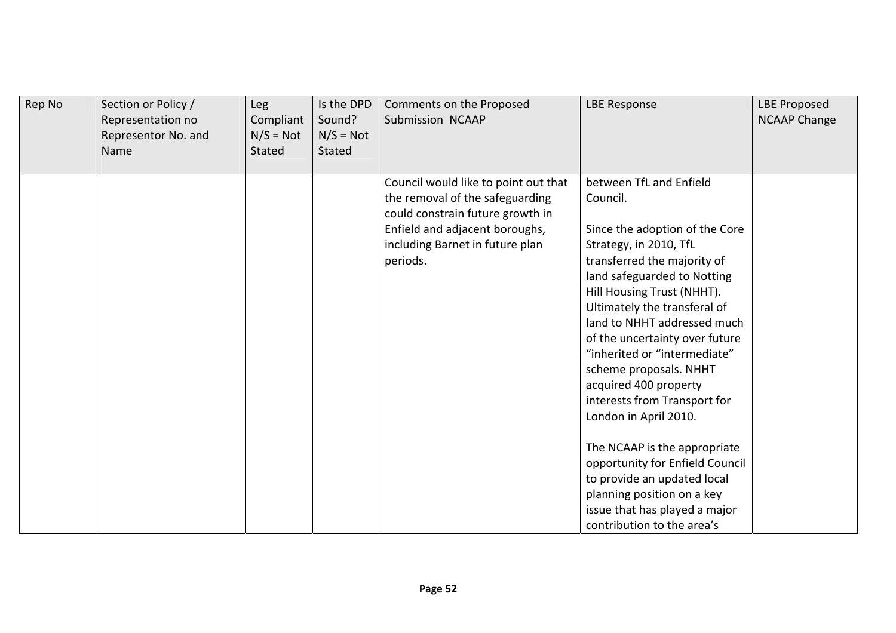| Rep No | Section or Policy / Representation no Representor No. and Name | Leg Compliant N/S = Not Stated | Is the DPD Sound? N/S = Not Stated | Comments on the Proposed Submission NCAAP | LBE Response | LBE Proposed NCAAP Change |
|---|---|---|---|---|---|---|
| | | | | Council would like to point out that the removal of the safeguarding could constrain future growth in Enfield and adjacent boroughs, including Barnet in future plan periods. | between TfL and Enfield Council.<br><br>Since the adoption of the Core Strategy, in 2010, TfL transferred the majority of land safeguarded to Notting Hill Housing Trust (NHHT). Ultimately the transferal of land to NHHT addressed much of the uncertainty over future "inherited or "intermediate" scheme proposals. NHHT acquired 400 property interests from Transport for London in April 2010.<br><br>The NCAAP is the appropriate opportunity for Enfield Council to provide an updated local planning position on a key issue that has played a major contribution to the area's | |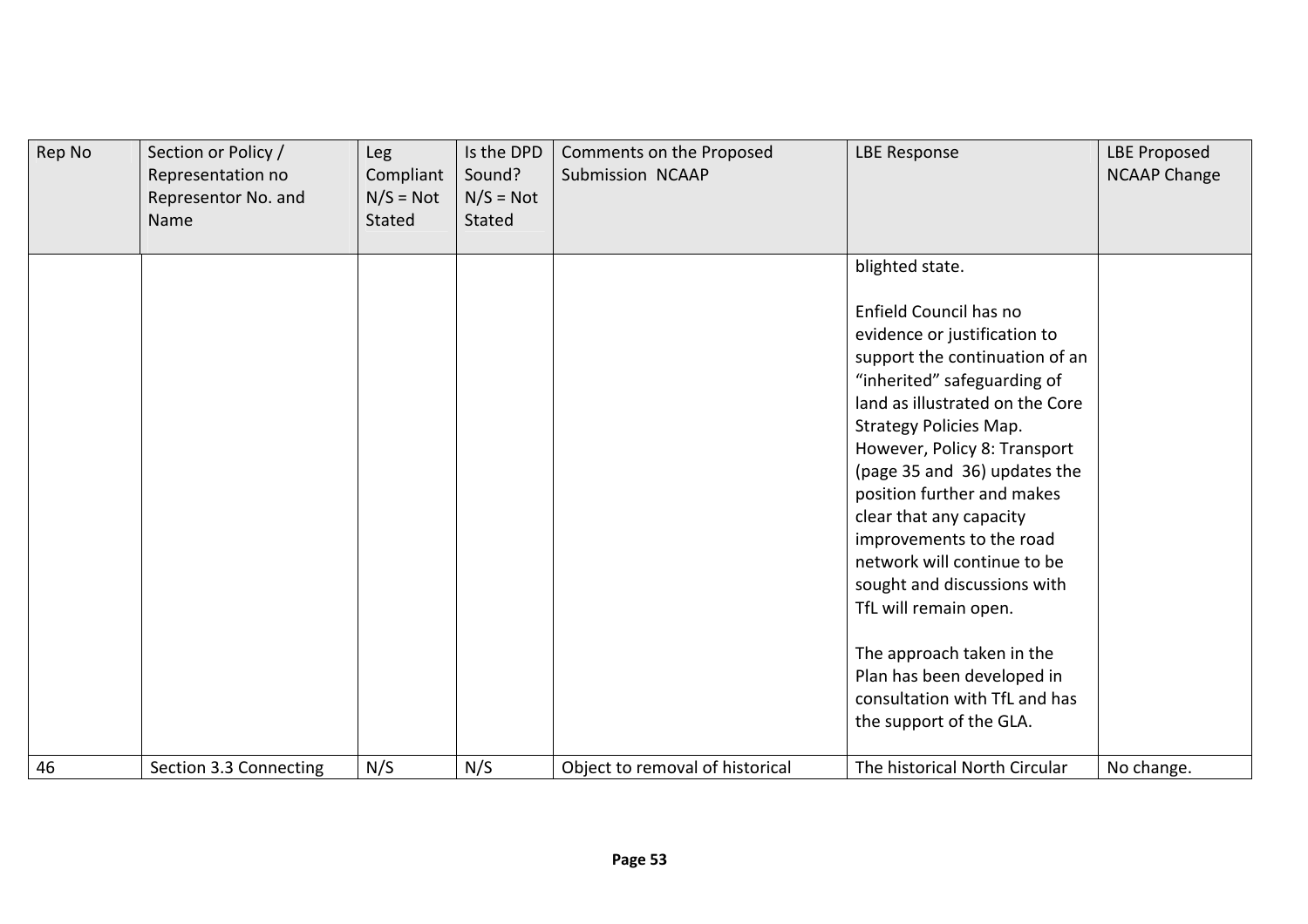| Rep No | Section or Policy / Representation no Representor No. and Name | Leg Compliant N/S = Not Stated | Is the DPD Sound? N/S = Not Stated | Comments on the Proposed Submission NCAAP | LBE Response | LBE Proposed NCAAP Change |
|---|---|---|---|---|---|---|
| | | | | | blighted state.<br><br>Enfield Council has no evidence or justification to support the continuation of an "inherited" safeguarding of land as illustrated on the Core Strategy Policies Map. However, Policy 8: Transport (page 35 and 36) updates the position further and makes clear that any capacity improvements to the road network will continue to be sought and discussions with TfL will remain open.<br><br>The approach taken in the Plan has been developed in consultation with TfL and has the support of the GLA. | |
| 46 | Section 3.3 Connecting | N/S | N/S | Object to removal of historical | The historical North Circular | No change. |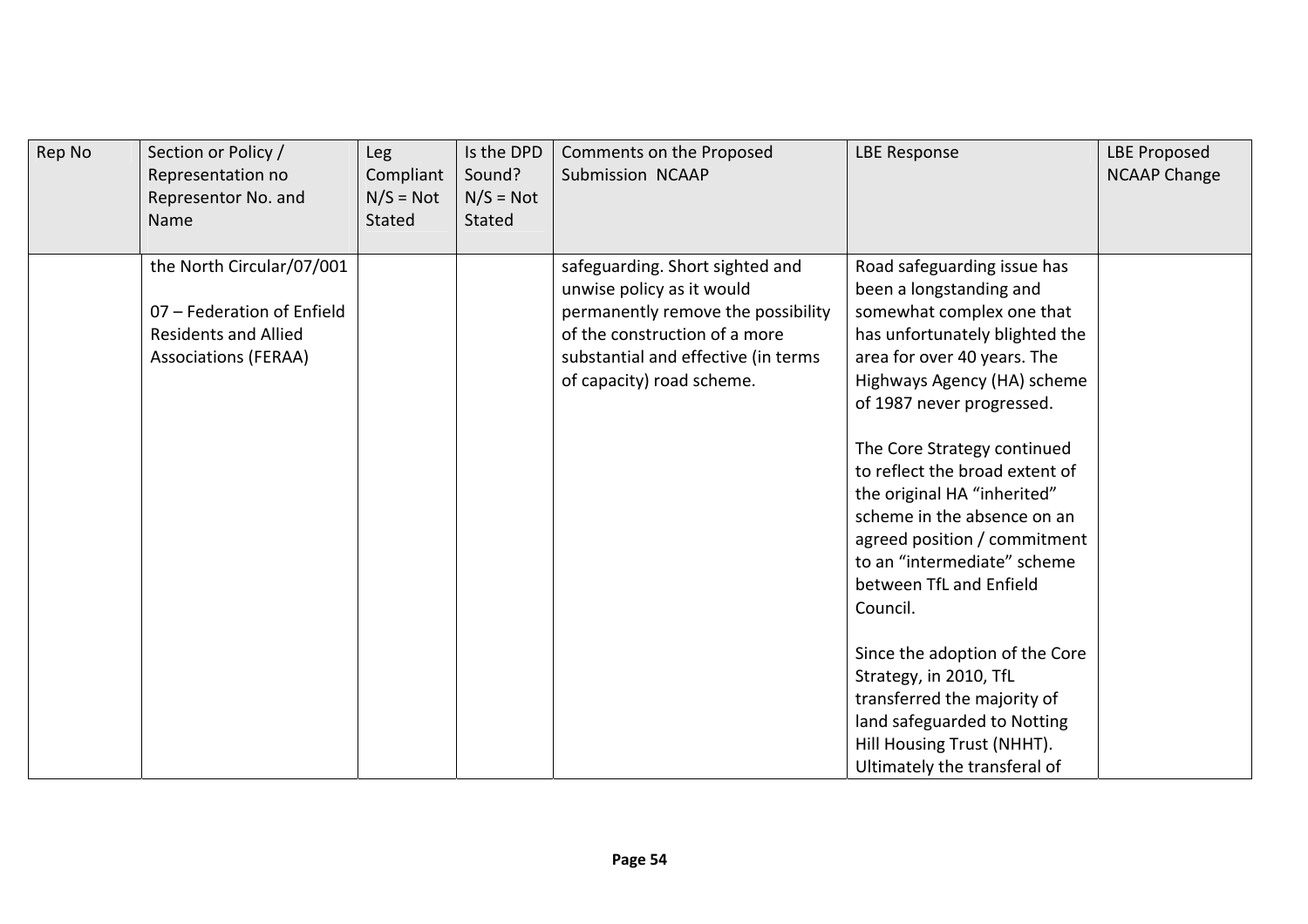| Rep No | Section or Policy / Representation no Representor No. and Name | Leg Compliant N/S = Not Stated | Is the DPD Sound? N/S = Not Stated | Comments on the Proposed Submission NCAAP | LBE Response | LBE Proposed NCAAP Change |
|---|---|---|---|---|---|---|
| | the North Circular/07/001<br><br>07 – Federation of Enfield Residents and Allied Associations (FERAA) | | | safeguarding. Short sighted and unwise policy as it would permanently remove the possibility of the construction of a more substantial and effective (in terms of capacity) road scheme. | Road safeguarding issue has been a longstanding and somewhat complex one that has unfortunately blighted the area for over 40 years. The Highways Agency (HA) scheme of 1987 never progressed.<br><br>The Core Strategy continued to reflect the broad extent of the original HA "inherited" scheme in the absence on an agreed position / commitment to an "intermediate" scheme between TfL and Enfield Council.<br><br>Since the adoption of the Core Strategy, in 2010, TfL transferred the majority of land safeguarded to Notting Hill Housing Trust (NHHT). Ultimately the transferal of | |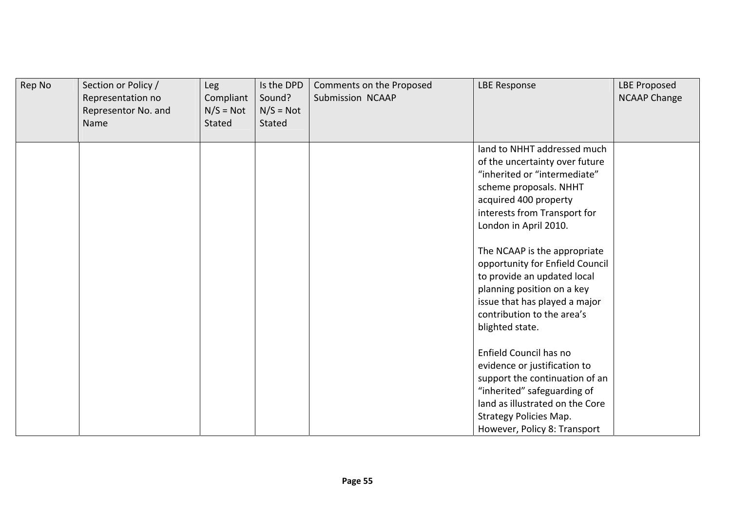| Rep No | Section or Policy / Representation no Representor No. and Name | Leg Compliant N/S = Not Stated | Is the DPD Sound? N/S = Not Stated | Comments on the Proposed Submission NCAAP | LBE Response | LBE Proposed NCAAP Change |
|---|---|---|---|---|---|---|
| | | | | | land to NHHT addressed much of the uncertainty over future "inherited or "intermediate" scheme proposals. NHHT acquired 400 property interests from Transport for London in April 2010.<br><br>The NCAAP is the appropriate opportunity for Enfield Council to provide an updated local planning position on a key issue that has played a major contribution to the area's blighted state.<br><br>Enfield Council has no evidence or justification to support the continuation of an "inherited" safeguarding of land as illustrated on the Core Strategy Policies Map. However, Policy 8: Transport | |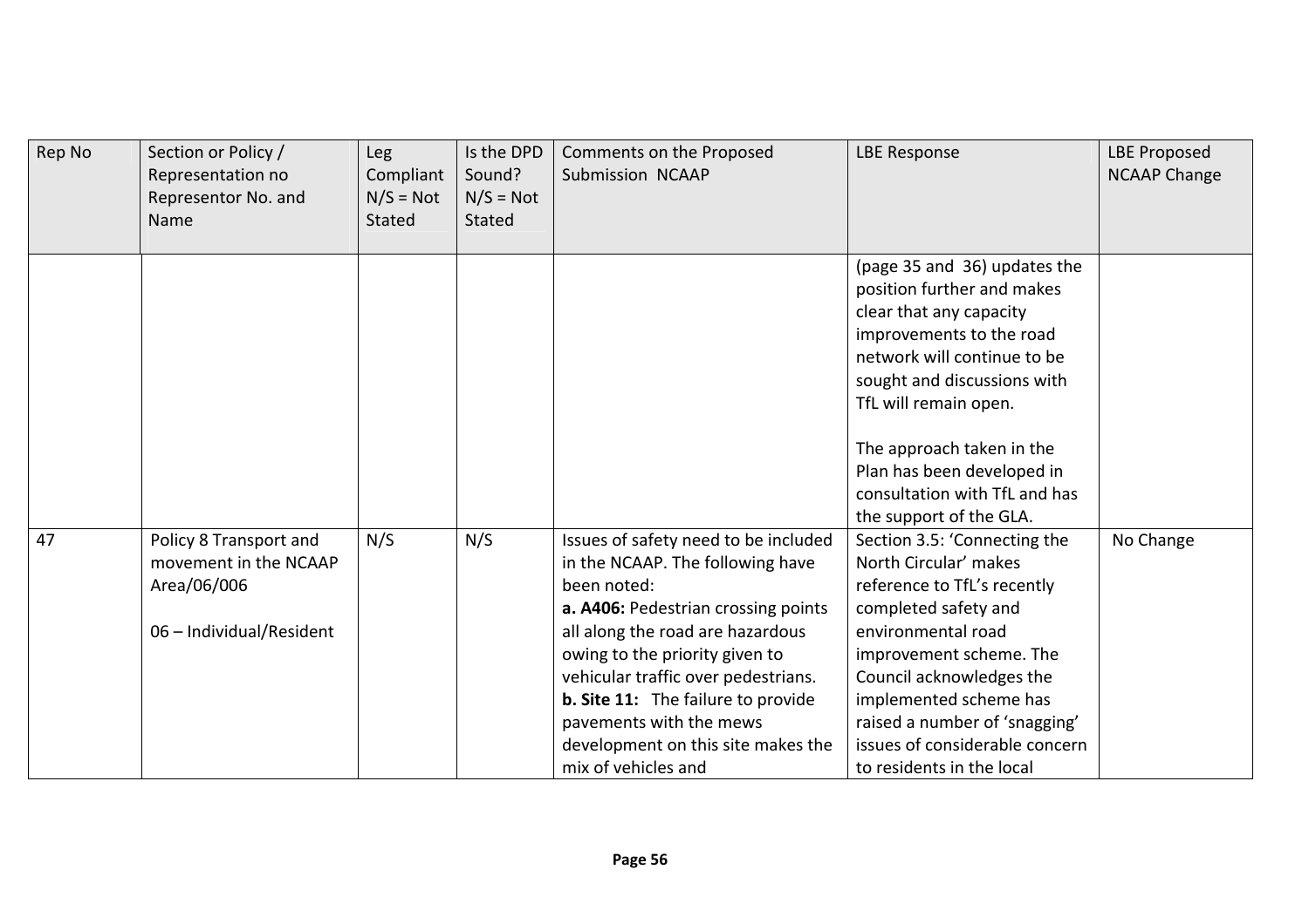| Rep No | Section or Policy / Representation no Representor No. and Name | Leg Compliant N/S = Not Stated | Is the DPD Sound? N/S = Not Stated | Comments on the Proposed Submission NCAAP | LBE Response | LBE Proposed NCAAP Change |
|---|---|---|---|---|---|---|
| | | | | | (page 35 and 36) updates the position further and makes clear that any capacity improvements to the road network will continue to be sought and discussions with TfL will remain open.<br><br>The approach taken in the Plan has been developed in consultation with TfL and has the support of the GLA. | |
| 47 | Policy 8 Transport and movement in the NCAAP Area/06/006<br><br>06 – Individual/Resident | N/S | N/S | Issues of safety need to be included in the NCAAP. The following have been noted:<br>**a. A406:** Pedestrian crossing points all along the road are hazardous owing to the priority given to vehicular traffic over pedestrians.<br>**b. Site 11:** The failure to provide pavements with the mews development on this site makes the mix of vehicles and | Section 3.5: 'Connecting the North Circular' makes reference to TfL's recently completed safety and environmental road improvement scheme. The Council acknowledges the implemented scheme has raised a number of 'snagging' issues of considerable concern to residents in the local | No Change |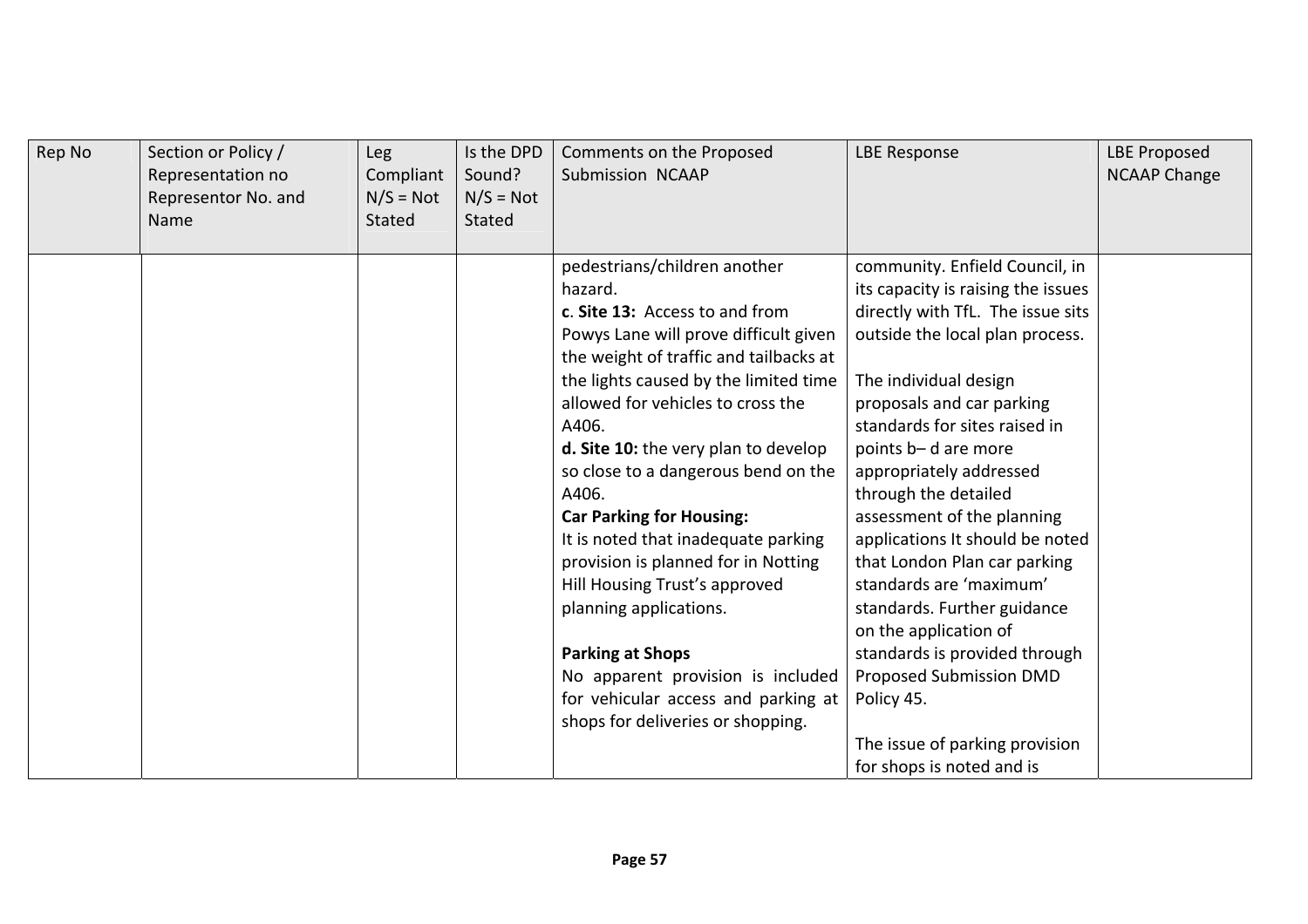| Rep No | Section or Policy / Representation no Representor No. and Name | Leg Compliant N/S = Not Stated | Is the DPD Sound? N/S = Not Stated | Comments on the Proposed Submission NCAAP | LBE Response | LBE Proposed NCAAP Change |
|---|---|---|---|---|---|---|
| | | | | pedestrians/children another hazard.<br>c. **Site 13:** Access to and from Powys Lane will prove difficult given the weight of traffic and tailbacks at the lights caused by the limited time allowed for vehicles to cross the A406.<br>**d. Site 10:** the very plan to develop so close to a dangerous bend on the A406.<br>**Car Parking for Housing:**<br>It is noted that inadequate parking provision is planned for in Notting Hill Housing Trust's approved planning applications.<br><br>**Parking at Shops**<br>No apparent provision is included for vehicular access and parking at shops for deliveries or shopping. | community. Enfield Council, in its capacity is raising the issues directly with TfL. The issue sits outside the local plan process.<br><br>The individual design proposals and car parking standards for sites raised in points b– d are more appropriately addressed through the detailed assessment of the planning applications It should be noted that London Plan car parking standards are 'maximum' standards. Further guidance on the application of standards is provided through Proposed Submission DMD Policy 45.<br><br>The issue of parking provision for shops is noted and is | |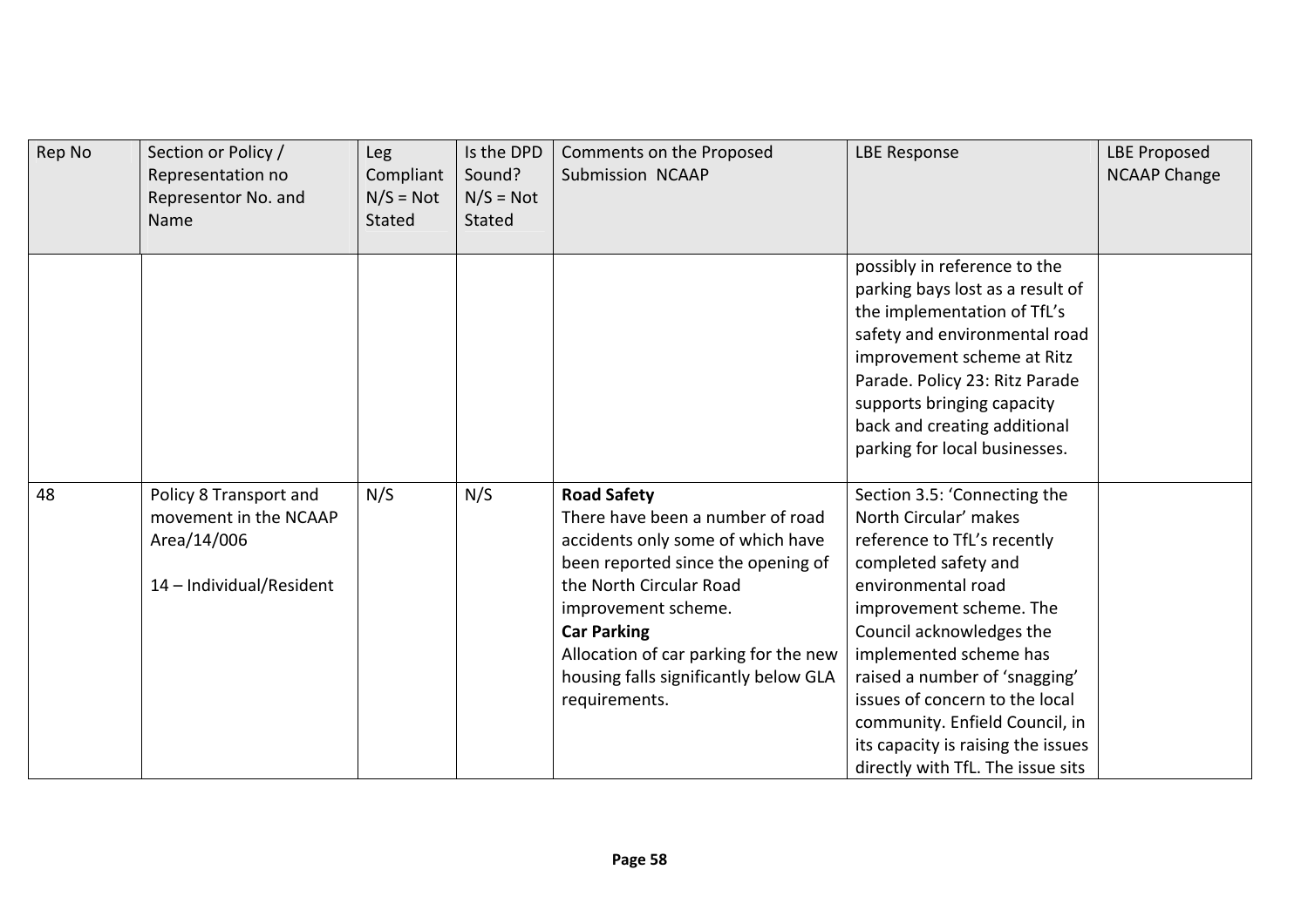| Rep No | Section or Policy / Representation no Representor No. and Name | Leg Compliant N/S = Not Stated | Is the DPD Sound? N/S = Not Stated | Comments on the Proposed Submission NCAAP | LBE Response | LBE Proposed NCAAP Change |
|---|---|---|---|---|---|---|
| | | | | | possibly in reference to the parking bays lost as a result of the implementation of TfL's safety and environmental road improvement scheme at Ritz Parade. Policy 23: Ritz Parade supports bringing capacity back and creating additional parking for local businesses. | |
| 48 | Policy 8 Transport and movement in the NCAAP Area/14/006<br><br>14 – Individual/Resident | N/S | N/S | **Road Safety**<br>There have been a number of road accidents only some of which have been reported since the opening of the North Circular Road improvement scheme.<br>**Car Parking**<br>Allocation of car parking for the new housing falls significantly below GLA requirements. | Section 3.5: 'Connecting the North Circular' makes reference to TfL's recently completed safety and environmental road improvement scheme. The Council acknowledges the implemented scheme has raised a number of 'snagging' issues of concern to the local community. Enfield Council, in its capacity is raising the issues directly with TfL. The issue sits | |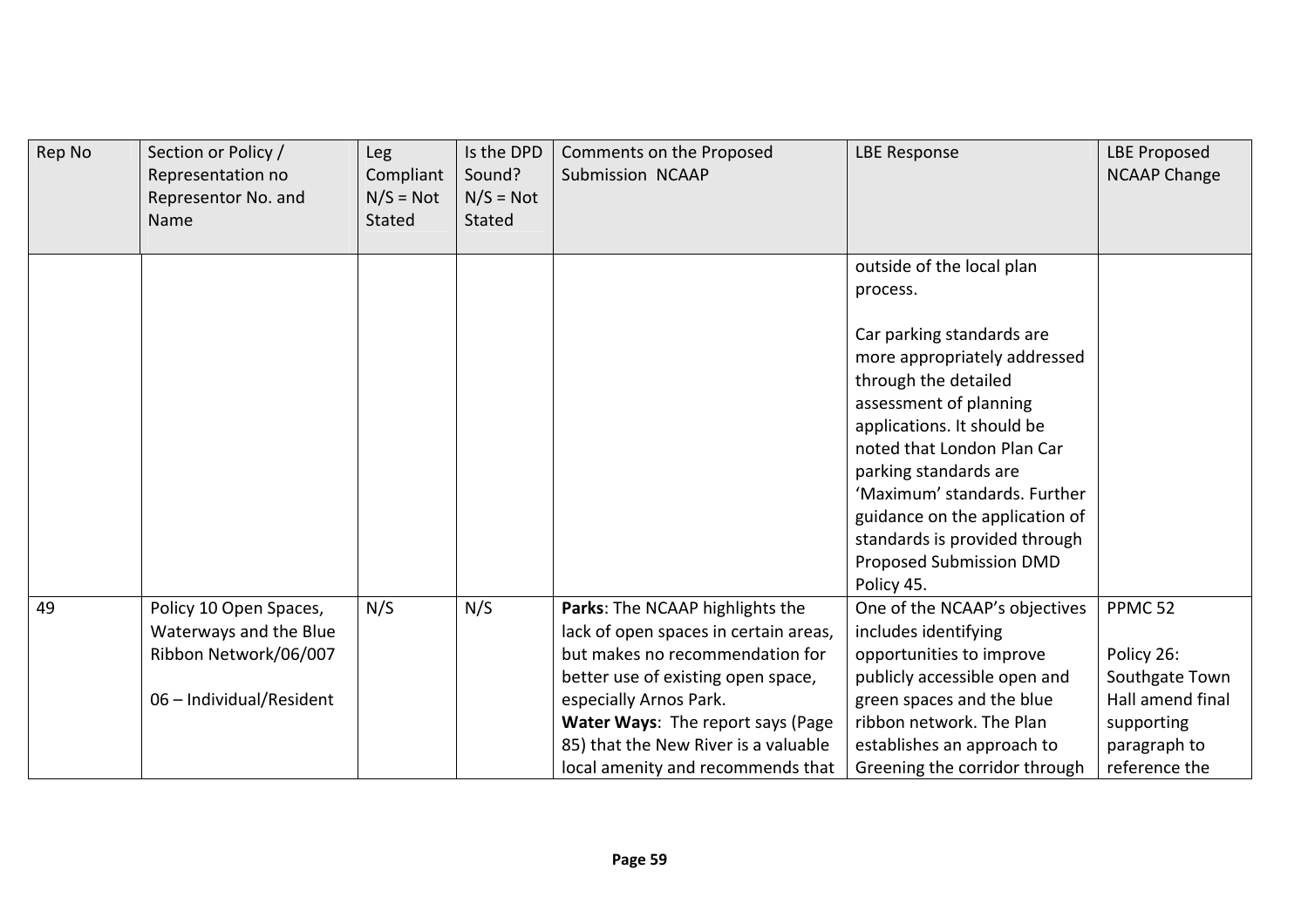| Rep No | Section or Policy / Representation no Representor No. and Name | Leg Compliant N/S = Not Stated | Is the DPD Sound? N/S = Not Stated | Comments on the Proposed Submission NCAAP | LBE Response | LBE Proposed NCAAP Change |
|---|---|---|---|---|---|---|
| | | | | | outside of the local plan process.<br><br>Car parking standards are more appropriately addressed through the detailed assessment of planning applications. It should be noted that London Plan Car parking standards are 'Maximum' standards. Further guidance on the application of standards is provided through Proposed Submission DMD Policy 45. | |
| 49 | Policy 10 Open Spaces, Waterways and the Blue Ribbon Network/06/007<br><br>06 – Individual/Resident | N/S | N/S | **Parks**: The NCAAP highlights the lack of open spaces in certain areas, but makes no recommendation for better use of existing open space, especially Arnos Park.<br>**Water Ways**: The report says (Page 85) that the New River is a valuable local amenity and recommends that | One of the NCAAP's objectives includes identifying opportunities to improve publicly accessible open and green spaces and the blue ribbon network. The Plan establishes an approach to Greening the corridor through | PPMC 52<br><br>Policy 26: Southgate Town Hall amend final supporting paragraph to reference the |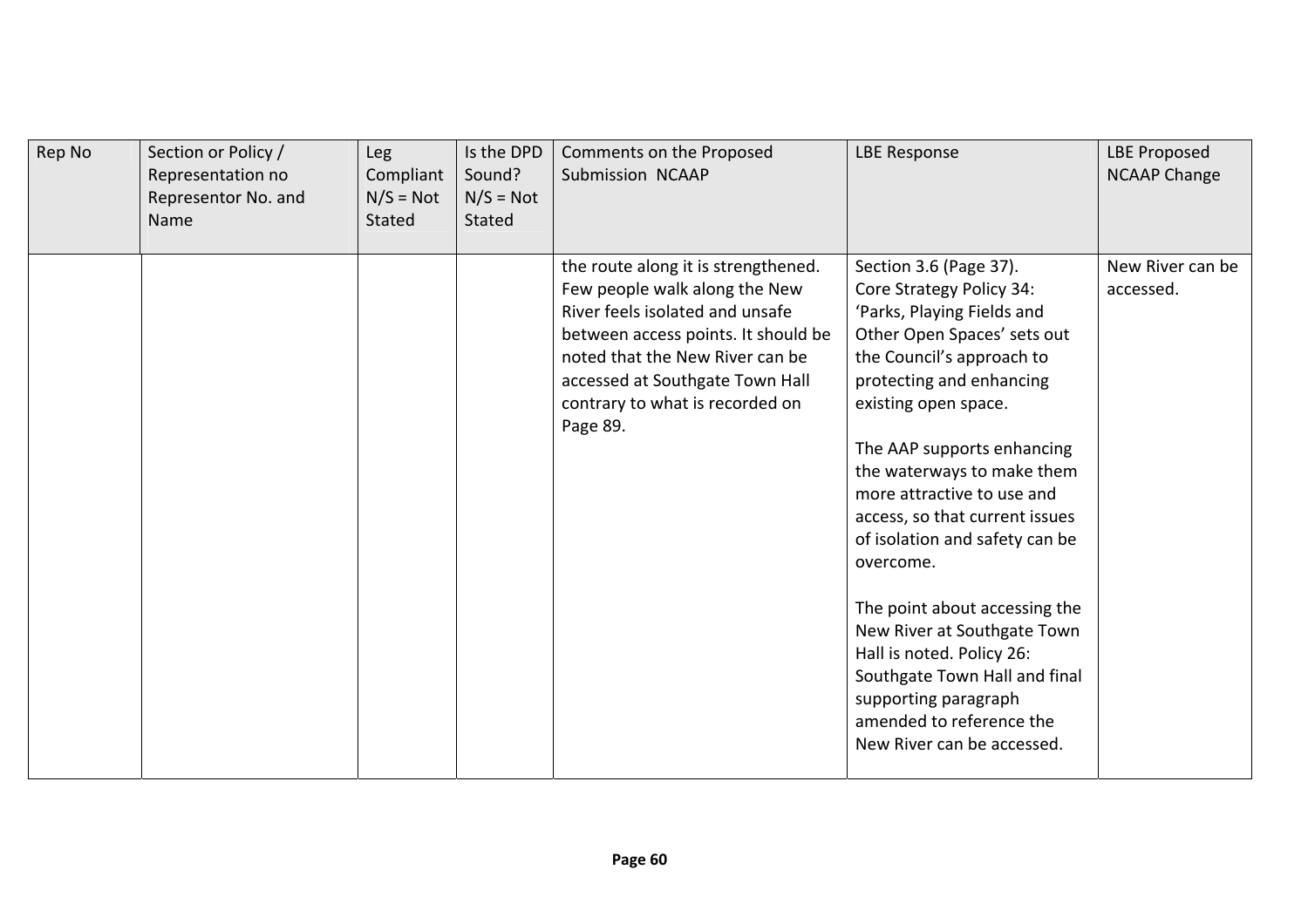| Rep No | Section or Policy / Representation no Representor No. and Name | Leg Compliant N/S = Not Stated | Is the DPD Sound? N/S = Not Stated | Comments on the Proposed Submission NCAAP | LBE Response | LBE Proposed NCAAP Change |
|---|---|---|---|---|---|---|
| | | | | the route along it is strengthened. Few people walk along the New River feels isolated and unsafe between access points. It should be noted that the New River can be accessed at Southgate Town Hall contrary to what is recorded on Page 89. | Section 3.6 (Page 37). Core Strategy Policy 34: 'Parks, Playing Fields and Other Open Spaces' sets out the Council's approach to protecting and enhancing existing open space.<br><br>The AAP supports enhancing the waterways to make them more attractive to use and access, so that current issues of isolation and safety can be overcome.<br><br>The point about accessing the New River at Southgate Town Hall is noted. Policy 26: Southgate Town Hall and final supporting paragraph amended to reference the New River can be accessed. | New River can be accessed. |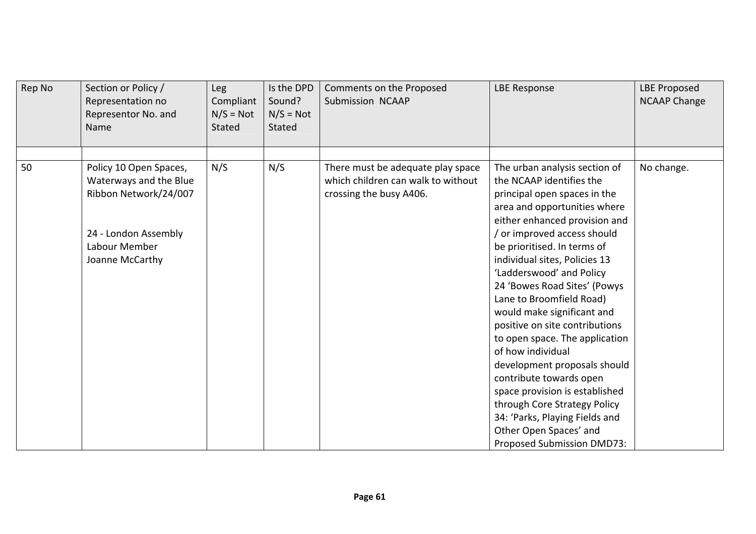| Rep No | Section or Policy / Representation no Representor No. and Name | Leg Compliant N/S = Not Stated | Is the DPD Sound? N/S = Not Stated | Comments on the Proposed Submission NCAAP | LBE Response | LBE Proposed NCAAP Change |
|---|---|---|---|---|---|---|
| | | | | | | |
| 50 | Policy 10 Open Spaces, Waterways and the Blue Ribbon Network/24/007<br><br>24 - London Assembly Labour Member Joanne McCarthy | N/S | N/S | There must be adequate play space which children can walk to without crossing the busy A406. | The urban analysis section of the NCAAP identifies the principal open spaces in the area and opportunities where either enhanced provision and / or improved access should be prioritised. In terms of individual sites, Policies 13 'Ladderswood' and Policy 24 'Bowes Road Sites' (Powys Lane to Broomfield Road) would make significant and positive on site contributions to open space. The application of how individual development proposals should contribute towards open space provision is established through Core Strategy Policy 34: 'Parks, Playing Fields and Other Open Spaces' and Proposed Submission DMD73: | No change. |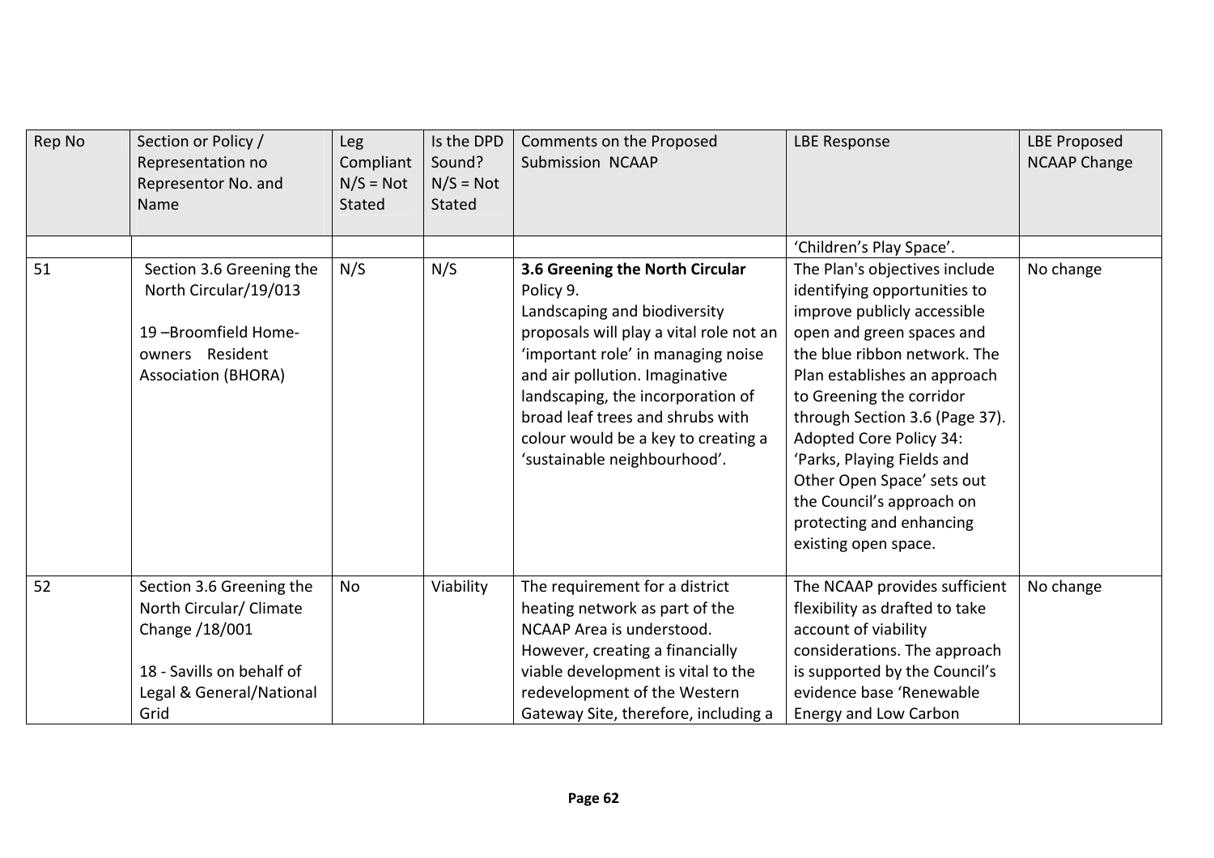| Rep No | Section or Policy / Representation no Representor No. and Name | Leg Compliant N/S = Not Stated | Is the DPD Sound? N/S = Not Stated | Comments on the Proposed Submission NCAAP | LBE Response | LBE Proposed NCAAP Change |
|---|---|---|---|---|---|---|
| | | | | | 'Children's Play Space'. | |
| 51 | Section 3.6 Greening the North Circular/19/013<br><br>19 –Broomfield Home-owners Resident Association (BHORA) | N/S | N/S | **3.6 Greening the North Circular** Policy 9.<br>Landscaping and biodiversity proposals will play a vital role not an 'important role' in managing noise and air pollution. Imaginative landscaping, the incorporation of broad leaf trees and shrubs with colour would be a key to creating a 'sustainable neighbourhood'. | The Plan's objectives include identifying opportunities to improve publicly accessible open and green spaces and the blue ribbon network. The Plan establishes an approach to Greening the corridor through Section 3.6 (Page 37). Adopted Core Policy 34: 'Parks, Playing Fields and Other Open Space' sets out the Council's approach on protecting and enhancing existing open space. | No change |
| 52 | Section 3.6 Greening the North Circular/ Climate Change /18/001<br><br>18 - Savills on behalf of Legal & General/National Grid | No | Viability | The requirement for a district heating network as part of the NCAAP Area is understood. However, creating a financially viable development is vital to the redevelopment of the Western Gateway Site, therefore, including a | The NCAAP provides sufficient flexibility as drafted to take account of viability considerations. The approach is supported by the Council's evidence base 'Renewable Energy and Low Carbon | No change |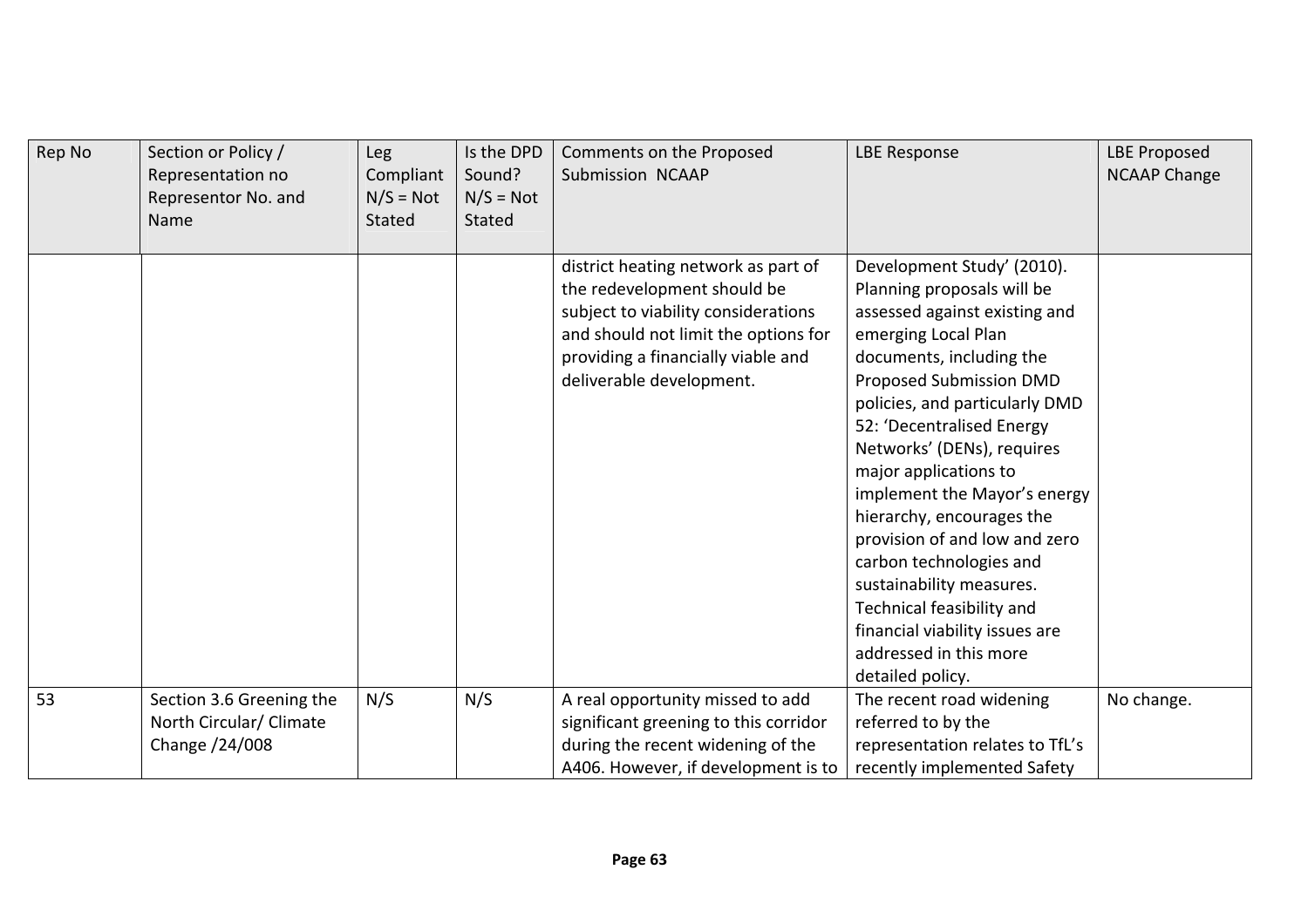| Rep No | Section or Policy / Representation no Representor No. and Name | Leg Compliant N/S = Not Stated | Is the DPD Sound? N/S = Not Stated | Comments on the Proposed Submission NCAAP | LBE Response | LBE Proposed NCAAP Change |
|---|---|---|---|---|---|---|
| | | | | district heating network as part of the redevelopment should be subject to viability considerations and should not limit the options for providing a financially viable and deliverable development. | Development Study' (2010). Planning proposals will be assessed against existing and emerging Local Plan documents, including the Proposed Submission DMD policies, and particularly DMD 52: 'Decentralised Energy Networks' (DENs), requires major applications to implement the Mayor's energy hierarchy, encourages the provision of and low and zero carbon technologies and sustainability measures. Technical feasibility and financial viability issues are addressed in this more detailed policy. | |
| 53 | Section 3.6 Greening the North Circular/ Climate Change /24/008 | N/S | N/S | A real opportunity missed to add significant greening to this corridor during the recent widening of the A406. However, if development is to | The recent road widening referred to by the representation relates to TfL's recently implemented Safety | No change. |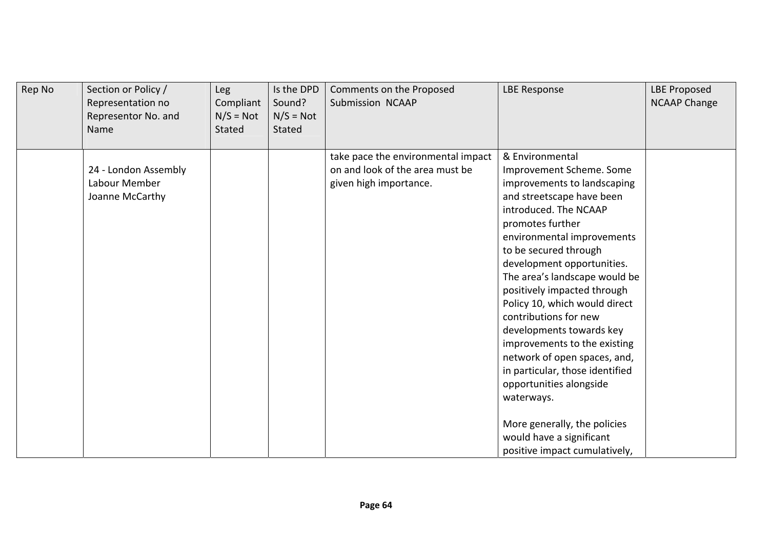| Rep No | Section or Policy / Representation no Representor No. and Name | Leg Compliant N/S = Not Stated | Is the DPD Sound? N/S = Not Stated | Comments on the Proposed Submission NCAAP | LBE Response | LBE Proposed NCAAP Change |
|---|---|---|---|---|---|---|
| | 24 - London Assembly Labour Member Joanne McCarthy | | | take pace the environmental impact on and look of the area must be given high importance. | & Environmental Improvement Scheme. Some improvements to landscaping and streetscape have been introduced. The NCAAP promotes further environmental improvements to be secured through development opportunities. The area's landscape would be positively impacted through Policy 10, which would direct contributions for new developments towards key improvements to the existing network of open spaces, and, in particular, those identified opportunities alongside waterways.<br><br>More generally, the policies would have a significant positive impact cumulatively, | |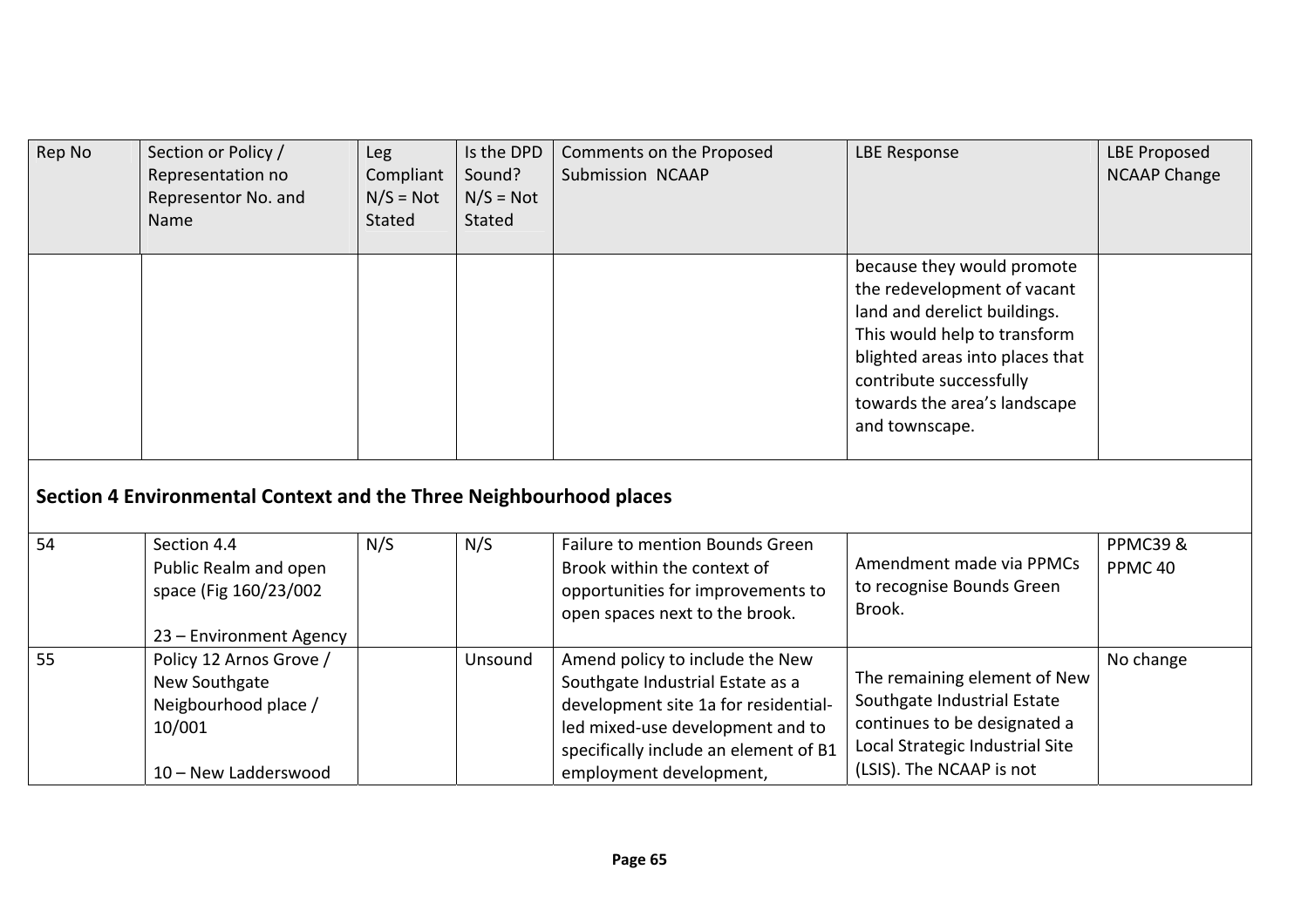| Rep No | Section or Policy / Representation no Representor No. and Name | Leg Compliant N/S = Not Stated | Is the DPD Sound? N/S = Not Stated | Comments on the Proposed Submission NCAAP | LBE Response | LBE Proposed NCAAP Change |
|---|---|---|---|---|---|---|
| | | | | | because they would promote the redevelopment of vacant land and derelict buildings. This would help to transform blighted areas into places that contribute successfully towards the area's landscape and townscape. | |
| **Section 4 Environmental Context and the Three Neighbourhood places** | | | | | | |
| 54 | Section 4.4 Public Realm and open space (Fig 160/23/002<br><br>23 – Environment Agency | N/S | N/S | Failure to mention Bounds Green Brook within the context of opportunities for improvements to open spaces next to the brook. | Amendment made via PPMCs to recognise Bounds Green Brook. | PPMC39 & PPMC 40 |
| 55 | Policy 12 Arnos Grove / New Southgate Neigbourhood place / 10/001<br><br>10 – New Ladderswood | | Unsound | Amend policy to include the New Southgate Industrial Estate as a development site 1a for residential-led mixed-use development and to specifically include an element of B1 employment development, | The remaining element of New Southgate Industrial Estate continues to be designated a Local Strategic Industrial Site (LSIS). The NCAAP is not | No change |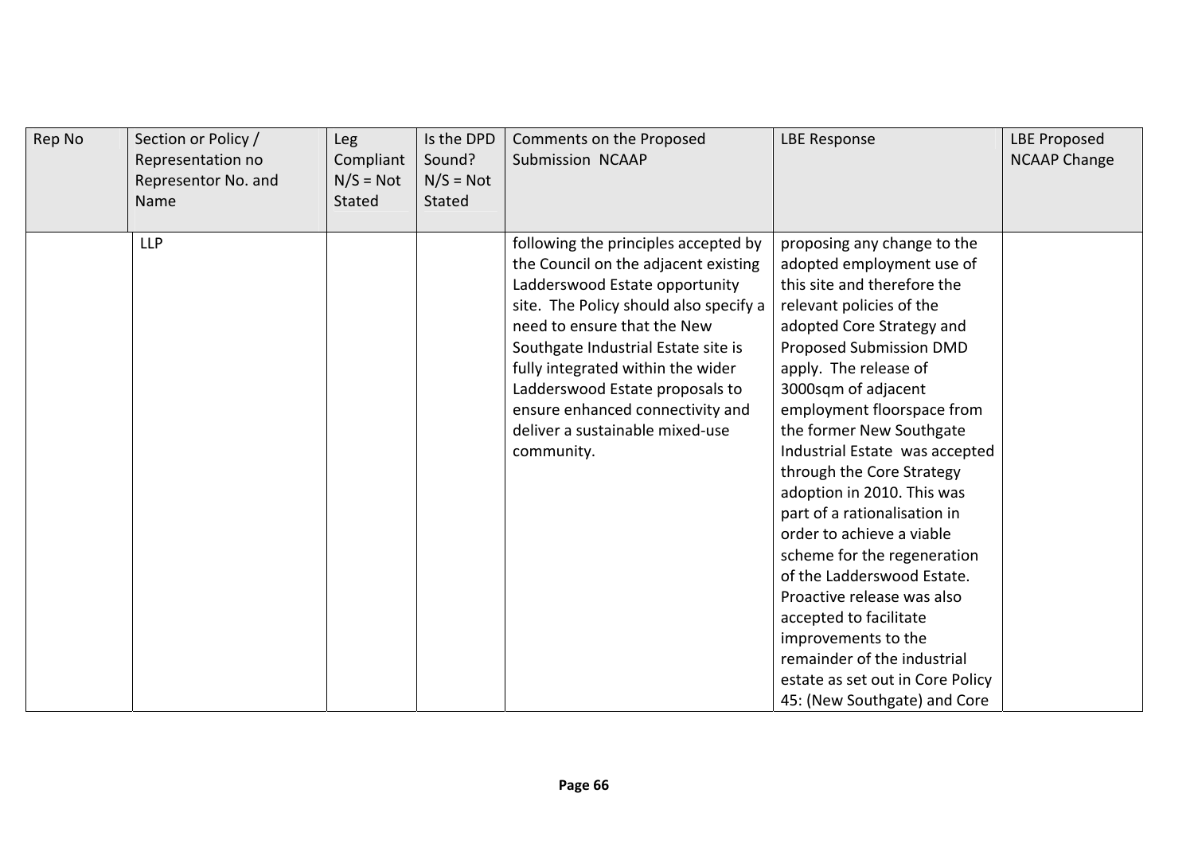| Rep No | Section or Policy / Representation no Representor No. and Name | Leg Compliant N/S = Not Stated | Is the DPD Sound? N/S = Not Stated | Comments on the Proposed Submission NCAAP | LBE Response | LBE Proposed NCAAP Change |
|---|---|---|---|---|---|---|
| | LLP | | | following the principles accepted by the Council on the adjacent existing Ladderswood Estate opportunity site. The Policy should also specify a need to ensure that the New Southgate Industrial Estate site is fully integrated within the wider Ladderswood Estate proposals to ensure enhanced connectivity and deliver a sustainable mixed-use community. | proposing any change to the adopted employment use of this site and therefore the relevant policies of the adopted Core Strategy and Proposed Submission DMD apply. The release of 3000sqm of adjacent employment floorspace from the former New Southgate Industrial Estate was accepted through the Core Strategy adoption in 2010. This was part of a rationalisation in order to achieve a viable scheme for the regeneration of the Ladderswood Estate. Proactive release was also accepted to facilitate improvements to the remainder of the industrial estate as set out in Core Policy 45: (New Southgate) and Core | |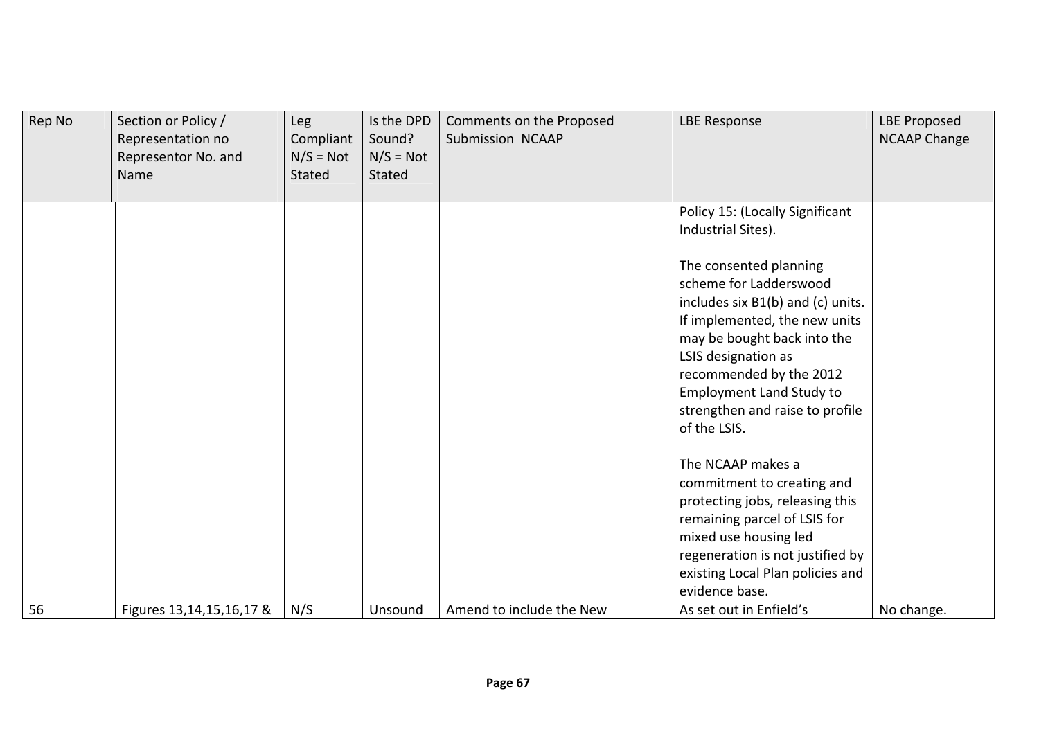| Rep No | Section or Policy / Representation no Representor No. and Name | Leg Compliant N/S = Not Stated | Is the DPD Sound? N/S = Not Stated | Comments on the Proposed Submission NCAAP | LBE Response | LBE Proposed NCAAP Change |
|---|---|---|---|---|---|---|
| | | | | | Policy 15: (Locally Significant Industrial Sites).<br><br>The consented planning scheme for Ladderswood includes six B1(b) and (c) units. If implemented, the new units may be bought back into the LSIS designation as recommended by the 2012 Employment Land Study to strengthen and raise to profile of the LSIS.<br><br>The NCAAP makes a commitment to creating and protecting jobs, releasing this remaining parcel of LSIS for mixed use housing led regeneration is not justified by existing Local Plan policies and evidence base. | |
| 56 | Figures 13,14,15,16,17 & | N/S | Unsound | Amend to include the New | As set out in Enfield's | No change. |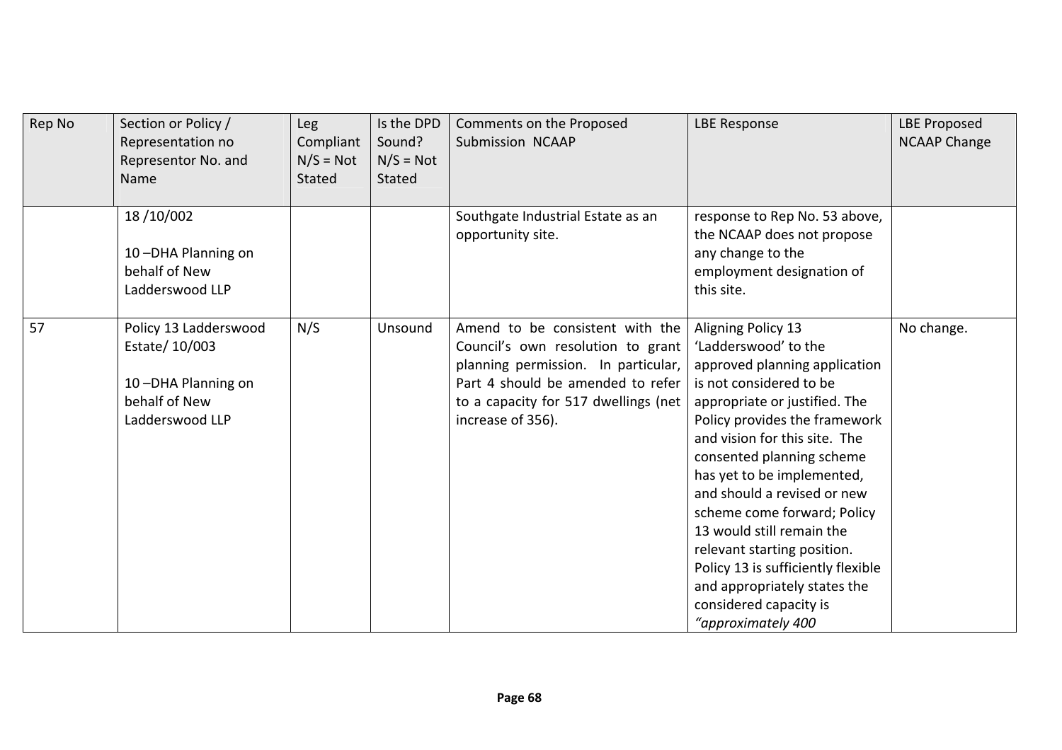| Rep No | Section or Policy / Representation no Representor No. and Name | Leg Compliant N/S = Not Stated | Is the DPD Sound? N/S = Not Stated | Comments on the Proposed Submission NCAAP | LBE Response | LBE Proposed NCAAP Change |
|---|---|---|---|---|---|---|
| | 18 /10/002<br><br>10 –DHA Planning on behalf of New Ladderswood LLP | | | Southgate Industrial Estate as an opportunity site. | response to Rep No. 53 above, the NCAAP does not propose any change to the employment designation of this site. | |
| 57 | Policy 13 Ladderswood Estate/ 10/003<br><br>10 –DHA Planning on behalf of New Ladderswood LLP | N/S | Unsound | Amend to be consistent with the Council's own resolution to grant planning permission. In particular, Part 4 should be amended to refer to a capacity for 517 dwellings (net increase of 356). | Aligning Policy 13 'Ladderswood' to the approved planning application is not considered to be appropriate or justified. The Policy provides the framework and vision for this site. The consented planning scheme has yet to be implemented, and should a revised or new scheme come forward; Policy 13 would still remain the relevant starting position. Policy 13 is sufficiently flexible and appropriately states the considered capacity is *"approximately 400* | No change. |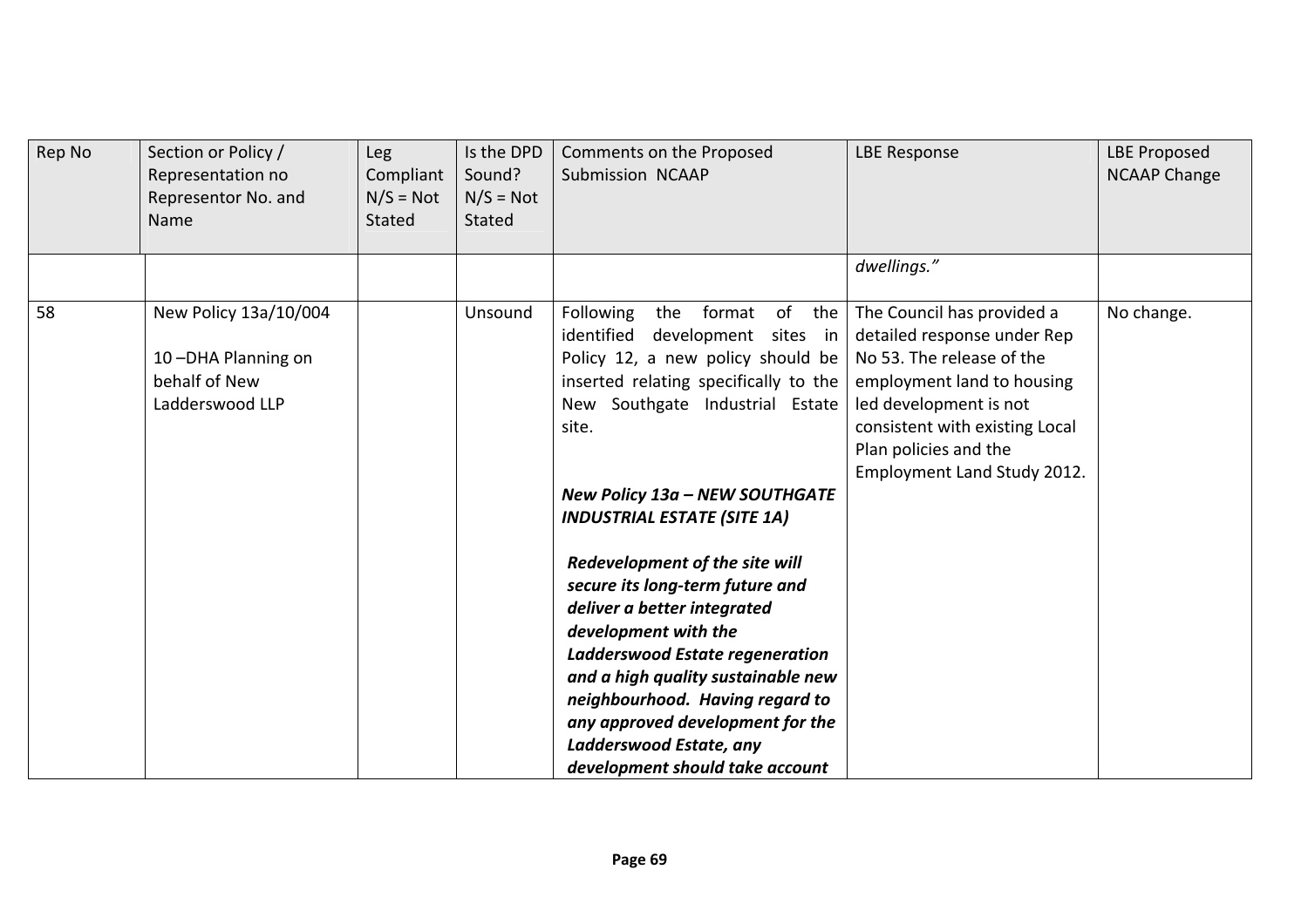| Rep No | Section or Policy / Representation no Representor No. and Name | Leg Compliant N/S = Not Stated | Is the DPD Sound? N/S = Not Stated | Comments on the Proposed Submission NCAAP | LBE Response | LBE Proposed NCAAP Change |
|---|---|---|---|---|---|---|
| | | | | | *dwellings."* | |
| 58 | New Policy 13a/10/004<br><br>10 –DHA Planning on behalf of New Ladderswood LLP | | Unsound | Following the format of the identified development sites in Policy 12, a new policy should be inserted relating specifically to the New Southgate Industrial Estate site.<br><br>***New Policy 13a – NEW SOUTHGATE INDUSTRIAL ESTATE (SITE 1A)***<br><br>***Redevelopment of the site will secure its long-term future and deliver a better integrated development with the Ladderswood Estate regeneration and a high quality sustainable new neighbourhood. Having regard to any approved development for the Ladderswood Estate, any development should take account*** | The Council has provided a detailed response under Rep No 53. The release of the employment land to housing led development is not consistent with existing Local Plan policies and the Employment Land Study 2012. | No change. |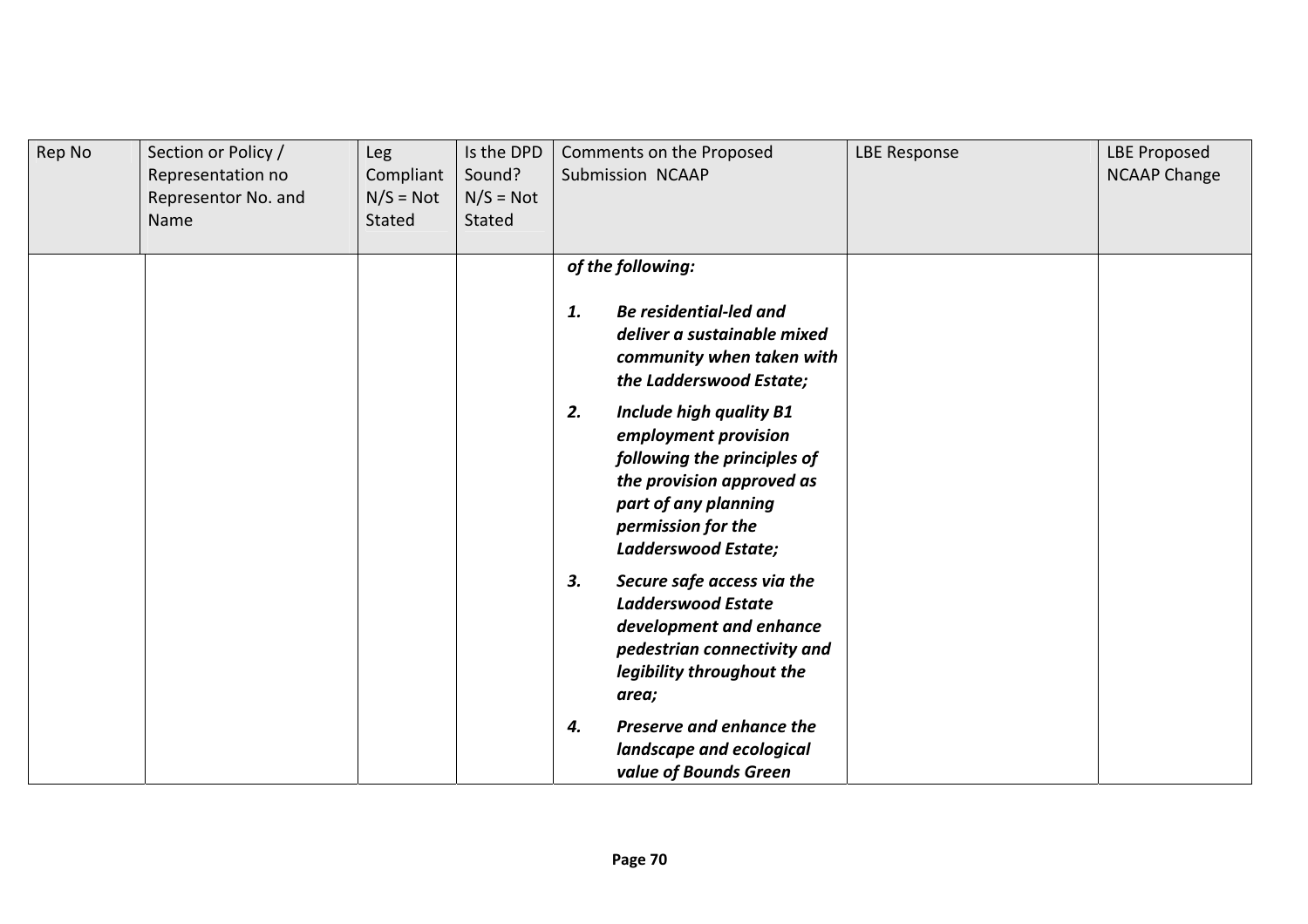| Rep No | Section or Policy / Representation no Representor No. and Name | Leg Compliant N/S = Not Stated | Is the DPD Sound? N/S = Not Stated | Comments on the Proposed Submission NCAAP | LBE Response | LBE Proposed NCAAP Change |
|---|---|---|---|---|---|---|
| | | | | ***of the following:***<br><br>***1. Be residential-led and deliver a sustainable mixed community when taken with the Ladderswood Estate;***<br><br>***2. Include high quality B1 employment provision following the principles of the provision approved as part of any planning permission for the Ladderswood Estate;***<br><br>***3. Secure safe access via the Ladderswood Estate development and enhance pedestrian connectivity and legibility throughout the area;***<br><br>***4. Preserve and enhance the landscape and ecological value of Bounds Green*** | | |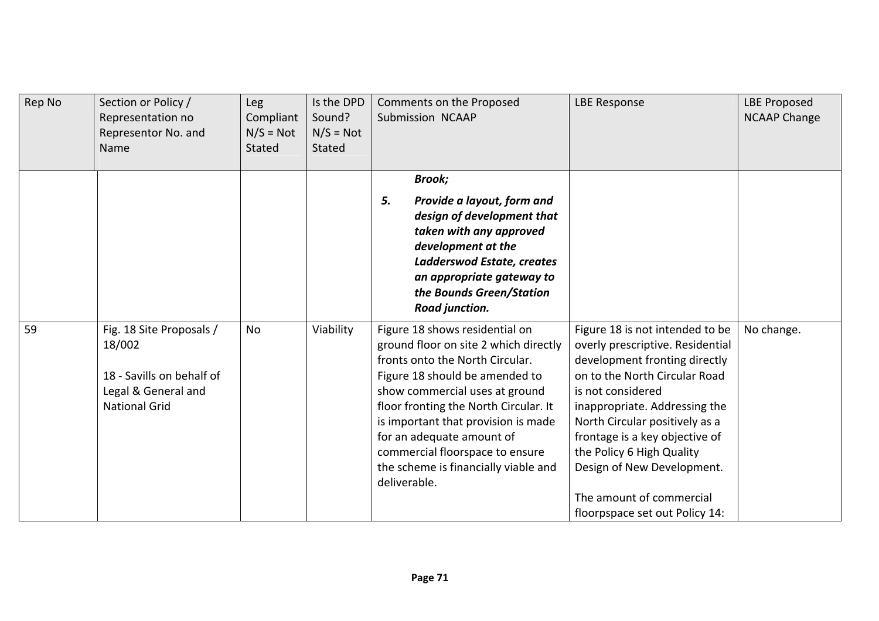| Rep No | Section or Policy / Representation no Representor No. and Name | Leg Compliant N/S = Not Stated | Is the DPD Sound? N/S = Not Stated | Comments on the Proposed Submission NCAAP | LBE Response | LBE Proposed NCAAP Change |
|---|---|---|---|---|---|---|
| | | | | ***Brook;*** <br> ***5. Provide a layout, form and design of development that taken with any approved development at the Ladderswod Estate, creates an appropriate gateway to the Bounds Green/Station Road junction.*** | | |
| 59 | Fig. 18 Site Proposals / 18/002 <br><br> 18 - Savills on behalf of Legal & General and National Grid | No | Viability | Figure 18 shows residential on ground floor on site 2 which directly fronts onto the North Circular. Figure 18 should be amended to show commercial uses at ground floor fronting the North Circular. It is important that provision is made for an adequate amount of commercial floorspace to ensure the scheme is financially viable and deliverable. | Figure 18 is not intended to be overly prescriptive. Residential development fronting directly on to the North Circular Road is not considered inappropriate. Addressing the North Circular positively as a frontage is a key objective of the Policy 6 High Quality Design of New Development. <br><br> The amount of commercial floorpspace set out Policy 14: | No change. |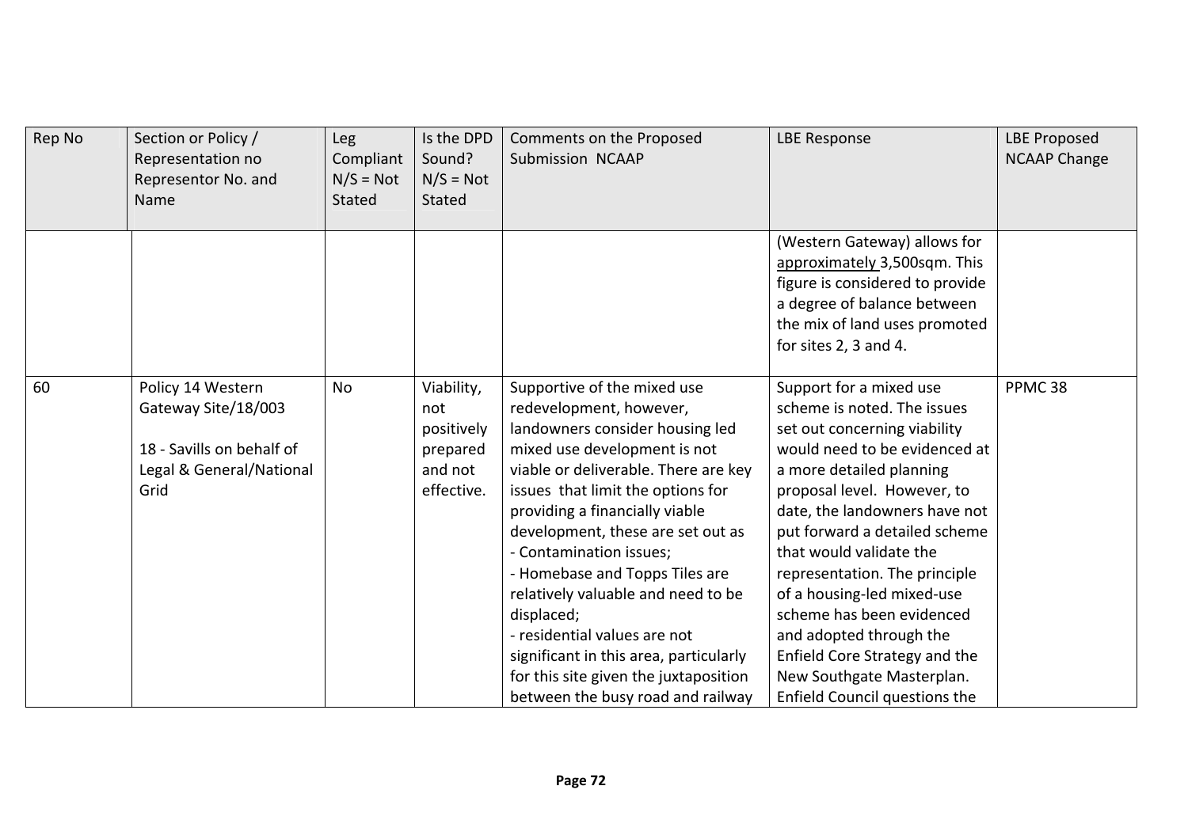| Rep No | Section or Policy / Representation no Representor No. and Name | Leg Compliant N/S = Not Stated | Is the DPD Sound? N/S = Not Stated | Comments on the Proposed Submission NCAAP | LBE Response | LBE Proposed NCAAP Change |
|---|---|---|---|---|---|---|
| | | | | | (Western Gateway) allows for approximately 3,500sqm. This figure is considered to provide a degree of balance between the mix of land uses promoted for sites 2, 3 and 4. | |
| 60 | Policy 14 Western Gateway Site/18/003<br><br>18 - Savills on behalf of Legal & General/National Grid | No | Viability, not positively prepared and not effective. | Supportive of the mixed use redevelopment, however, landowners consider housing led mixed use development is not viable or deliverable. There are key issues that limit the options for providing a financially viable development, these are set out as<br>- Contamination issues;<br>- Homebase and Topps Tiles are relatively valuable and need to be displaced;<br>- residential values are not significant in this area, particularly for this site given the juxtaposition between the busy road and railway | Support for a mixed use scheme is noted. The issues set out concerning viability would need to be evidenced at a more detailed planning proposal level. However, to date, the landowners have not put forward a detailed scheme that would validate the representation. The principle of a housing-led mixed-use scheme has been evidenced and adopted through the Enfield Core Strategy and the New Southgate Masterplan. Enfield Council questions the | PPMC 38 |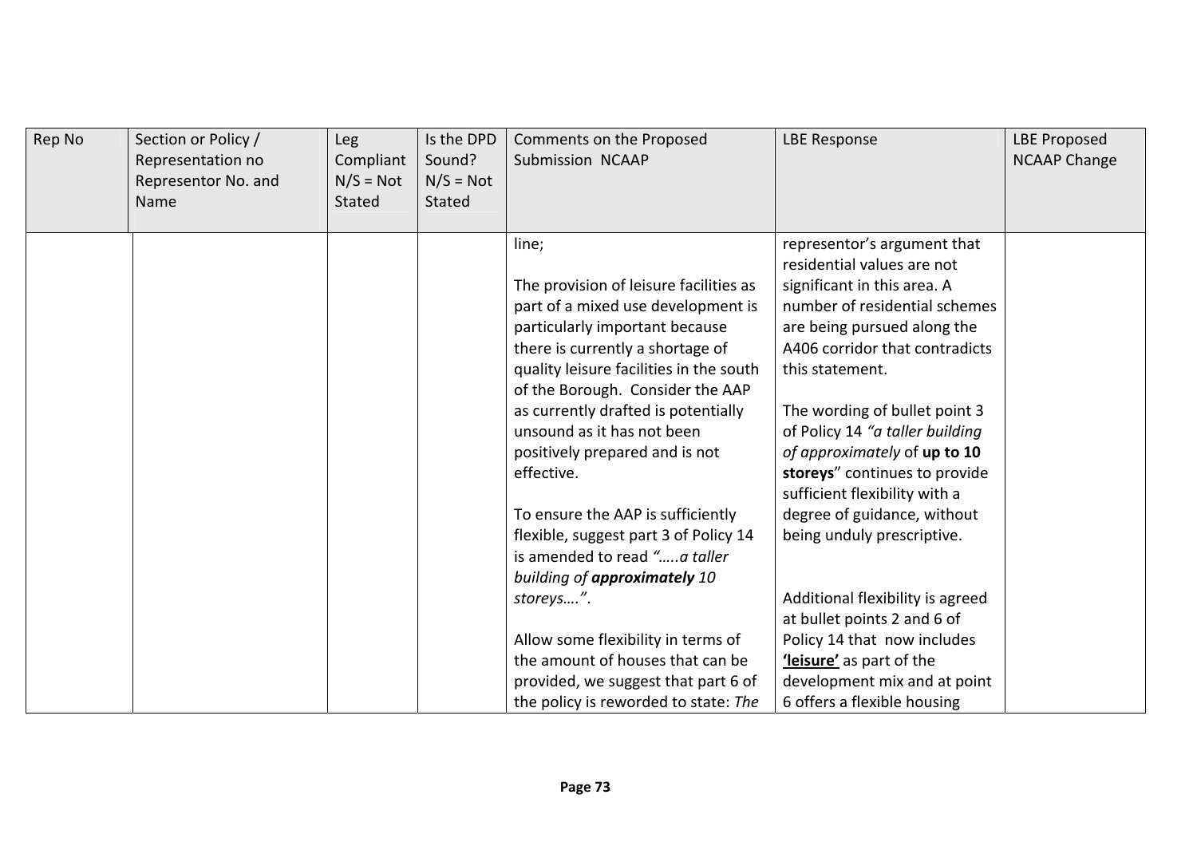| Rep No | Section or Policy / Representation no Representor No. and Name | Leg Compliant N/S = Not Stated | Is the DPD Sound? N/S = Not Stated | Comments on the Proposed Submission NCAAP | LBE Response | LBE Proposed NCAAP Change |
|---|---|---|---|---|---|---|
| | | | | line;<br><br>The provision of leisure facilities as part of a mixed use development is particularly important because there is currently a shortage of quality leisure facilities in the south of the Borough. Consider the AAP as currently drafted is potentially unsound as it has not been positively prepared and is not effective.<br><br>To ensure the AAP is sufficiently flexible, suggest part 3 of Policy 14 is amended to read *"…..a taller building of **approximately** 10 storeys…."*.<br><br>Allow some flexibility in terms of the amount of houses that can be provided, we suggest that part 6 of the policy is reworded to state: *The* | representor's argument that residential values are not significant in this area. A number of residential schemes are being pursued along the A406 corridor that contradicts this statement.<br><br>The wording of bullet point 3 of Policy 14 *"a taller building of approximately* of **up to 10 storeys**" continues to provide sufficient flexibility with a degree of guidance, without being unduly prescriptive.<br><br>Additional flexibility is agreed at bullet points 2 and 6 of Policy 14 that now includes **'leisure'** as part of the development mix and at point 6 offers a flexible housing | |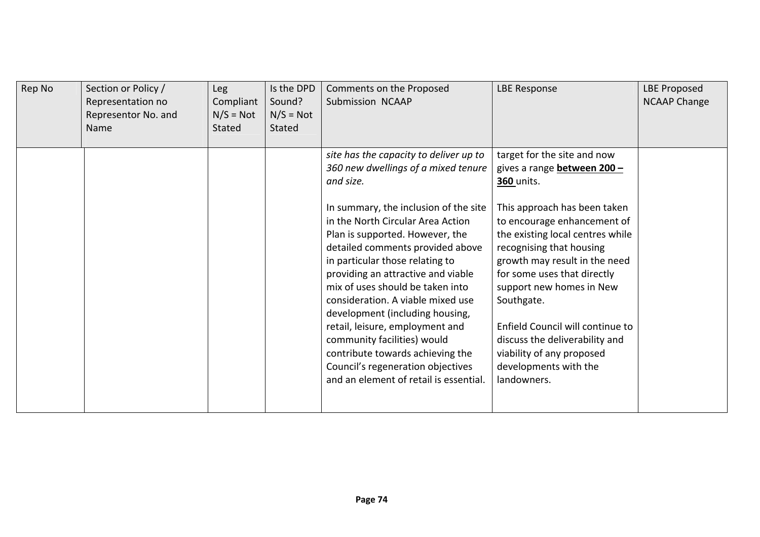| Rep No | Section or Policy / Representation no Representor No. and Name | Leg Compliant N/S = Not Stated | Is the DPD Sound? N/S = Not Stated | Comments on the Proposed Submission NCAAP | LBE Response | LBE Proposed NCAAP Change |
|---|---|---|---|---|---|---|
| | | | | *site has the capacity to deliver up to 360 new dwellings of a mixed tenure and size.*<br><br>In summary, the inclusion of the site in the North Circular Area Action Plan is supported. However, the detailed comments provided above in particular those relating to providing an attractive and viable mix of uses should be taken into consideration. A viable mixed use development (including housing, retail, leisure, employment and community facilities) would contribute towards achieving the Council's regeneration objectives and an element of retail is essential. | target for the site and now gives a range **between 200 – 360** units.<br><br>This approach has been taken to encourage enhancement of the existing local centres while recognising that housing growth may result in the need for some uses that directly support new homes in New Southgate.<br><br>Enfield Council will continue to discuss the deliverability and viability of any proposed developments with the landowners. | |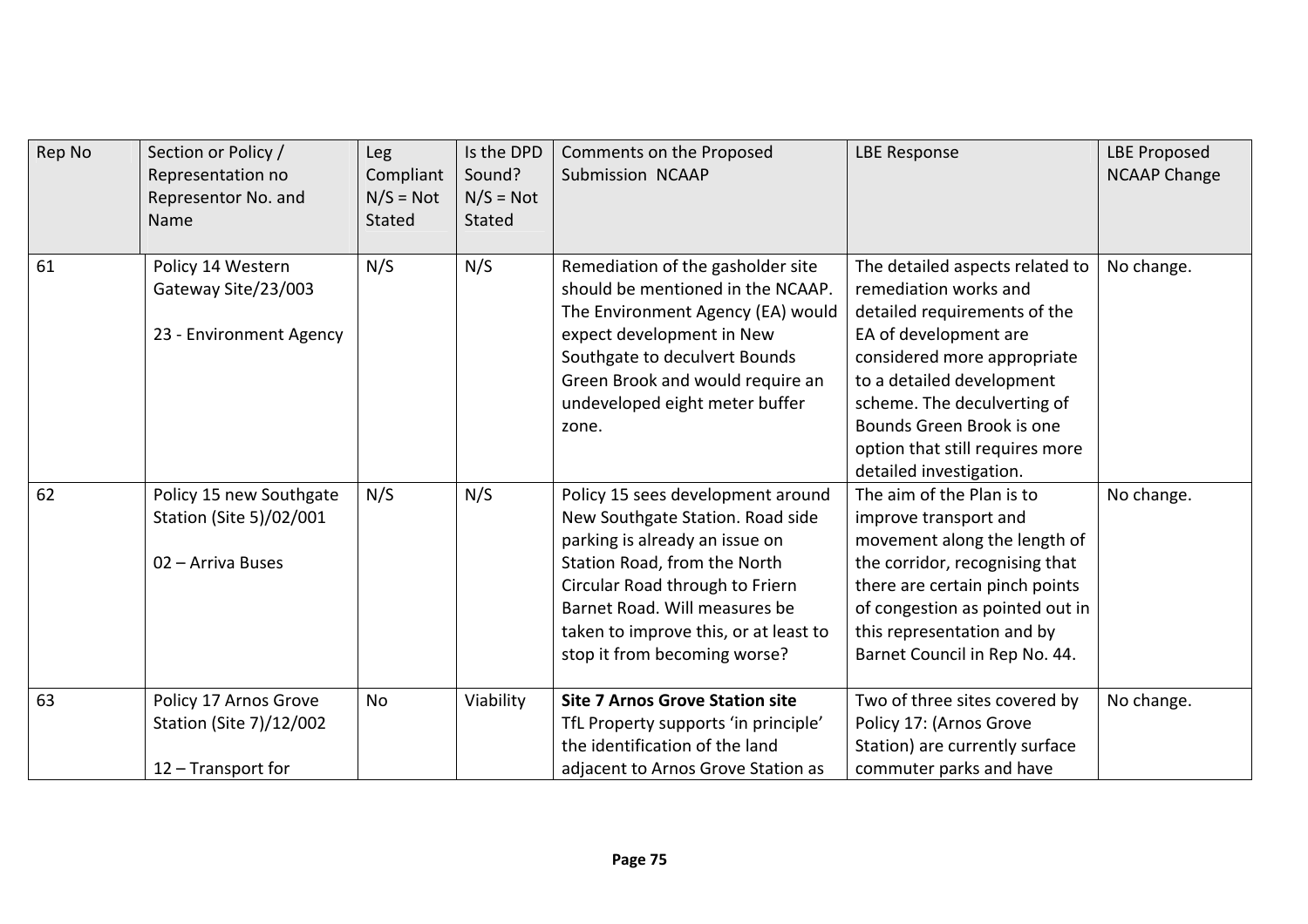| Rep No | Section or Policy / Representation no Representor No. and Name | Leg Compliant N/S = Not Stated | Is the DPD Sound? N/S = Not Stated | Comments on the Proposed Submission NCAAP | LBE Response | LBE Proposed NCAAP Change |
|---|---|---|---|---|---|---|
| 61 | Policy 14 Western Gateway Site/23/003<br><br>23 - Environment Agency | N/S | N/S | Remediation of the gasholder site should be mentioned in the NCAAP. The Environment Agency (EA) would expect development in New Southgate to deculvert Bounds Green Brook and would require an undeveloped eight meter buffer zone. | The detailed aspects related to remediation works and detailed requirements of the EA of development are considered more appropriate to a detailed development scheme. The deculverting of Bounds Green Brook is one option that still requires more detailed investigation. | No change. |
| 62 | Policy 15 new Southgate Station (Site 5)/02/001<br><br>02 – Arriva Buses | N/S | N/S | Policy 15 sees development around New Southgate Station. Road side parking is already an issue on Station Road, from the North Circular Road through to Friern Barnet Road. Will measures be taken to improve this, or at least to stop it from becoming worse? | The aim of the Plan is to improve transport and movement along the length of the corridor, recognising that there are certain pinch points of congestion as pointed out in this representation and by Barnet Council in Rep No. 44. | No change. |
| 63 | Policy 17 Arnos Grove Station (Site 7)/12/002<br><br>12 – Transport for | No | Viability | **Site 7 Arnos Grove Station site**<br>TfL Property supports 'in principle' the identification of the land adjacent to Arnos Grove Station as | Two of three sites covered by Policy 17: (Arnos Grove Station) are currently surface commuter parks and have | No change. |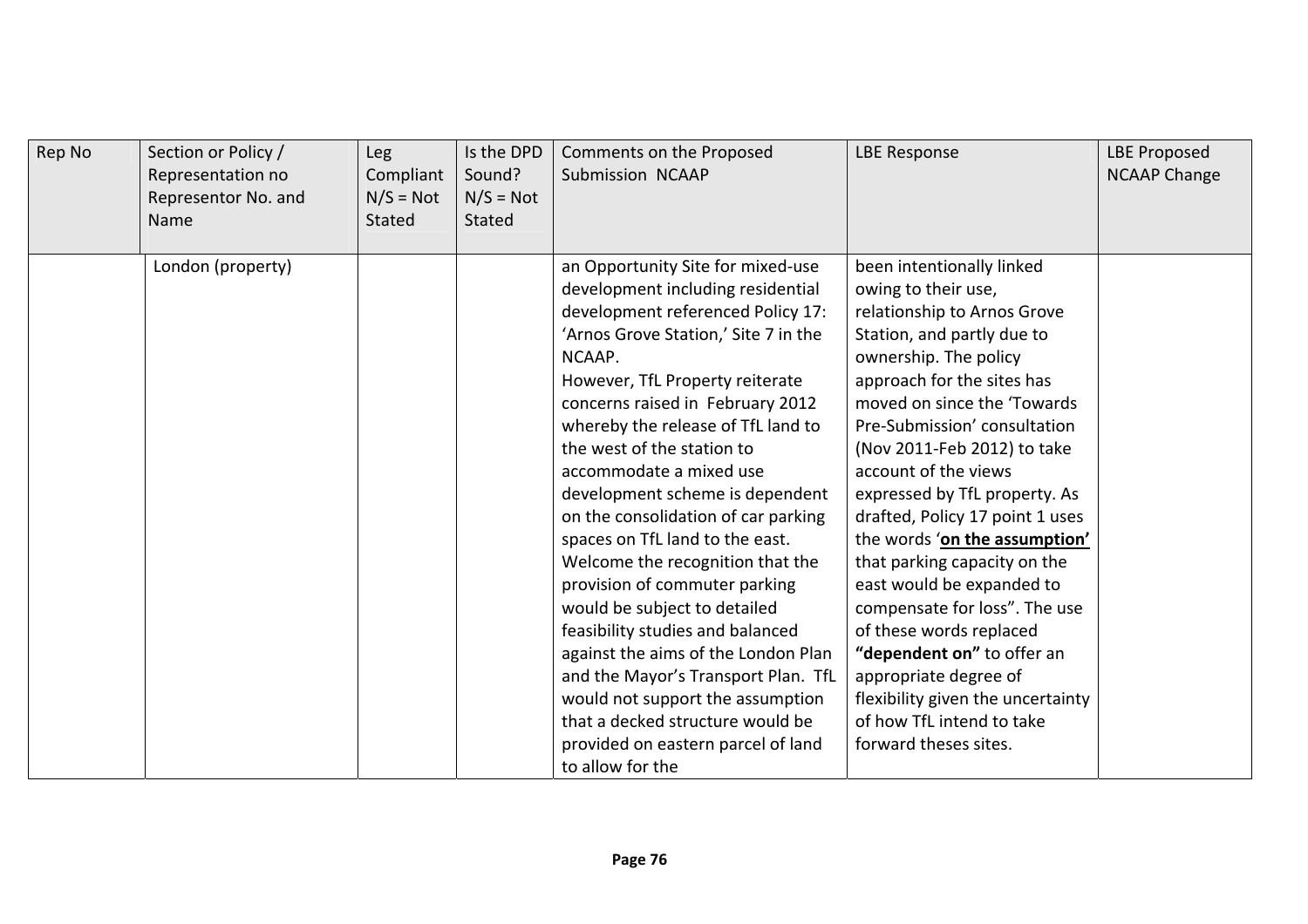| Rep No | Section or Policy / Representation no Representor No. and Name | Leg Compliant N/S = Not Stated | Is the DPD Sound? N/S = Not Stated | Comments on the Proposed Submission NCAAP | LBE Response | LBE Proposed NCAAP Change |
|---|---|---|---|---|---|---|
| | London (property) | | | an Opportunity Site for mixed-use development including residential development referenced Policy 17: 'Arnos Grove Station,' Site 7 in the NCAAP.<br>However, TfL Property reiterate concerns raised in February 2012 whereby the release of TfL land to the west of the station to accommodate a mixed use development scheme is dependent on the consolidation of car parking spaces on TfL land to the east. Welcome the recognition that the provision of commuter parking would be subject to detailed feasibility studies and balanced against the aims of the London Plan and the Mayor's Transport Plan. TfL would not support the assumption that a decked structure would be provided on eastern parcel of land to allow for the | been intentionally linked owing to their use, relationship to Arnos Grove Station, and partly due to ownership. The policy approach for the sites has moved on since the 'Towards Pre-Submission' consultation (Nov 2011-Feb 2012) to take account of the views expressed by TfL property. As drafted, Policy 17 point 1 uses the words '**on the assumption'** that parking capacity on the east would be expanded to compensate for loss". The use of these words replaced **"dependent on"** to offer an appropriate degree of flexibility given the uncertainty of how TfL intend to take forward theses sites. | |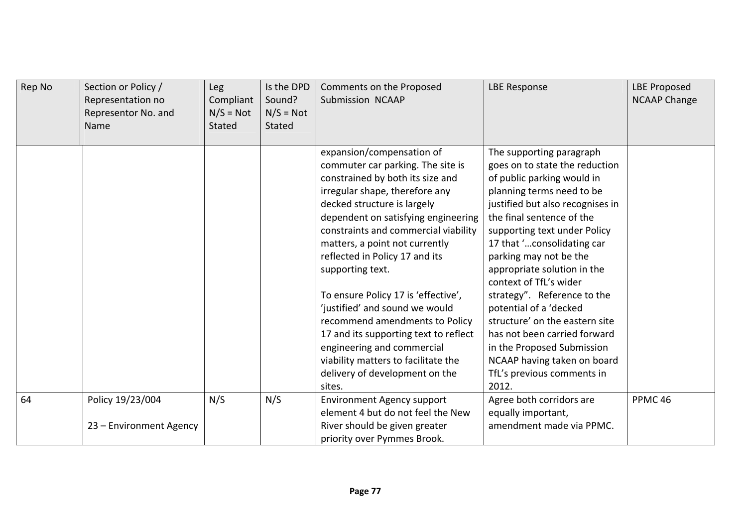| Rep No | Section or Policy / Representation no Representor No. and Name | Leg Compliant N/S = Not Stated | Is the DPD Sound? N/S = Not Stated | Comments on the Proposed Submission NCAAP | LBE Response | LBE Proposed NCAAP Change |
|---|---|---|---|---|---|---|
| | | | | expansion/compensation of commuter car parking. The site is constrained by both its size and irregular shape, therefore any decked structure is largely dependent on satisfying engineering constraints and commercial viability matters, a point not currently reflected in Policy 17 and its supporting text.<br><br>To ensure Policy 17 is 'effective', 'justified' and sound we would recommend amendments to Policy 17 and its supporting text to reflect engineering and commercial viability matters to facilitate the delivery of development on the sites. | The supporting paragraph goes on to state the reduction of public parking would in planning terms need to be justified but also recognises in the final sentence of the supporting text under Policy 17 that '…consolidating car parking may not be the appropriate solution in the context of TfL's wider strategy". Reference to the potential of a 'decked structure' on the eastern site has not been carried forward in the Proposed Submission NCAAP having taken on board TfL's previous comments in 2012. | |
| 64 | Policy 19/23/004<br><br>23 – Environment Agency | N/S | N/S | Environment Agency support element 4 but do not feel the New River should be given greater priority over Pymmes Brook. | Agree both corridors are equally important, amendment made via PPMC. | PPMC 46 |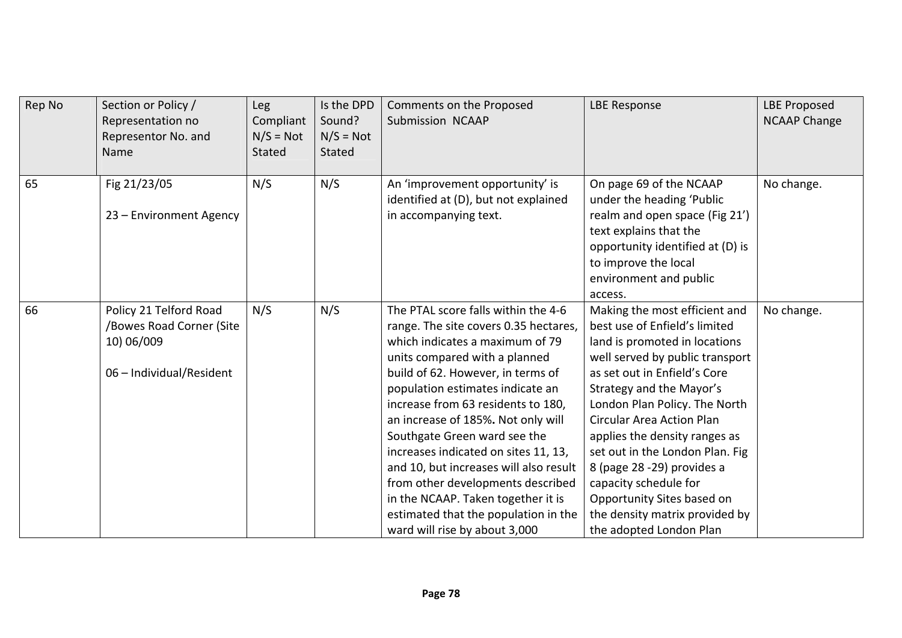| Rep No | Section or Policy / Representation no Representor No. and Name | Leg Compliant N/S = Not Stated | Is the DPD Sound? N/S = Not Stated | Comments on the Proposed Submission NCAAP | LBE Response | LBE Proposed NCAAP Change |
|---|---|---|---|---|---|---|
| 65 | Fig 21/23/05<br><br>23 – Environment Agency | N/S | N/S | An 'improvement opportunity' is identified at (D), but not explained in accompanying text. | On page 69 of the NCAAP under the heading 'Public realm and open space (Fig 21')' text explains that the opportunity identified at (D) is to improve the local environment and public access. | No change. |
| 66 | Policy 21 Telford Road /Bowes Road Corner (Site 10) 06/009<br><br>06 – Individual/Resident | N/S | N/S | The PTAL score falls within the 4-6 range. The site covers 0.35 hectares, which indicates a maximum of 79 units compared with a planned build of 62. However, in terms of population estimates indicate an increase from 63 residents to 180, an increase of 185%**.** Not only will Southgate Green ward see the increases indicated on sites 11, 13, and 10, but increases will also result from other developments described in the NCAAP. Taken together it is estimated that the population in the ward will rise by about 3,000 | Making the most efficient and best use of Enfield's limited land is promoted in locations well served by public transport as set out in Enfield's Core Strategy and the Mayor's London Plan Policy. The North Circular Area Action Plan applies the density ranges as set out in the London Plan. Fig 8 (page 28 -29) provides a capacity schedule for Opportunity Sites based on the density matrix provided by the adopted London Plan | No change. |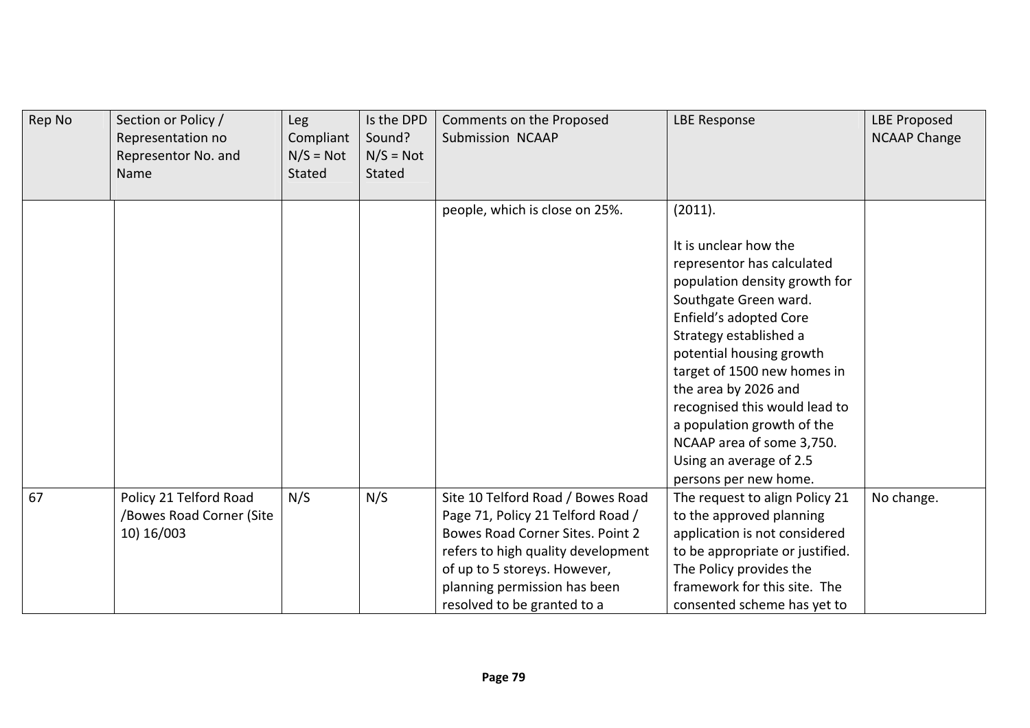| Rep No | Section or Policy / Representation no Representor No. and Name | Leg Compliant N/S = Not Stated | Is the DPD Sound? N/S = Not Stated | Comments on the Proposed Submission NCAAP | LBE Response | LBE Proposed NCAAP Change |
|---|---|---|---|---|---|---|
| | | | | people, which is close on 25%. | (2011).<br><br>It is unclear how the representor has calculated population density growth for Southgate Green ward. Enfield's adopted Core Strategy established a potential housing growth target of 1500 new homes in the area by 2026 and recognised this would lead to a population growth of the NCAAP area of some 3,750. Using an average of 2.5 persons per new home. | |
| 67 | Policy 21 Telford Road /Bowes Road Corner (Site 10) 16/003 | N/S | N/S | Site 10 Telford Road / Bowes Road Page 71, Policy 21 Telford Road / Bowes Road Corner Sites. Point 2 refers to high quality development of up to 5 storeys. However, planning permission has been resolved to be granted to a | The request to align Policy 21 to the approved planning application is not considered to be appropriate or justified. The Policy provides the framework for this site. The consented scheme has yet to | No change. |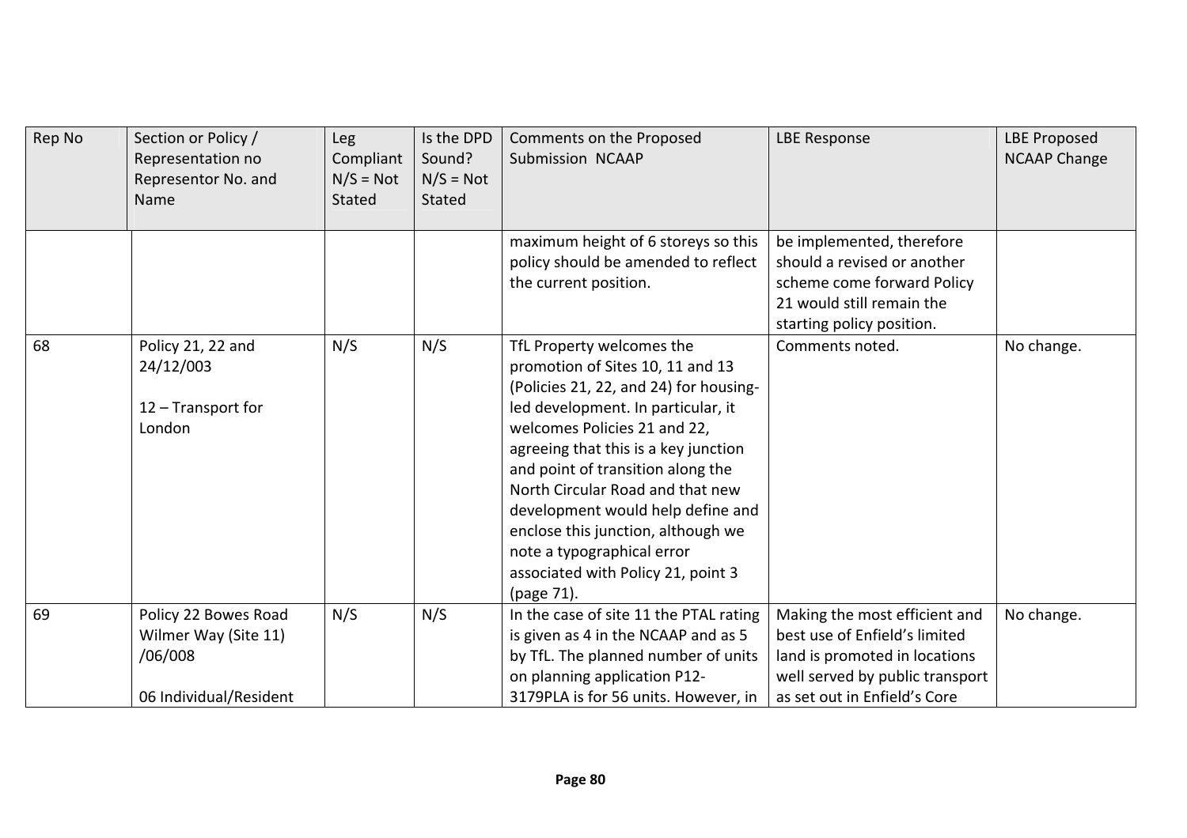| Rep No | Section or Policy / Representation no Representor No. and Name | Leg Compliant N/S = Not Stated | Is the DPD Sound? N/S = Not Stated | Comments on the Proposed Submission NCAAP | LBE Response | LBE Proposed NCAAP Change |
|---|---|---|---|---|---|---|
| | | | | maximum height of 6 storeys so this policy should be amended to reflect the current position. | be implemented, therefore should a revised or another scheme come forward Policy 21 would still remain the starting policy position. | |
| 68 | Policy 21, 22 and 24/12/003<br><br>12 – Transport for London | N/S | N/S | TfL Property welcomes the promotion of Sites 10, 11 and 13 (Policies 21, 22, and 24) for housing-led development. In particular, it welcomes Policies 21 and 22, agreeing that this is a key junction and point of transition along the North Circular Road and that new development would help define and enclose this junction, although we note a typographical error associated with Policy 21, point 3 (page 71). | Comments noted. | No change. |
| 69 | Policy 22 Bowes Road Wilmer Way (Site 11) /06/008<br><br>06 Individual/Resident | N/S | N/S | In the case of site 11 the PTAL rating is given as 4 in the NCAAP and as 5 by TfL. The planned number of units on planning application P12-3179PLA is for 56 units. However, in | Making the most efficient and best use of Enfield's limited land is promoted in locations well served by public transport as set out in Enfield's Core | No change. |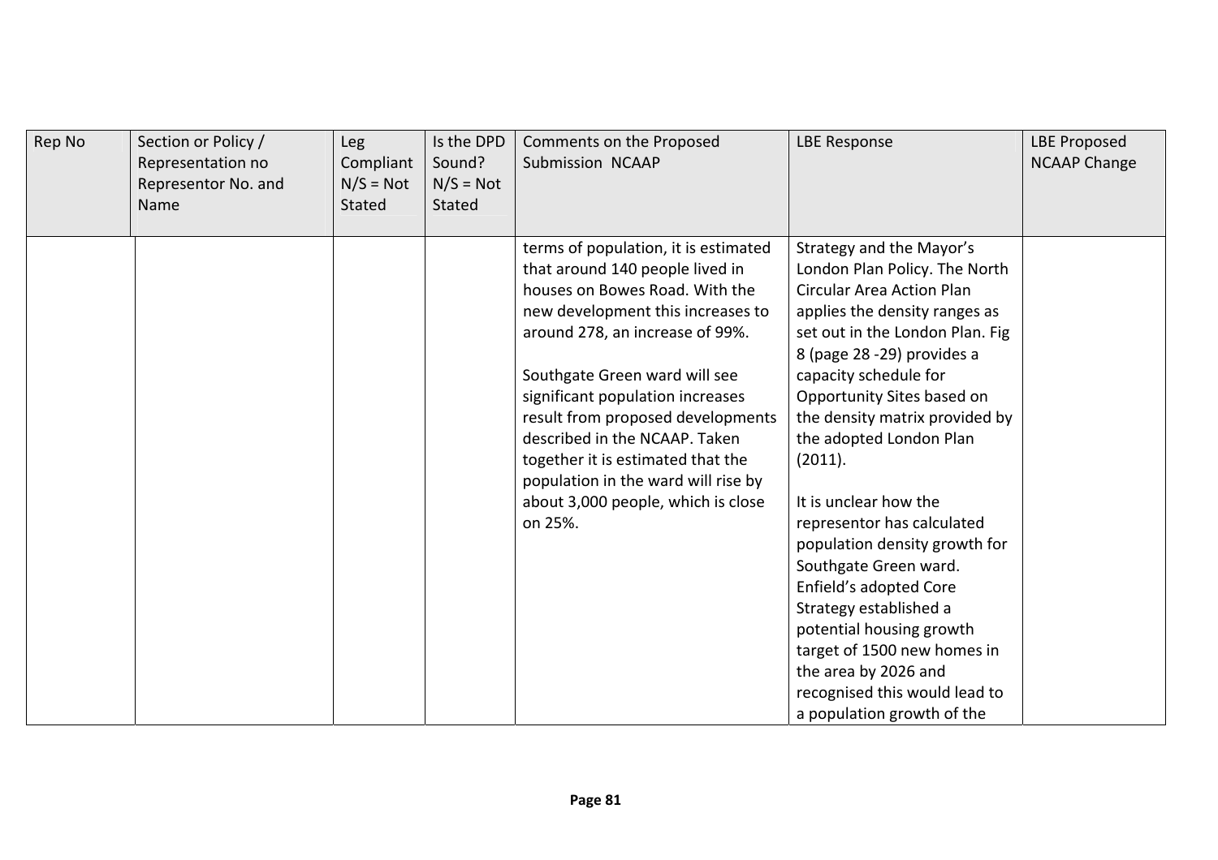| Rep No | Section or Policy / Representation no Representor No. and Name | Leg Compliant N/S = Not Stated | Is the DPD Sound? N/S = Not Stated | Comments on the Proposed Submission NCAAP | LBE Response | LBE Proposed NCAAP Change |
|---|---|---|---|---|---|---|
| | | | | terms of population, it is estimated that around 140 people lived in houses on Bowes Road. With the new development this increases to around 278, an increase of 99%.<br><br>Southgate Green ward will see significant population increases result from proposed developments described in the NCAAP. Taken together it is estimated that the population in the ward will rise by about 3,000 people, which is close on 25%. | Strategy and the Mayor's London Plan Policy. The North Circular Area Action Plan applies the density ranges as set out in the London Plan. Fig 8 (page 28 -29) provides a capacity schedule for Opportunity Sites based on the density matrix provided by the adopted London Plan (2011).<br><br>It is unclear how the representor has calculated population density growth for Southgate Green ward. Enfield's adopted Core Strategy established a potential housing growth target of 1500 new homes in the area by 2026 and recognised this would lead to a population growth of the | |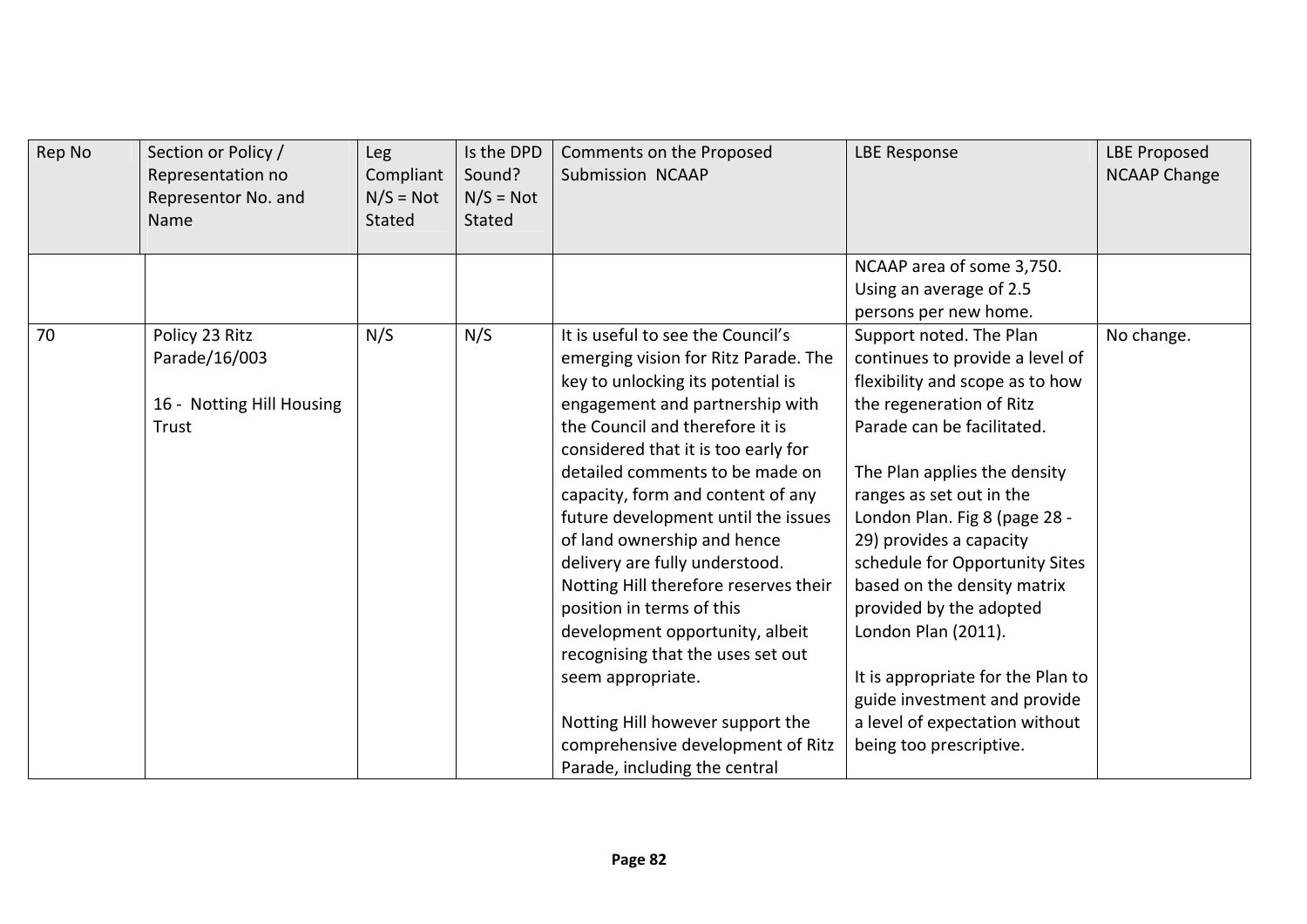| Rep No | Section or Policy / Representation no Representor No. and Name | Leg Compliant N/S = Not Stated | Is the DPD Sound? N/S = Not Stated | Comments on the Proposed Submission NCAAP | LBE Response | LBE Proposed NCAAP Change |
|---|---|---|---|---|---|---|
| | | | | | NCAAP area of some 3,750. Using an average of 2.5 persons per new home. | |
| 70 | Policy 23 Ritz Parade/16/003<br><br>16 - Notting Hill Housing Trust | N/S | N/S | It is useful to see the Council's emerging vision for Ritz Parade. The key to unlocking its potential is engagement and partnership with the Council and therefore it is considered that it is too early for detailed comments to be made on capacity, form and content of any future development until the issues of land ownership and hence delivery are fully understood. Notting Hill therefore reserves their position in terms of this development opportunity, albeit recognising that the uses set out seem appropriate.<br><br>Notting Hill however support the comprehensive development of Ritz Parade, including the central | Support noted. The Plan continues to provide a level of flexibility and scope as to how the regeneration of Ritz Parade can be facilitated.<br><br>The Plan applies the density ranges as set out in the London Plan. Fig 8 (page 28 - 29) provides a capacity schedule for Opportunity Sites based on the density matrix provided by the adopted London Plan (2011).<br><br>It is appropriate for the Plan to guide investment and provide a level of expectation without being too prescriptive. | No change. |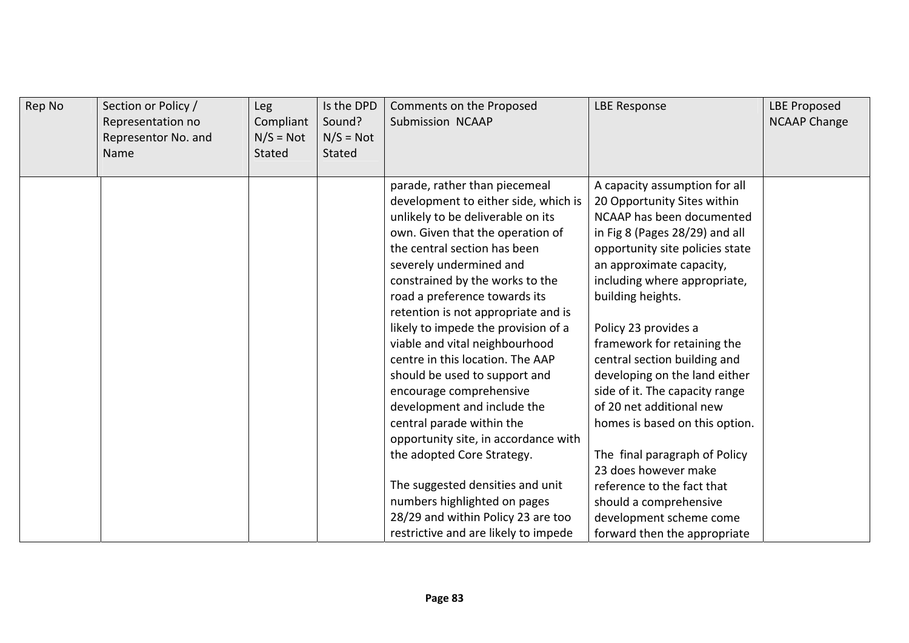| Rep No | Section or Policy / Representation no Representor No. and Name | Leg Compliant N/S = Not Stated | Is the DPD Sound? N/S = Not Stated | Comments on the Proposed Submission NCAAP | LBE Response | LBE Proposed NCAAP Change |
|---|---|---|---|---|---|---|
| | | | | parade, rather than piecemeal development to either side, which is unlikely to be deliverable on its own. Given that the operation of the central section has been severely undermined and constrained by the works to the road a preference towards its retention is not appropriate and is likely to impede the provision of a viable and vital neighbourhood centre in this location. The AAP should be used to support and encourage comprehensive development and include the central parade within the opportunity site, in accordance with the adopted Core Strategy.<br><br>The suggested densities and unit numbers highlighted on pages 28/29 and within Policy 23 are too restrictive and are likely to impede | A capacity assumption for all 20 Opportunity Sites within NCAAP has been documented in Fig 8 (Pages 28/29) and all opportunity site policies state an approximate capacity, including where appropriate, building heights.<br><br>Policy 23 provides a framework for retaining the central section building and developing on the land either side of it. The capacity range of 20 net additional new homes is based on this option.<br><br>The final paragraph of Policy 23 does however make reference to the fact that should a comprehensive development scheme come forward then the appropriate | |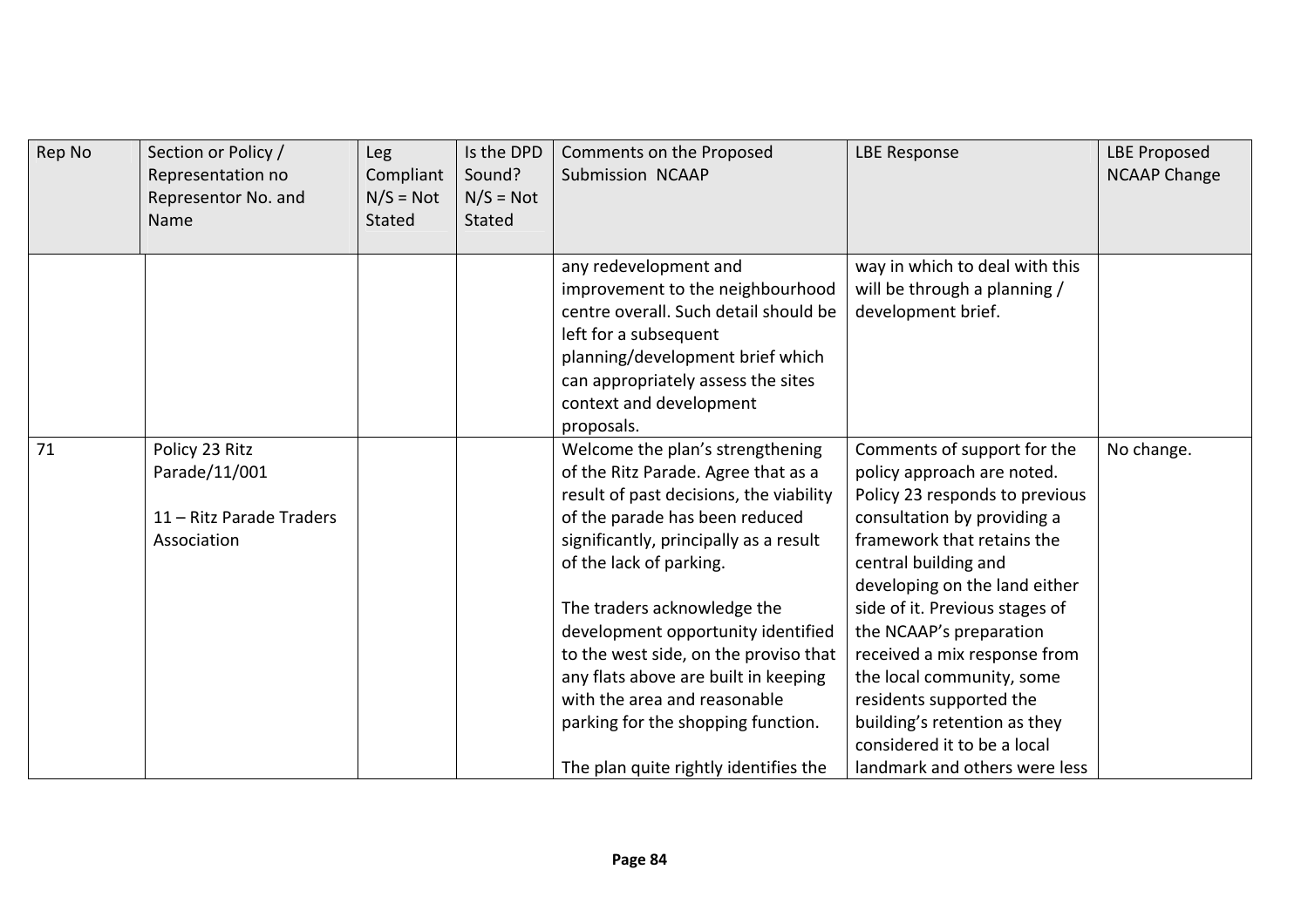| Rep No | Section or Policy / Representation no Representor No. and Name | Leg Compliant N/S = Not Stated | Is the DPD Sound? N/S = Not Stated | Comments on the Proposed Submission NCAAP | LBE Response | LBE Proposed NCAAP Change |
|---|---|---|---|---|---|---|
| | | | | any redevelopment and improvement to the neighbourhood centre overall. Such detail should be left for a subsequent planning/development brief which can appropriately assess the sites context and development proposals. | way in which to deal with this will be through a planning / development brief. | |
| 71 | Policy 23 Ritz Parade/11/001<br><br>11 – Ritz Parade Traders Association | | | Welcome the plan's strengthening of the Ritz Parade. Agree that as a result of past decisions, the viability of the parade has been reduced significantly, principally as a result of the lack of parking.<br><br>The traders acknowledge the development opportunity identified to the west side, on the proviso that any flats above are built in keeping with the area and reasonable parking for the shopping function.<br><br>The plan quite rightly identifies the | Comments of support for the policy approach are noted. Policy 23 responds to previous consultation by providing a framework that retains the central building and developing on the land either side of it. Previous stages of the NCAAP's preparation received a mix response from the local community, some residents supported the building's retention as they considered it to be a local landmark and others were less | No change. |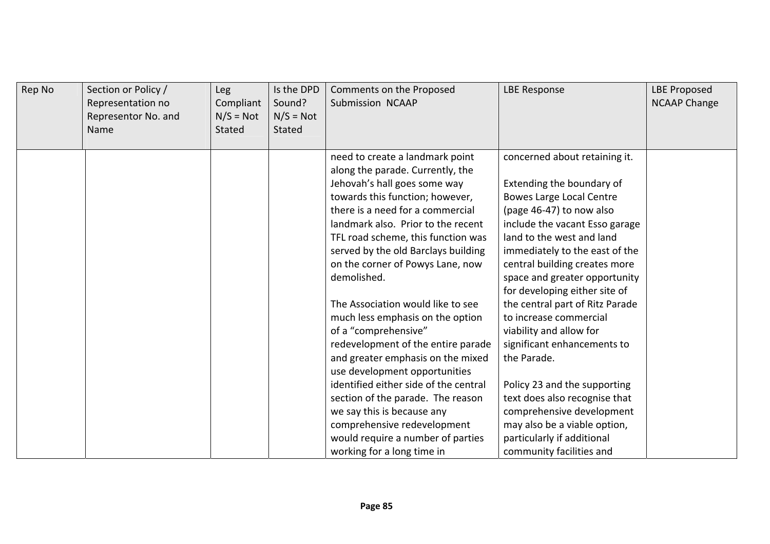| Rep No | Section or Policy / Representation no Representor No. and Name | Leg Compliant N/S = Not Stated | Is the DPD Sound? N/S = Not Stated | Comments on the Proposed Submission NCAAP | LBE Response | LBE Proposed NCAAP Change |
|---|---|---|---|---|---|---|
| | | | | need to create a landmark point along the parade. Currently, the Jehovah's hall goes some way towards this function; however, there is a need for a commercial landmark also. Prior to the recent TFL road scheme, this function was served by the old Barclays building on the corner of Powys Lane, now demolished.<br><br>The Association would like to see much less emphasis on the option of a "comprehensive" redevelopment of the entire parade and greater emphasis on the mixed use development opportunities identified either side of the central section of the parade. The reason we say this is because any comprehensive redevelopment would require a number of parties working for a long time in | concerned about retaining it.<br><br>Extending the boundary of Bowes Large Local Centre (page 46-47) to now also include the vacant Esso garage land to the west and land immediately to the east of the central building creates more space and greater opportunity for developing either site of the central part of Ritz Parade to increase commercial viability and allow for significant enhancements to the Parade.<br><br>Policy 23 and the supporting text does also recognise that comprehensive development may also be a viable option, particularly if additional community facilities and | |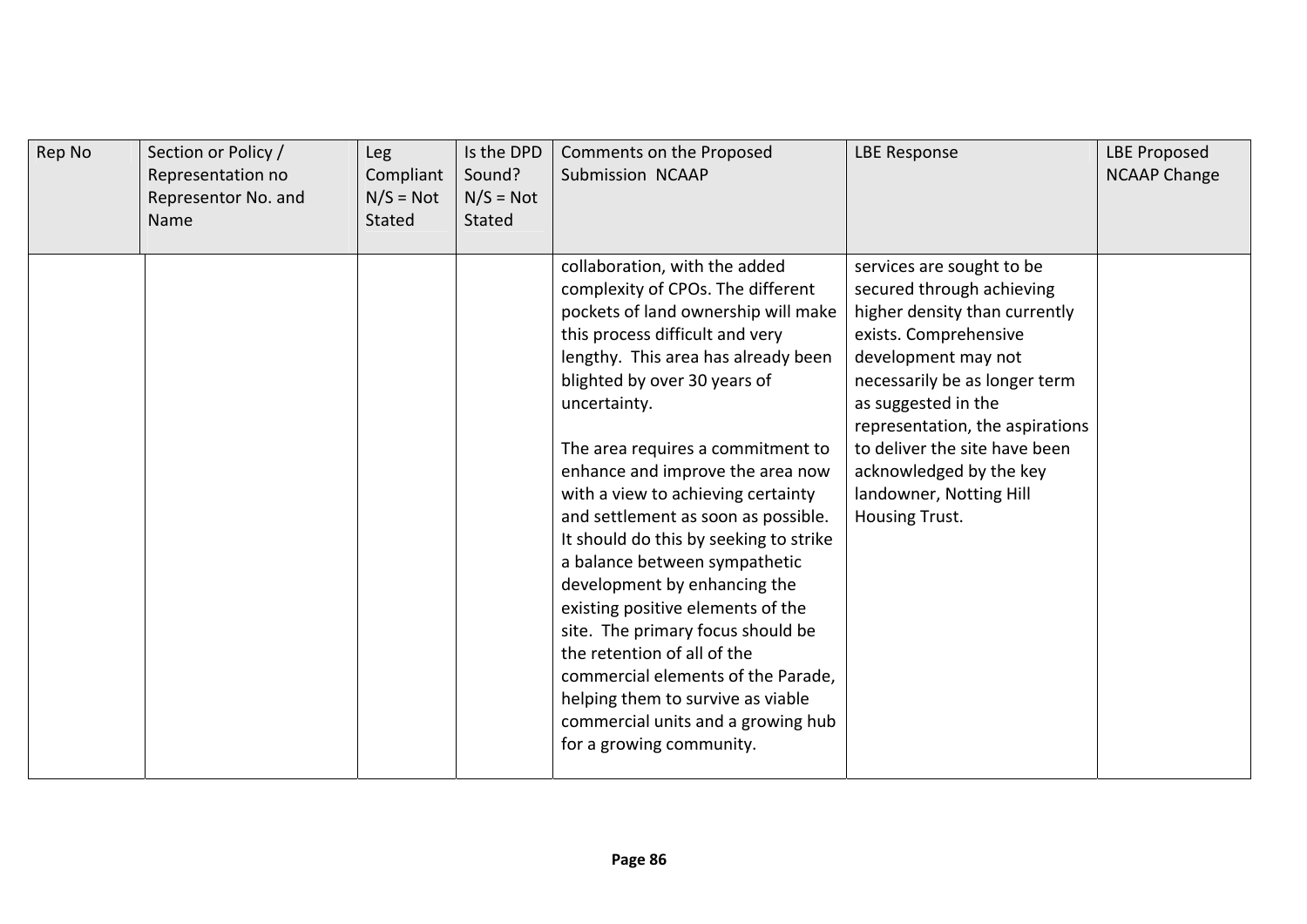| Rep No | Section or Policy / Representation no Representor No. and Name | Leg Compliant N/S = Not Stated | Is the DPD Sound? N/S = Not Stated | Comments on the Proposed Submission NCAAP | LBE Response | LBE Proposed NCAAP Change |
|---|---|---|---|---|---|---|
| | | | | collaboration, with the added complexity of CPOs. The different pockets of land ownership will make this process difficult and very lengthy. This area has already been blighted by over 30 years of uncertainty.<br><br>The area requires a commitment to enhance and improve the area now with a view to achieving certainty and settlement as soon as possible. It should do this by seeking to strike a balance between sympathetic development by enhancing the existing positive elements of the site. The primary focus should be the retention of all of the commercial elements of the Parade, helping them to survive as viable commercial units and a growing hub for a growing community. | services are sought to be secured through achieving higher density than currently exists. Comprehensive development may not necessarily be as longer term as suggested in the representation, the aspirations to deliver the site have been acknowledged by the key landowner, Notting Hill Housing Trust. | |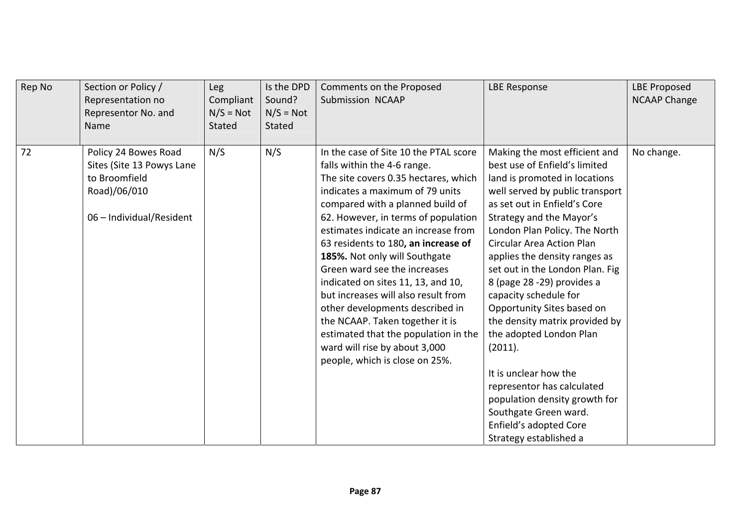| Rep No | Section or Policy / Representation no Representor No. and Name | Leg Compliant N/S = Not Stated | Is the DPD Sound? N/S = Not Stated | Comments on the Proposed Submission NCAAP | LBE Response | LBE Proposed NCAAP Change |
|---|---|---|---|---|---|---|
| 72 | Policy 24 Bowes Road Sites (Site 13 Powys Lane to Broomfield Road)/06/010<br><br>06 – Individual/Resident | N/S | N/S | In the case of Site 10 the PTAL score falls within the 4-6 range.<br>The site covers 0.35 hectares, which indicates a maximum of 79 units compared with a planned build of 62. However, in terms of population estimates indicate an increase from 63 residents to 180**, an increase of 185%.** Not only will Southgate Green ward see the increases indicated on sites 11, 13, and 10, but increases will also result from other developments described in the NCAAP. Taken together it is estimated that the population in the ward will rise by about 3,000 people, which is close on 25%. | Making the most efficient and best use of Enfield's limited land is promoted in locations well served by public transport as set out in Enfield's Core Strategy and the Mayor's London Plan Policy. The North Circular Area Action Plan applies the density ranges as set out in the London Plan. Fig 8 (page 28 -29) provides a capacity schedule for Opportunity Sites based on the density matrix provided by the adopted London Plan (2011).<br><br>It is unclear how the representor has calculated population density growth for Southgate Green ward. Enfield's adopted Core Strategy established a | No change. |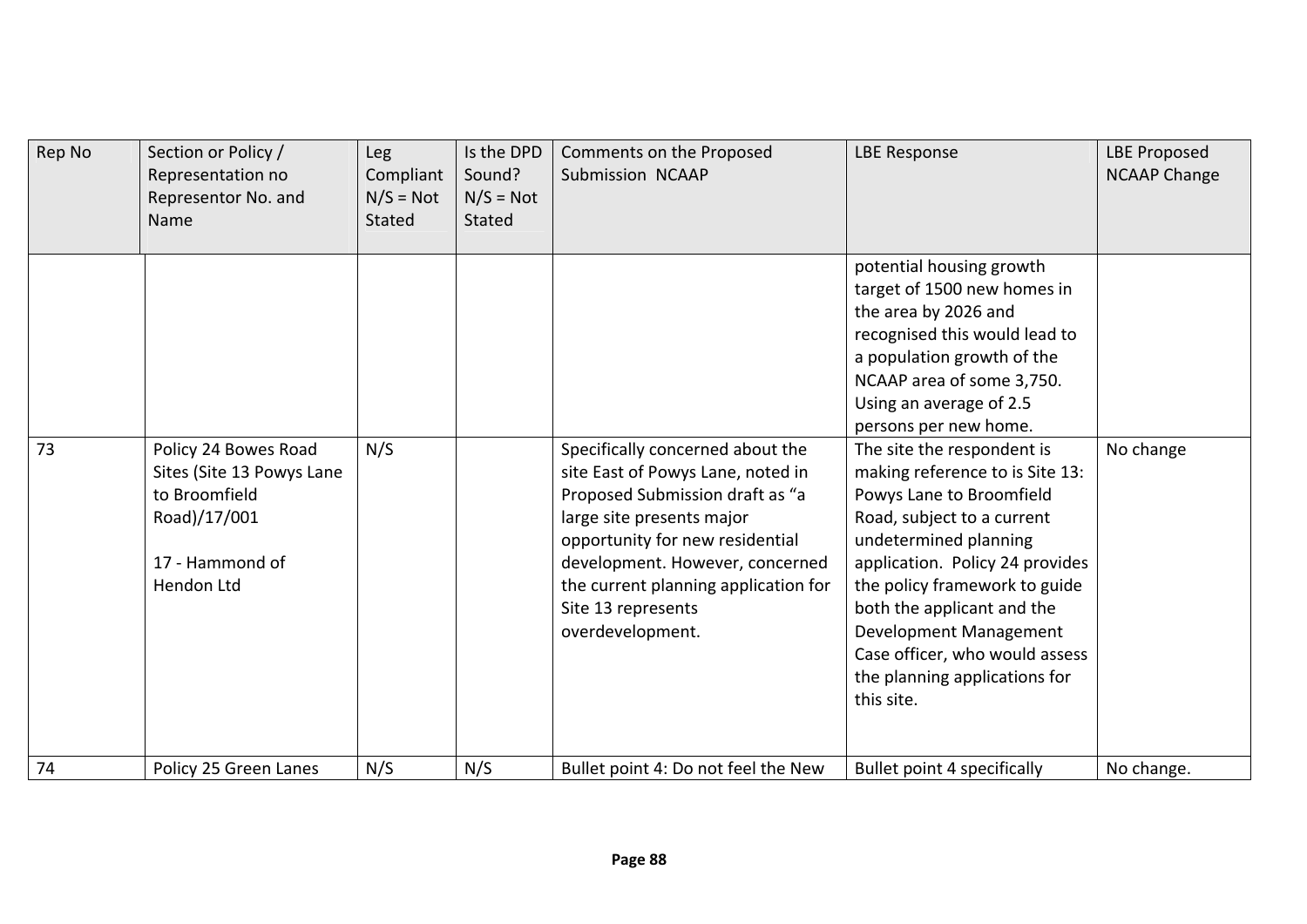| Rep No | Section or Policy / Representation no Representor No. and Name | Leg Compliant N/S = Not Stated | Is the DPD Sound? N/S = Not Stated | Comments on the Proposed Submission NCAAP | LBE Response | LBE Proposed NCAAP Change |
|---|---|---|---|---|---|---|
| | | | | | potential housing growth target of 1500 new homes in the area by 2026 and recognised this would lead to a population growth of the NCAAP area of some 3,750. Using an average of 2.5 persons per new home. | |
| 73 | Policy 24 Bowes Road Sites (Site 13 Powys Lane to Broomfield Road)/17/001<br><br>17 - Hammond of Hendon Ltd | N/S | | Specifically concerned about the site East of Powys Lane, noted in Proposed Submission draft as "a large site presents major opportunity for new residential development. However, concerned the current planning application for Site 13 represents overdevelopment. | The site the respondent is making reference to is Site 13: Powys Lane to Broomfield Road, subject to a current undetermined planning application. Policy 24 provides the policy framework to guide both the applicant and the Development Management Case officer, who would assess the planning applications for this site. | No change |
| 74 | Policy 25 Green Lanes | N/S | N/S | Bullet point 4: Do not feel the New | Bullet point 4 specifically | No change. |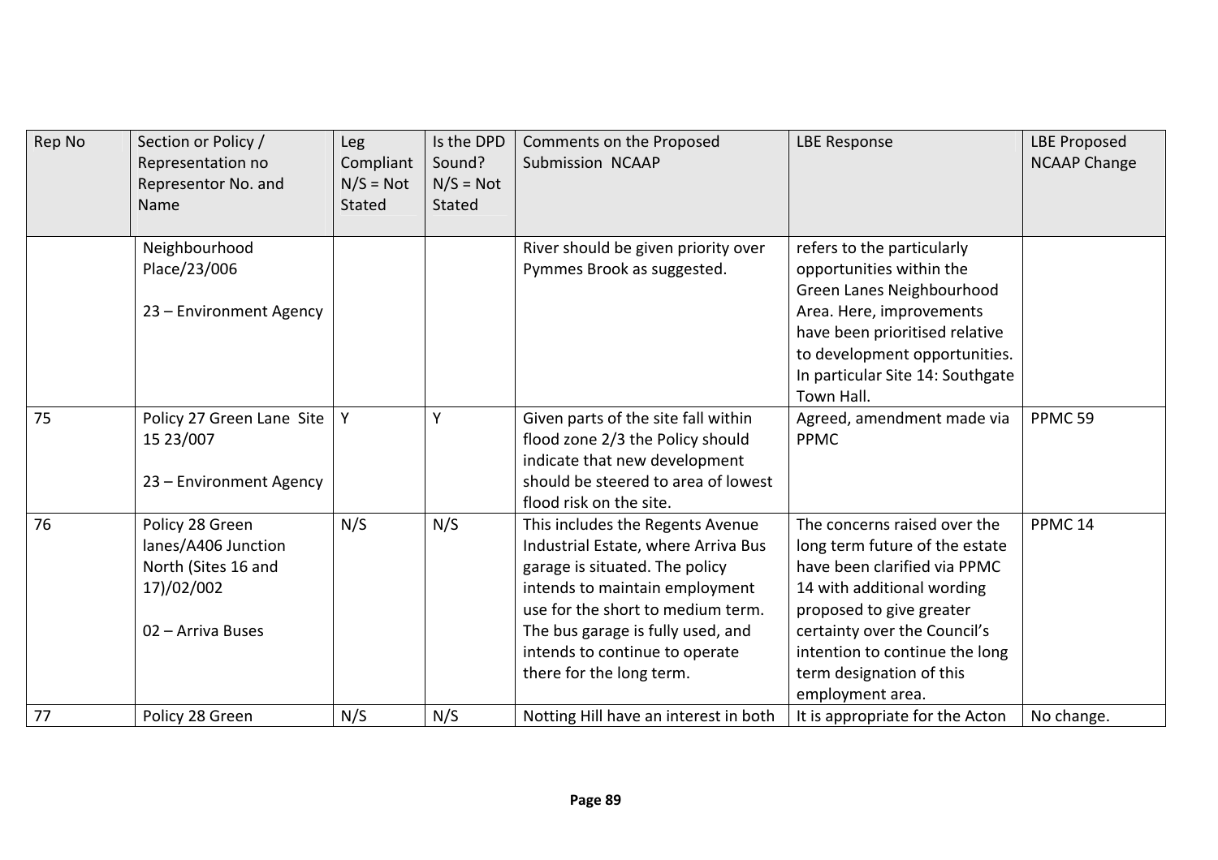| Rep No | Section or Policy / Representation no Representor No. and Name | Leg Compliant N/S = Not Stated | Is the DPD Sound? N/S = Not Stated | Comments on the Proposed Submission NCAAP | LBE Response | LBE Proposed NCAAP Change |
|---|---|---|---|---|---|---|
| | Neighbourhood Place/23/006<br><br>23 – Environment Agency | | | River should be given priority over Pymmes Brook as suggested. | refers to the particularly opportunities within the Green Lanes Neighbourhood Area. Here, improvements have been prioritised relative to development opportunities. In particular Site 14: Southgate Town Hall. | |
| 75 | Policy 27 Green Lane Site 15 23/007<br><br>23 – Environment Agency | Y | Y | Given parts of the site fall within flood zone 2/3 the Policy should indicate that new development should be steered to area of lowest flood risk on the site. | Agreed, amendment made via PPMC | PPMC 59 |
| 76 | Policy 28 Green lanes/A406 Junction North (Sites 16 and 17)/02/002<br><br>02 – Arriva Buses | N/S | N/S | This includes the Regents Avenue Industrial Estate, where Arriva Bus garage is situated. The policy intends to maintain employment use for the short to medium term. The bus garage is fully used, and intends to continue to operate there for the long term. | The concerns raised over the long term future of the estate have been clarified via PPMC 14 with additional wording proposed to give greater certainty over the Council's intention to continue the long term designation of this employment area. | PPMC 14 |
| 77 | Policy 28 Green | N/S | N/S | Notting Hill have an interest in both | It is appropriate for the Acton | No change. |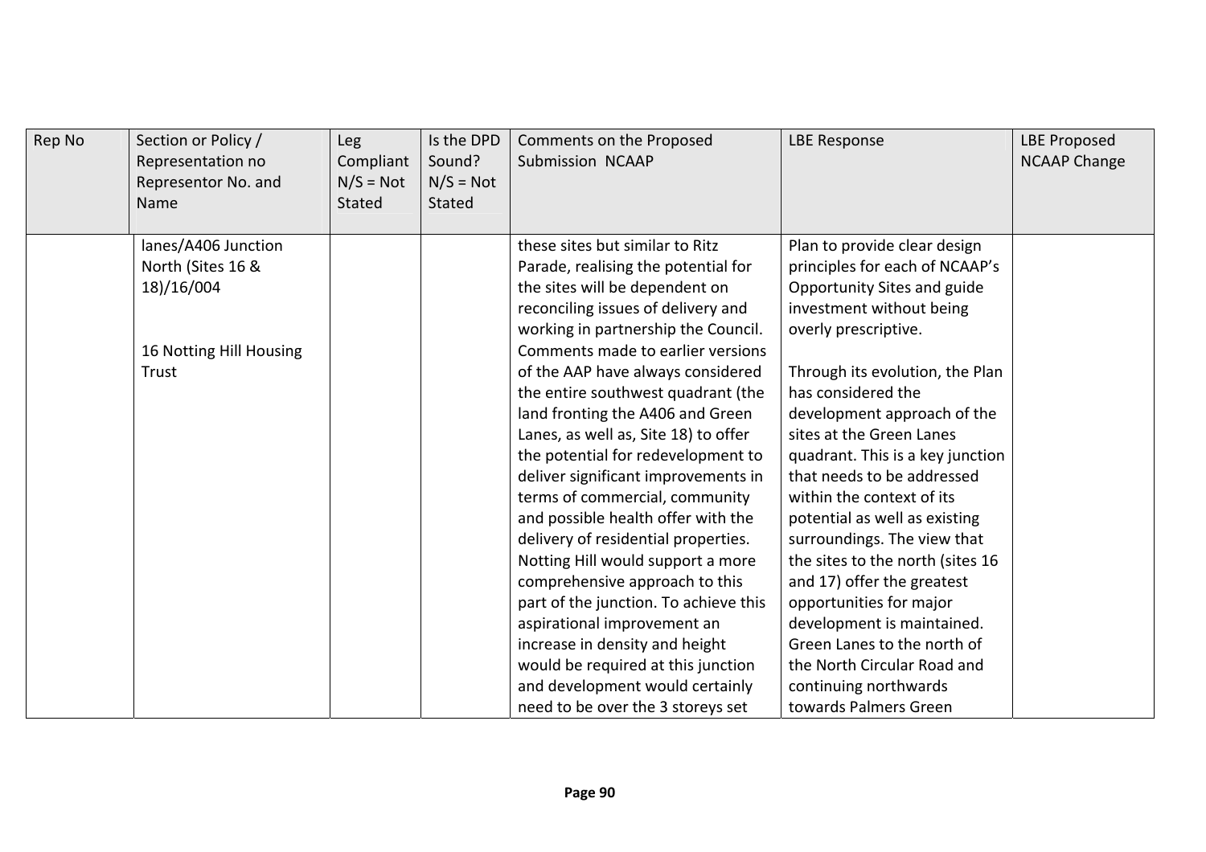| Rep No | Section or Policy / Representation no Representor No. and Name | Leg Compliant N/S = Not Stated | Is the DPD Sound? N/S = Not Stated | Comments on the Proposed Submission NCAAP | LBE Response | LBE Proposed NCAAP Change |
|---|---|---|---|---|---|---|
| | lanes/A406 Junction North (Sites 16 & 18)/16/004<br><br>16 Notting Hill Housing Trust | | | these sites but similar to Ritz Parade, realising the potential for the sites will be dependent on reconciling issues of delivery and working in partnership the Council. Comments made to earlier versions of the AAP have always considered the entire southwest quadrant (the land fronting the A406 and Green Lanes, as well as, Site 18) to offer the potential for redevelopment to deliver significant improvements in terms of commercial, community and possible health offer with the delivery of residential properties. Notting Hill would support a more comprehensive approach to this part of the junction. To achieve this aspirational improvement an increase in density and height would be required at this junction and development would certainly need to be over the 3 storeys set | Plan to provide clear design principles for each of NCAAP's Opportunity Sites and guide investment without being overly prescriptive.<br><br>Through its evolution, the Plan has considered the development approach of the sites at the Green Lanes quadrant. This is a key junction that needs to be addressed within the context of its potential as well as existing surroundings. The view that the sites to the north (sites 16 and 17) offer the greatest opportunities for major development is maintained. Green Lanes to the north of the North Circular Road and continuing northwards towards Palmers Green | |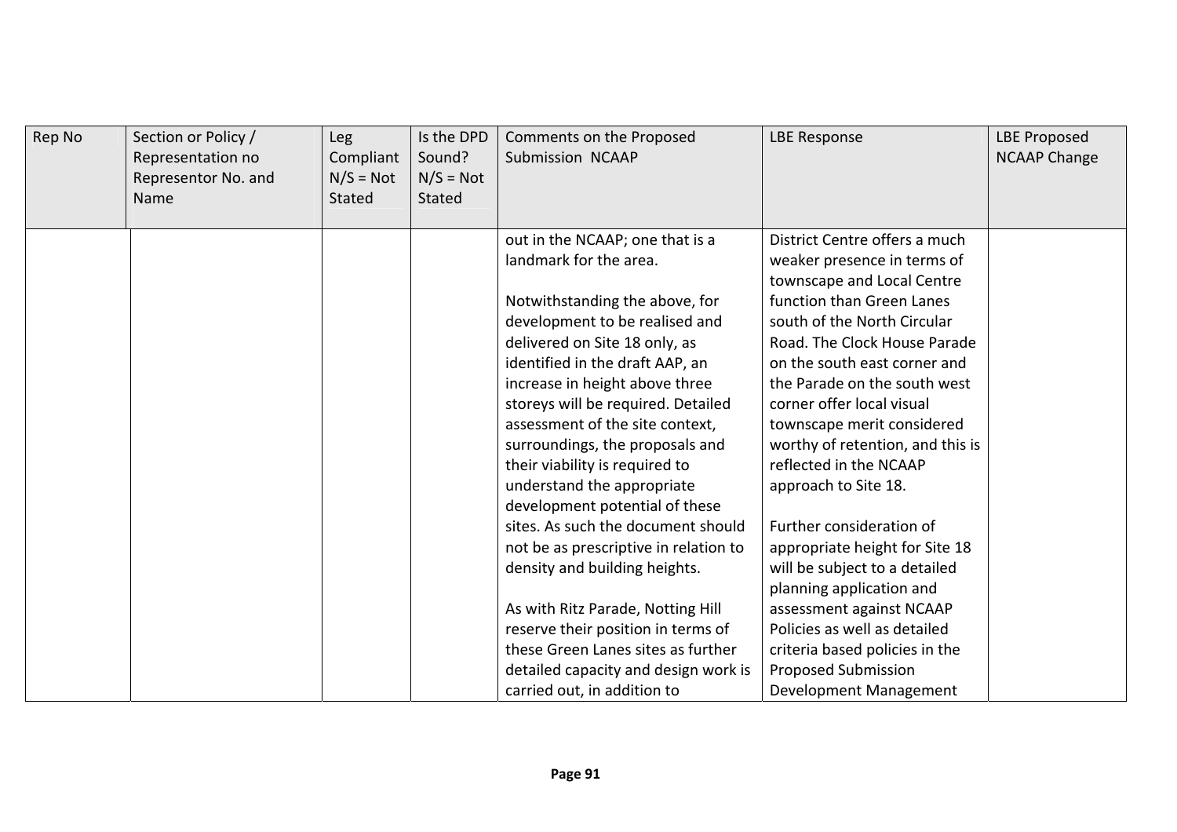| Rep No | Section or Policy / Representation no Representor No. and Name | Leg Compliant N/S = Not Stated | Is the DPD Sound? N/S = Not Stated | Comments on the Proposed Submission NCAAP | LBE Response | LBE Proposed NCAAP Change |
|---|---|---|---|---|---|---|
| | | | | out in the NCAAP; one that is a landmark for the area.<br><br>Notwithstanding the above, for development to be realised and delivered on Site 18 only, as identified in the draft AAP, an increase in height above three storeys will be required. Detailed assessment of the site context, surroundings, the proposals and their viability is required to understand the appropriate development potential of these sites. As such the document should not be as prescriptive in relation to density and building heights.<br><br>As with Ritz Parade, Notting Hill reserve their position in terms of these Green Lanes sites as further detailed capacity and design work is carried out, in addition to | District Centre offers a much weaker presence in terms of townscape and Local Centre function than Green Lanes south of the North Circular Road. The Clock House Parade on the south east corner and the Parade on the south west corner offer local visual townscape merit considered worthy of retention, and this is reflected in the NCAAP approach to Site 18.<br><br>Further consideration of appropriate height for Site 18 will be subject to a detailed planning application and assessment against NCAAP Policies as well as detailed criteria based policies in the Proposed Submission Development Management | |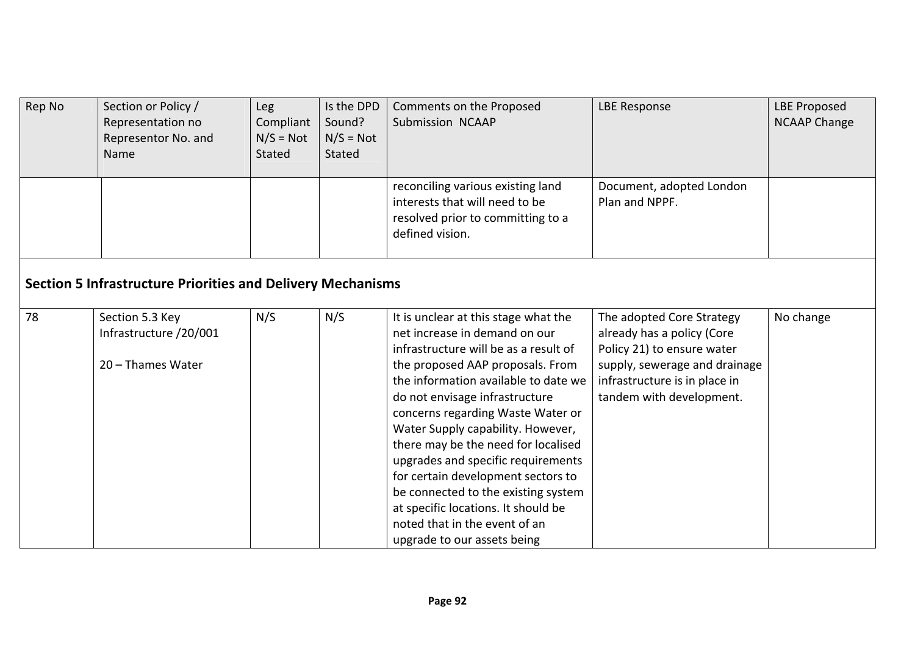| Rep No | Section or Policy / Representation no Representor No. and Name | Leg Compliant N/S = Not Stated | Is the DPD Sound? N/S = Not Stated | Comments on the Proposed Submission NCAAP | LBE Response | LBE Proposed NCAAP Change |
|---|---|---|---|---|---|---|
| | | | | reconciling various existing land interests that will need to be resolved prior to committing to a defined vision. | Document, adopted London Plan and NPPF. | |
| **Section 5 Infrastructure Priorities and Delivery Mechanisms** | | | | | | |
| 78 | Section 5.3 Key Infrastructure /20/001<br><br>20 – Thames Water | N/S | N/S | It is unclear at this stage what the net increase in demand on our infrastructure will be as a result of the proposed AAP proposals. From the information available to date we do not envisage infrastructure concerns regarding Waste Water or Water Supply capability. However, there may be the need for localised upgrades and specific requirements for certain development sectors to be connected to the existing system at specific locations. It should be noted that in the event of an upgrade to our assets being | The adopted Core Strategy already has a policy (Core Policy 21) to ensure water supply, sewerage and drainage infrastructure is in place in tandem with development. | No change |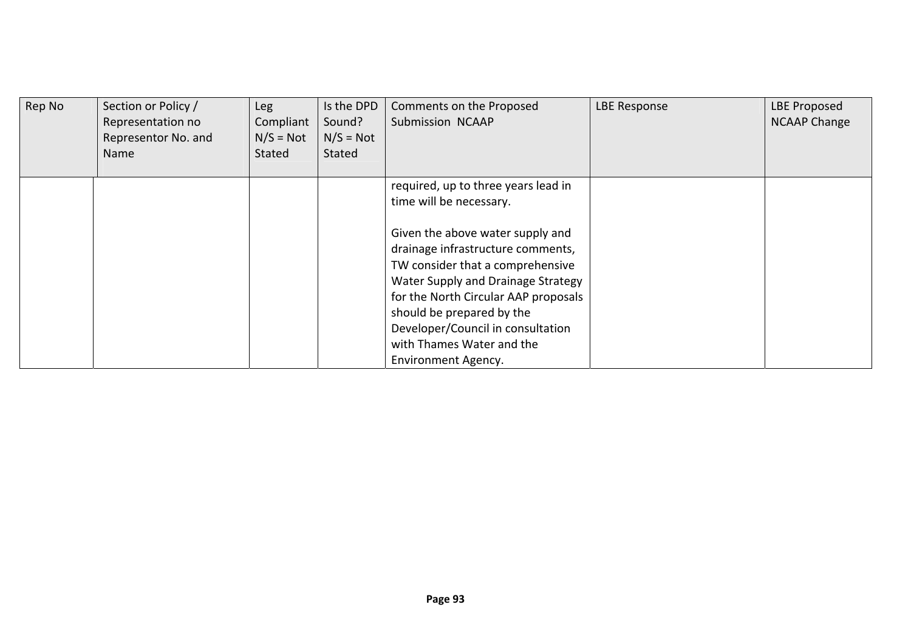| Rep No | Section or Policy / Representation no Representor No. and Name | Leg Compliant N/S = Not Stated | Is the DPD Sound? N/S = Not Stated | Comments on the Proposed Submission NCAAP | LBE Response | LBE Proposed NCAAP Change |
|---|---|---|---|---|---|---|
| | | | | required, up to three years lead in time will be necessary.<br><br>Given the above water supply and drainage infrastructure comments, TW consider that a comprehensive Water Supply and Drainage Strategy for the North Circular AAP proposals should be prepared by the Developer/Council in consultation with Thames Water and the Environment Agency. | | |